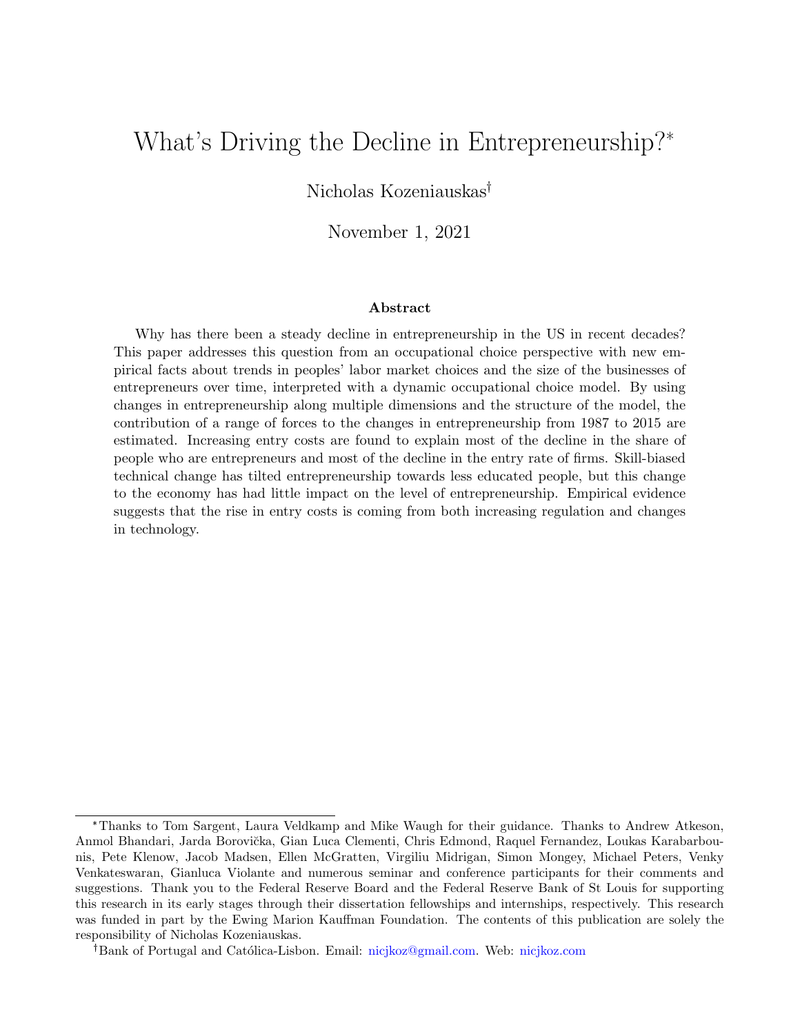# What's Driving the Decline in Entrepreneurship?[*]

Nicholas Kozeniauskas[†]

November 1, 2021

### Abstract

Why has there been a steady decline in entrepreneurship in the US in recent decades? This paper addresses this question from an occupational choice perspective with new empirical facts about trends in peoples' labor market choices and the size of the businesses of entrepreneurs over time, interpreted with a dynamic occupational choice model. By using changes in entrepreneurship along multiple dimensions and the structure of the model, the contribution of a range of forces to the changes in entrepreneurship from 1987 to 2015 are estimated. Increasing entry costs are found to explain most of the decline in the share of people who are entrepreneurs and most of the decline in the entry rate of firms. Skill-biased technical change has tilted entrepreneurship towards less educated people, but this change to the economy has had little impact on the level of entrepreneurship. Empirical evidence suggests that the rise in entry costs is coming from both increasing regulation and changes in technology.

---

[*]Thanks to Tom Sargent, Laura Veldkamp and Mike Waugh for their guidance. Thanks to Andrew Atkeson, Anmol Bhandari, Jarda Borovička, Gian Luca Clementi, Chris Edmond, Raquel Fernandez, Loukas Karabarbounis, Pete Klenow, Jacob Madsen, Ellen McGratten, Virgiliu Midrigan, Simon Mongey, Michael Peters, Venky Venkateswaran, Gianluca Violante and numerous seminar and conference participants for their comments and suggestions. Thank you to the Federal Reserve Board and the Federal Reserve Bank of St Louis for supporting this research in its early stages through their dissertation fellowships and internships, respectively. This research was funded in part by the Ewing Marion Kauffman Foundation. The contents of this publication are solely the responsibility of Nicholas Kozeniauskas.

[†]Bank of Portugal and Católica-Lisbon. Email: nicjkoz@gmail.com. Web: nicjkoz.com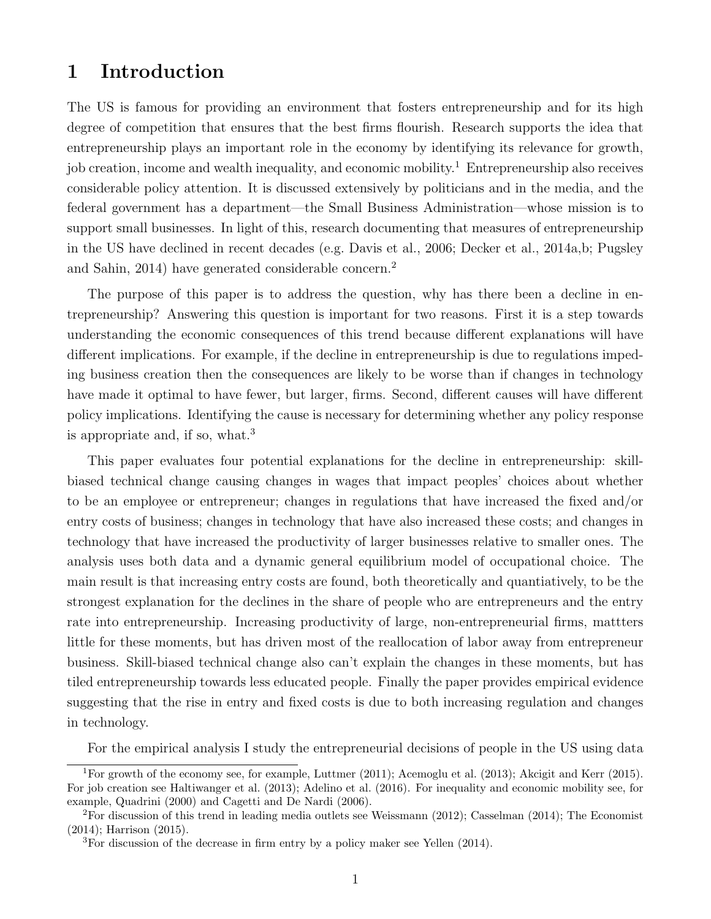# 1 Introduction

The US is famous for providing an environment that fosters entrepreneurship and for its high degree of competition that ensures that the best firms flourish. Research supports the idea that entrepreneurship plays an important role in the economy by identifying its relevance for growth, job creation, income and wealth inequality, and economic mobility.[1] Entrepreneurship also receives considerable policy attention. It is discussed extensively by politicians and in the media, and the federal government has a department—the Small Business Administration—whose mission is to support small businesses. In light of this, research documenting that measures of entrepreneurship in the US have declined in recent decades (e.g. Davis et al., 2006; Decker et al., 2014a,b; Pugsley and Sahin, 2014) have generated considerable concern.[2]

The purpose of this paper is to address the question, why has there been a decline in entrepreneurship? Answering this question is important for two reasons. First it is a step towards understanding the economic consequences of this trend because different explanations will have different implications. For example, if the decline in entrepreneurship is due to regulations impeding business creation then the consequences are likely to be worse than if changes in technology have made it optimal to have fewer, but larger, firms. Second, different causes will have different policy implications. Identifying the cause is necessary for determining whether any policy response is appropriate and, if so, what.[3]

This paper evaluates four potential explanations for the decline in entrepreneurship: skill-biased technical change causing changes in wages that impact peoples' choices about whether to be an employee or entrepreneur; changes in regulations that have increased the fixed and/or entry costs of business; changes in technology that have also increased these costs; and changes in technology that have increased the productivity of larger businesses relative to smaller ones. The analysis uses both data and a dynamic general equilibrium model of occupational choice. The main result is that increasing entry costs are found, both theoretically and quantiatively, to be the strongest explanation for the declines in the share of people who are entrepreneurs and the entry rate into entrepreneurship. Increasing productivity of large, non-entrepreneurial firms, mattters little for these moments, but has driven most of the reallocation of labor away from entrepreneur business. Skill-biased technical change also can't explain the changes in these moments, but has tiled entrepreneurship towards less educated people. Finally the paper provides empirical evidence suggesting that the rise in entry and fixed costs is due to both increasing regulation and changes in technology.

For the empirical analysis I study the entrepreneurial decisions of people in the US using data

[1]For growth of the economy see, for example, Luttmer (2011); Acemoglu et al. (2013); Akcigit and Kerr (2015). For job creation see Haltiwanger et al. (2013); Adelino et al. (2016). For inequality and economic mobility see, for example, Quadrini (2000) and Cagetti and De Nardi (2006).

[2]For discussion of this trend in leading media outlets see Weissmann (2012); Casselman (2014); The Economist (2014); Harrison (2015).

[3]For discussion of the decrease in firm entry by a policy maker see Yellen (2014).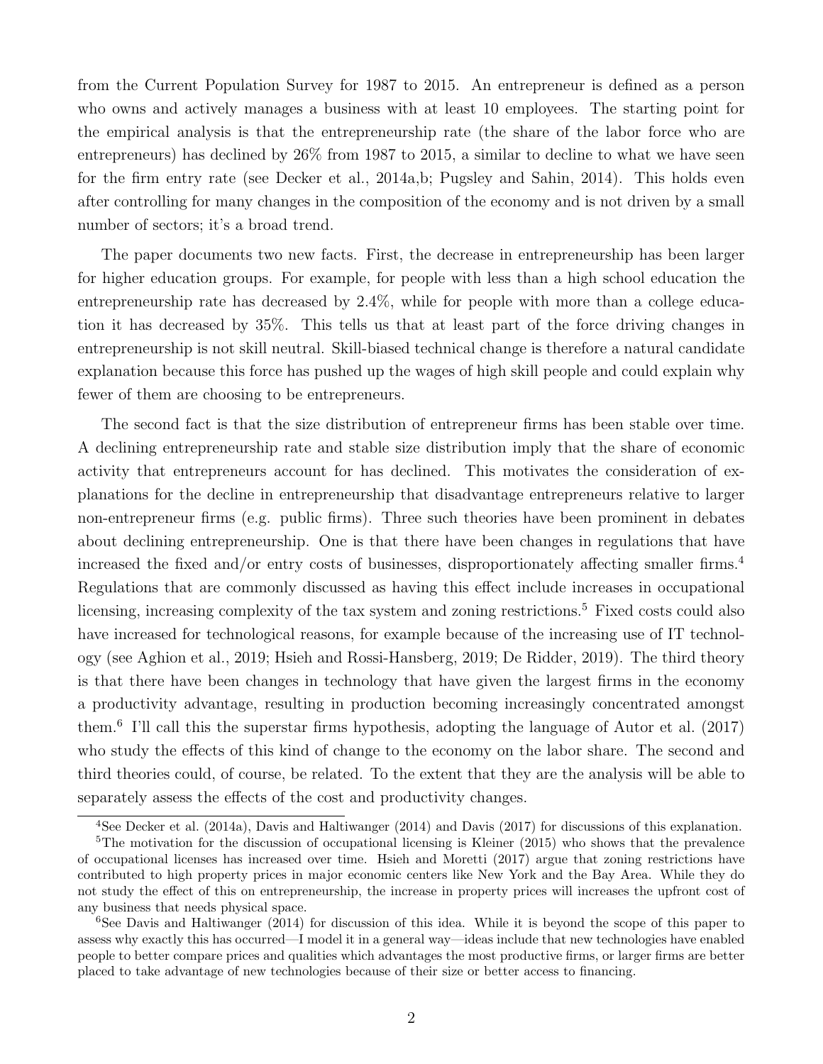from the Current Population Survey for 1987 to 2015. An entrepreneur is defined as a person who owns and actively manages a business with at least 10 employees. The starting point for the empirical analysis is that the entrepreneurship rate (the share of the labor force who are entrepreneurs) has declined by 26% from 1987 to 2015, a similar to decline to what we have seen for the firm entry rate (see Decker et al., 2014a,b; Pugsley and Sahin, 2014). This holds even after controlling for many changes in the composition of the economy and is not driven by a small number of sectors; it's a broad trend.

The paper documents two new facts. First, the decrease in entrepreneurship has been larger for higher education groups. For example, for people with less than a high school education the entrepreneurship rate has decreased by 2.4%, while for people with more than a college education it has decreased by 35%. This tells us that at least part of the force driving changes in entrepreneurship is not skill neutral. Skill-biased technical change is therefore a natural candidate explanation because this force has pushed up the wages of high skill people and could explain why fewer of them are choosing to be entrepreneurs.

The second fact is that the size distribution of entrepreneur firms has been stable over time. A declining entrepreneurship rate and stable size distribution imply that the share of economic activity that entrepreneurs account for has declined. This motivates the consideration of explanations for the decline in entrepreneurship that disadvantage entrepreneurs relative to larger non-entrepreneur firms (e.g. public firms). Three such theories have been prominent in debates about declining entrepreneurship. One is that there have been changes in regulations that have increased the fixed and/or entry costs of businesses, disproportionately affecting smaller firms.[4] Regulations that are commonly discussed as having this effect include increases in occupational licensing, increasing complexity of the tax system and zoning restrictions.[5] Fixed costs could also have increased for technological reasons, for example because of the increasing use of IT technology (see Aghion et al., 2019; Hsieh and Rossi-Hansberg, 2019; De Ridder, 2019). The third theory is that there have been changes in technology that have given the largest firms in the economy a productivity advantage, resulting in production becoming increasingly concentrated amongst them.[6] I'll call this the superstar firms hypothesis, adopting the language of Autor et al. (2017) who study the effects of this kind of change to the economy on the labor share. The second and third theories could, of course, be related. To the extent that they are the analysis will be able to separately assess the effects of the cost and productivity changes.

---

[4] See Decker et al. (2014a), Davis and Haltiwanger (2014) and Davis (2017) for discussions of this explanation.

[5] The motivation for the discussion of occupational licensing is Kleiner (2015) who shows that the prevalence of occupational licenses has increased over time. Hsieh and Moretti (2017) argue that zoning restrictions have contributed to high property prices in major economic centers like New York and the Bay Area. While they do not study the effect of this on entrepreneurship, the increase in property prices will increases the upfront cost of any business that needs physical space.

[6] See Davis and Haltiwanger (2014) for discussion of this idea. While it is beyond the scope of this paper to assess why exactly this has occurred—I model it in a general way—ideas include that new technologies have enabled people to better compare prices and qualities which advantages the most productive firms, or larger firms are better placed to take advantage of new technologies because of their size or better access to financing.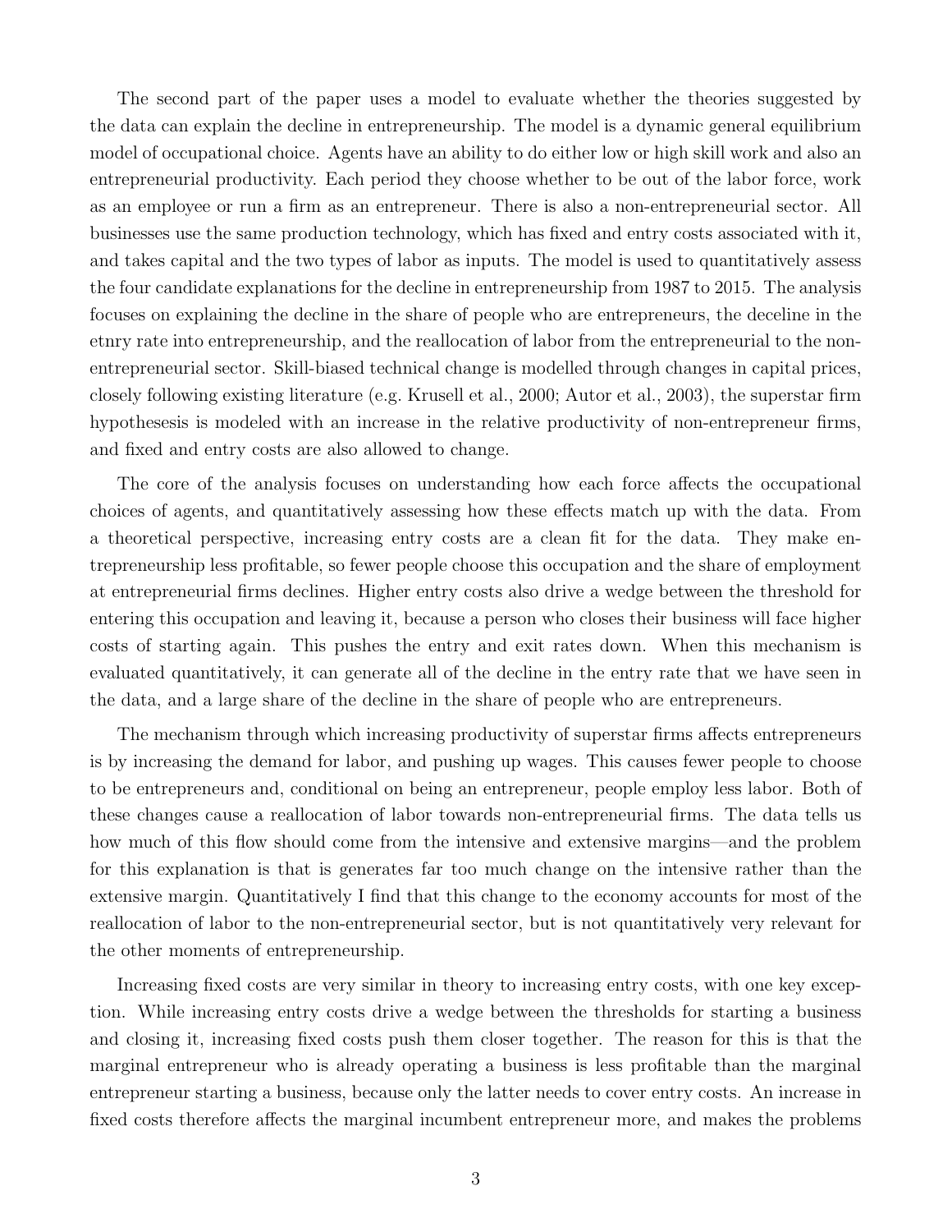The second part of the paper uses a model to evaluate whether the theories suggested by the data can explain the decline in entrepreneurship. The model is a dynamic general equilibrium model of occupational choice. Agents have an ability to do either low or high skill work and also an entrepreneurial productivity. Each period they choose whether to be out of the labor force, work as an employee or run a firm as an entrepreneur. There is also a non-entrepreneurial sector. All businesses use the same production technology, which has fixed and entry costs associated with it, and takes capital and the two types of labor as inputs. The model is used to quantitatively assess the four candidate explanations for the decline in entrepreneurship from 1987 to 2015. The analysis focuses on explaining the decline in the share of people who are entrepreneurs, the deceline in the etnry rate into entrepreneurship, and the reallocation of labor from the entrepreneurial to the non-entrepreneurial sector. Skill-biased technical change is modelled through changes in capital prices, closely following existing literature (e.g. Krusell et al., 2000; Autor et al., 2003), the superstar firm hypothesesis is modeled with an increase in the relative productivity of non-entrepreneur firms, and fixed and entry costs are also allowed to change.

The core of the analysis focuses on understanding how each force affects the occupational choices of agents, and quantitatively assessing how these effects match up with the data. From a theoretical perspective, increasing entry costs are a clean fit for the data. They make entrepreneurship less profitable, so fewer people choose this occupation and the share of employment at entrepreneurial firms declines. Higher entry costs also drive a wedge between the threshold for entering this occupation and leaving it, because a person who closes their business will face higher costs of starting again. This pushes the entry and exit rates down. When this mechanism is evaluated quantitatively, it can generate all of the decline in the entry rate that we have seen in the data, and a large share of the decline in the share of people who are entrepreneurs.

The mechanism through which increasing productivity of superstar firms affects entrepreneurs is by increasing the demand for labor, and pushing up wages. This causes fewer people to choose to be entrepreneurs and, conditional on being an entrepreneur, people employ less labor. Both of these changes cause a reallocation of labor towards non-entrepreneurial firms. The data tells us how much of this flow should come from the intensive and extensive margins—and the problem for this explanation is that is generates far too much change on the intensive rather than the extensive margin. Quantitatively I find that this change to the economy accounts for most of the reallocation of labor to the non-entrepreneurial sector, but is not quantitatively very relevant for the other moments of entrepreneurship.

Increasing fixed costs are very similar in theory to increasing entry costs, with one key exception. While increasing entry costs drive a wedge between the thresholds for starting a business and closing it, increasing fixed costs push them closer together. The reason for this is that the marginal entrepreneur who is already operating a business is less profitable than the marginal entrepreneur starting a business, because only the latter needs to cover entry costs. An increase in fixed costs therefore affects the marginal incumbent entrepreneur more, and makes the problems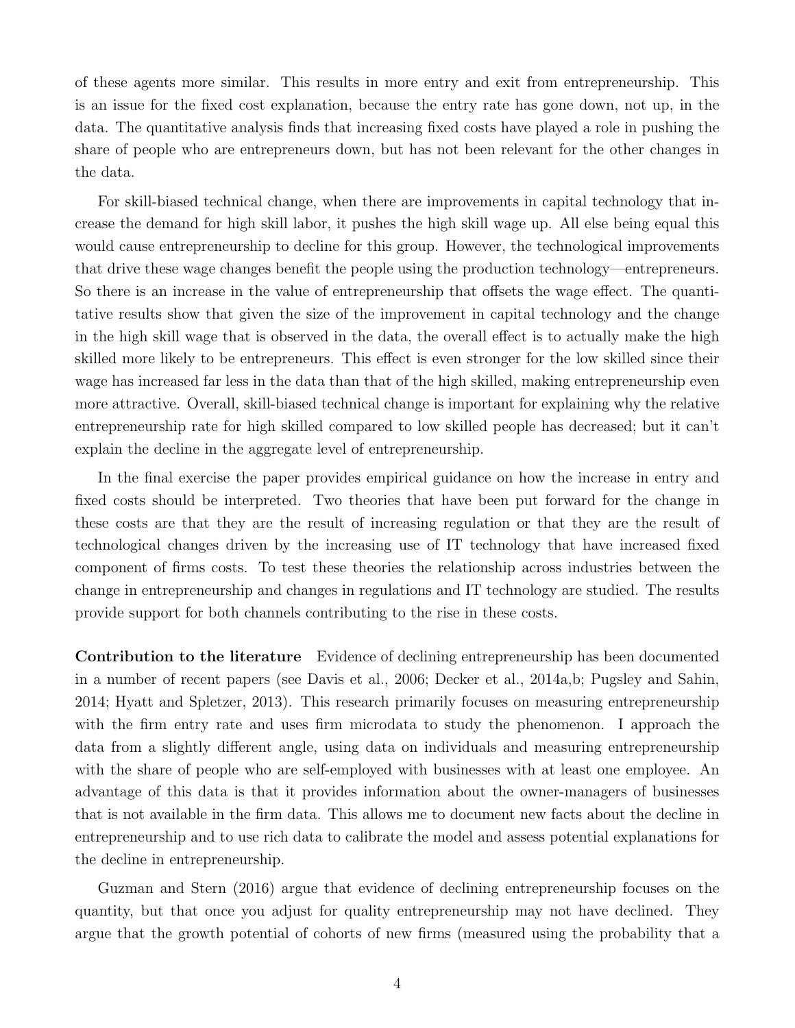of these agents more similar. This results in more entry and exit from entrepreneurship. This is an issue for the fixed cost explanation, because the entry rate has gone down, not up, in the data. The quantitative analysis finds that increasing fixed costs have played a role in pushing the share of people who are entrepreneurs down, but has not been relevant for the other changes in the data.

For skill-biased technical change, when there are improvements in capital technology that increase the demand for high skill labor, it pushes the high skill wage up. All else being equal this would cause entrepreneurship to decline for this group. However, the technological improvements that drive these wage changes benefit the people using the production technology—entrepreneurs. So there is an increase in the value of entrepreneurship that offsets the wage effect. The quantitative results show that given the size of the improvement in capital technology and the change in the high skill wage that is observed in the data, the overall effect is to actually make the high skilled more likely to be entrepreneurs. This effect is even stronger for the low skilled since their wage has increased far less in the data than that of the high skilled, making entrepreneurship even more attractive. Overall, skill-biased technical change is important for explaining why the relative entrepreneurship rate for high skilled compared to low skilled people has decreased; but it can't explain the decline in the aggregate level of entrepreneurship.

In the final exercise the paper provides empirical guidance on how the increase in entry and fixed costs should be interpreted. Two theories that have been put forward for the change in these costs are that they are the result of increasing regulation or that they are the result of technological changes driven by the increasing use of IT technology that have increased fixed component of firms costs. To test these theories the relationship across industries between the change in entrepreneurship and changes in regulations and IT technology are studied. The results provide support for both channels contributing to the rise in these costs.

**Contribution to the literature** Evidence of declining entrepreneurship has been documented in a number of recent papers (see Davis et al., 2006; Decker et al., 2014a,b; Pugsley and Sahin, 2014; Hyatt and Spletzer, 2013). This research primarily focuses on measuring entrepreneurship with the firm entry rate and uses firm microdata to study the phenomenon. I approach the data from a slightly different angle, using data on individuals and measuring entrepreneurship with the share of people who are self-employed with businesses with at least one employee. An advantage of this data is that it provides information about the owner-managers of businesses that is not available in the firm data. This allows me to document new facts about the decline in entrepreneurship and to use rich data to calibrate the model and assess potential explanations for the decline in entrepreneurship.

Guzman and Stern (2016) argue that evidence of declining entrepreneurship focuses on the quantity, but that once you adjust for quality entrepreneurship may not have declined. They argue that the growth potential of cohorts of new firms (measured using the probability that a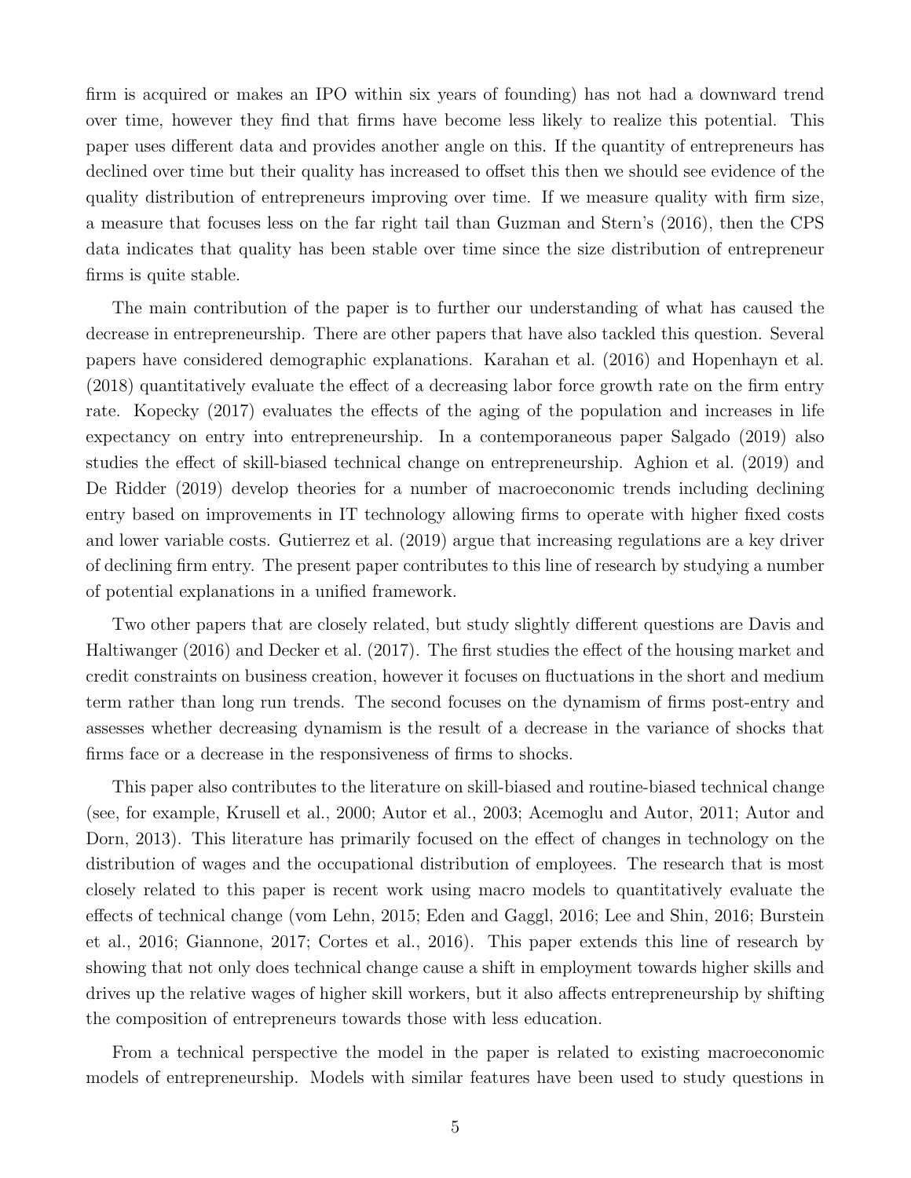firm is acquired or makes an IPO within six years of founding) has not had a downward trend over time, however they find that firms have become less likely to realize this potential. This paper uses different data and provides another angle on this. If the quantity of entrepreneurs has declined over time but their quality has increased to offset this then we should see evidence of the quality distribution of entrepreneurs improving over time. If we measure quality with firm size, a measure that focuses less on the far right tail than Guzman and Stern's (2016), then the CPS data indicates that quality has been stable over time since the size distribution of entrepreneur firms is quite stable.

The main contribution of the paper is to further our understanding of what has caused the decrease in entrepreneurship. There are other papers that have also tackled this question. Several papers have considered demographic explanations. Karahan et al. (2016) and Hopenhayn et al. (2018) quantitatively evaluate the effect of a decreasing labor force growth rate on the firm entry rate. Kopecky (2017) evaluates the effects of the aging of the population and increases in life expectancy on entry into entrepreneurship. In a contemporaneous paper Salgado (2019) also studies the effect of skill-biased technical change on entrepreneurship. Aghion et al. (2019) and De Ridder (2019) develop theories for a number of macroeconomic trends including declining entry based on improvements in IT technology allowing firms to operate with higher fixed costs and lower variable costs. Gutierrez et al. (2019) argue that increasing regulations are a key driver of declining firm entry. The present paper contributes to this line of research by studying a number of potential explanations in a unified framework.

Two other papers that are closely related, but study slightly different questions are Davis and Haltiwanger (2016) and Decker et al. (2017). The first studies the effect of the housing market and credit constraints on business creation, however it focuses on fluctuations in the short and medium term rather than long run trends. The second focuses on the dynamism of firms post-entry and assesses whether decreasing dynamism is the result of a decrease in the variance of shocks that firms face or a decrease in the responsiveness of firms to shocks.

This paper also contributes to the literature on skill-biased and routine-biased technical change (see, for example, Krusell et al., 2000; Autor et al., 2003; Acemoglu and Autor, 2011; Autor and Dorn, 2013). This literature has primarily focused on the effect of changes in technology on the distribution of wages and the occupational distribution of employees. The research that is most closely related to this paper is recent work using macro models to quantitatively evaluate the effects of technical change (vom Lehn, 2015; Eden and Gaggl, 2016; Lee and Shin, 2016; Burstein et al., 2016; Giannone, 2017; Cortes et al., 2016). This paper extends this line of research by showing that not only does technical change cause a shift in employment towards higher skills and drives up the relative wages of higher skill workers, but it also affects entrepreneurship by shifting the composition of entrepreneurs towards those with less education.

From a technical perspective the model in the paper is related to existing macroeconomic models of entrepreneurship. Models with similar features have been used to study questions in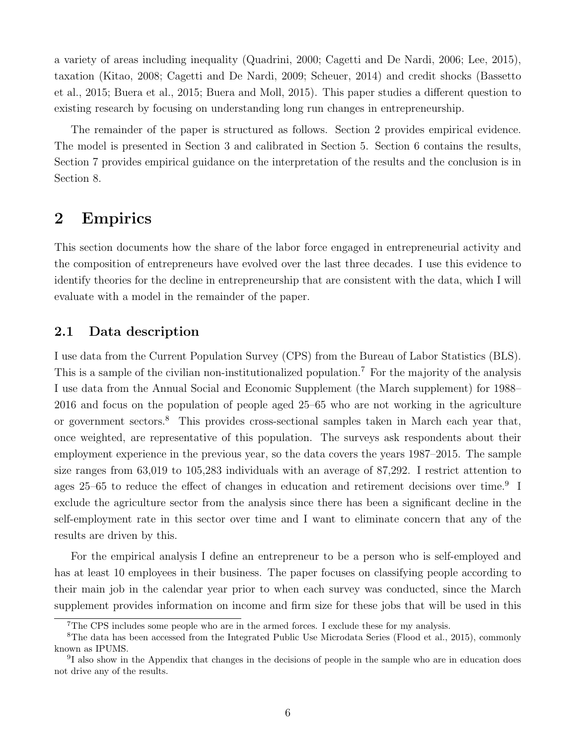a variety of areas including inequality (Quadrini, 2000; Cagetti and De Nardi, 2006; Lee, 2015), taxation (Kitao, 2008; Cagetti and De Nardi, 2009; Scheuer, 2014) and credit shocks (Bassetto et al., 2015; Buera et al., 2015; Buera and Moll, 2015). This paper studies a different question to existing research by focusing on understanding long run changes in entrepreneurship.

The remainder of the paper is structured as follows. Section 2 provides empirical evidence. The model is presented in Section 3 and calibrated in Section 5. Section 6 contains the results, Section 7 provides empirical guidance on the interpretation of the results and the conclusion is in Section 8.

# 2 Empirics

This section documents how the share of the labor force engaged in entrepreneurial activity and the composition of entrepreneurs have evolved over the last three decades. I use this evidence to identify theories for the decline in entrepreneurship that are consistent with the data, which I will evaluate with a model in the remainder of the paper.

## 2.1 Data description

I use data from the Current Population Survey (CPS) from the Bureau of Labor Statistics (BLS). This is a sample of the civilian non-institutionalized population.[7] For the majority of the analysis I use data from the Annual Social and Economic Supplement (the March supplement) for 1988–2016 and focus on the population of people aged 25–65 who are not working in the agriculture or government sectors.[8] This provides cross-sectional samples taken in March each year that, once weighted, are representative of this population. The surveys ask respondents about their employment experience in the previous year, so the data covers the years 1987–2015. The sample size ranges from 63,019 to 105,283 individuals with an average of 87,292. I restrict attention to ages 25–65 to reduce the effect of changes in education and retirement decisions over time.[9] I exclude the agriculture sector from the analysis since there has been a significant decline in the self-employment rate in this sector over time and I want to eliminate concern that any of the results are driven by this.

For the empirical analysis I define an entrepreneur to be a person who is self-employed and has at least 10 employees in their business. The paper focuses on classifying people according to their main job in the calendar year prior to when each survey was conducted, since the March supplement provides information on income and firm size for these jobs that will be used in this

[7] The CPS includes some people who are in the armed forces. I exclude these for my analysis.

[8] The data has been accessed from the Integrated Public Use Microdata Series (Flood et al., 2015), commonly known as IPUMS.

[9] I also show in the Appendix that changes in the decisions of people in the sample who are in education does not drive any of the results.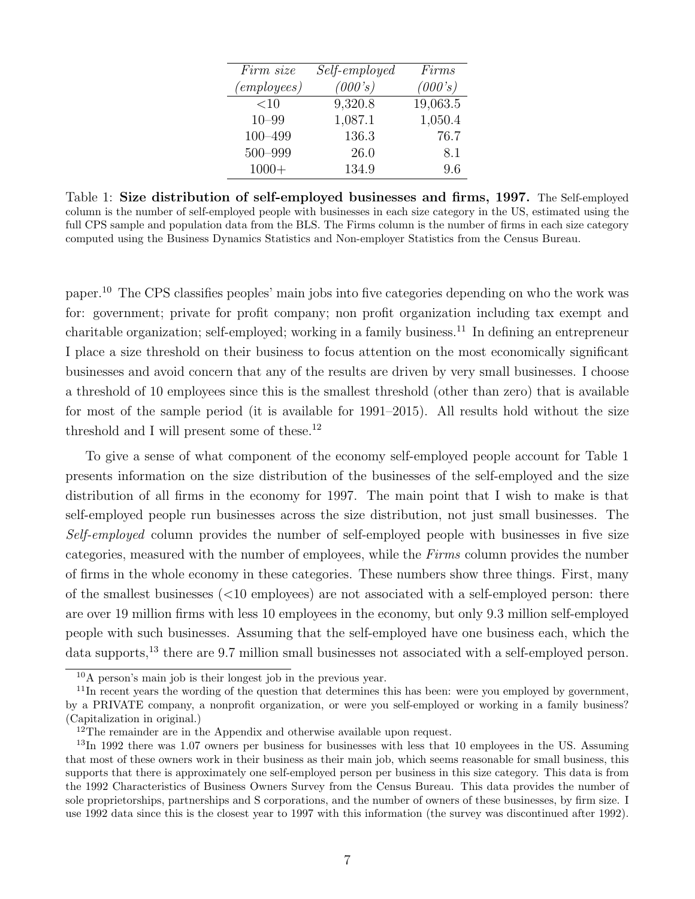| *Firm size (employees)* | *Self-employed (000's)* | *Firms (000's)* |
|---|---|---|
| <10 | 9,320.8 | 19,063.5 |
| 10–99 | 1,087.1 | 1,050.4 |
| 100–499 | 136.3 | 76.7 |
| 500–999 | 26.0 | 8.1 |
| 1000+ | 134.9 | 9.6 |

Table 1: **Size distribution of self-employed businesses and firms, 1997.** The Self-employed column is the number of self-employed people with businesses in each size category in the US, estimated using the full CPS sample and population data from the BLS. The Firms column is the number of firms in each size category computed using the Business Dynamics Statistics and Non-employer Statistics from the Census Bureau.

paper.[10] The CPS classifies peoples' main jobs into five categories depending on who the work was for: government; private for profit company; non profit organization including tax exempt and charitable organization; self-employed; working in a family business.[11] In defining an entrepreneur I place a size threshold on their business to focus attention on the most economically significant businesses and avoid concern that any of the results are driven by very small businesses. I choose a threshold of 10 employees since this is the smallest threshold (other than zero) that is available for most of the sample period (it is available for 1991–2015). All results hold without the size threshold and I will present some of these.[12]

To give a sense of what component of the economy self-employed people account for Table 1 presents information on the size distribution of the businesses of the self-employed and the size distribution of all firms in the economy for 1997. The main point that I wish to make is that self-employed people run businesses across the size distribution, not just small businesses. The *Self-employed* column provides the number of self-employed people with businesses in five size categories, measured with the number of employees, while the *Firms* column provides the number of firms in the whole economy in these categories. These numbers show three things. First, many of the smallest businesses (<10 employees) are not associated with a self-employed person: there are over 19 million firms with less 10 employees in the economy, but only 9.3 million self-employed people with such businesses. Assuming that the self-employed have one business each, which the data supports,[13] there are 9.7 million small businesses not associated with a self-employed person.

[10] A person's main job is their longest job in the previous year.

[11] In recent years the wording of the question that determines this has been: were you employed by government, by a PRIVATE company, a nonprofit organization, or were you self-employed or working in a family business? (Capitalization in original.)

[12] The remainder are in the Appendix and otherwise available upon request.

[13] In 1992 there was 1.07 owners per business for businesses with less that 10 employees in the US. Assuming that most of these owners work in their business as their main job, which seems reasonable for small business, this supports that there is approximately one self-employed person per business in this size category. This data is from the 1992 Characteristics of Business Owners Survey from the Census Bureau. This data provides the number of sole proprietorships, partnerships and S corporations, and the number of owners of these businesses, by firm size. I use 1992 data since this is the closest year to 1997 with this information (the survey was discontinued after 1992).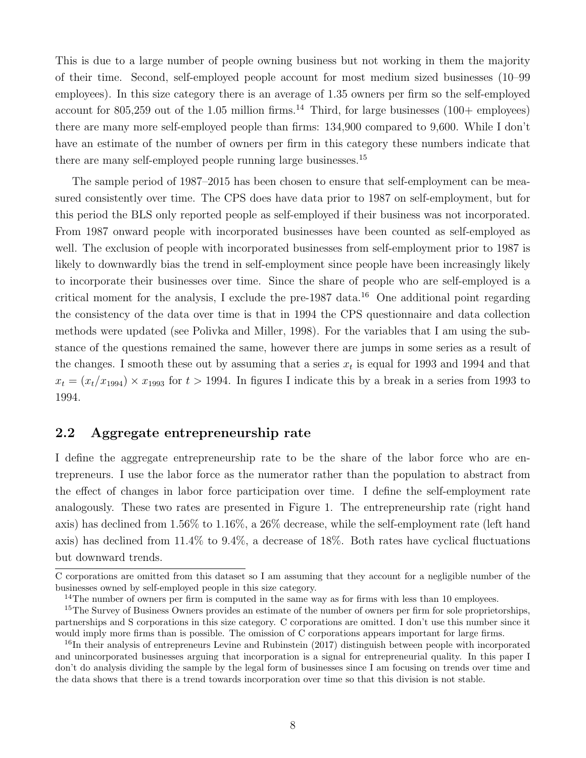This is due to a large number of people owning business but not working in them the majority of their time. Second, self-employed people account for most medium sized businesses (10–99 employees). In this size category there is an average of 1.35 owners per firm so the self-employed account for 805,259 out of the 1.05 million firms.[14] Third, for large businesses (100+ employees) there are many more self-employed people than firms: 134,900 compared to 9,600. While I don't have an estimate of the number of owners per firm in this category these numbers indicate that there are many self-employed people running large businesses.[15]

The sample period of 1987–2015 has been chosen to ensure that self-employment can be measured consistently over time. The CPS does have data prior to 1987 on self-employment, but for this period the BLS only reported people as self-employed if their business was not incorporated. From 1987 onward people with incorporated businesses have been counted as self-employed as well. The exclusion of people with incorporated businesses from self-employment prior to 1987 is likely to downwardly bias the trend in self-employment since people have been increasingly likely to incorporate their businesses over time. Since the share of people who are self-employed is a critical moment for the analysis, I exclude the pre-1987 data.[16] One additional point regarding the consistency of the data over time is that in 1994 the CPS questionnaire and data collection methods were updated (see Polivka and Miller, 1998). For the variables that I am using the substance of the questions remained the same, however there are jumps in some series as a result of the changes. I smooth these out by assuming that a series $x_t$ is equal for 1993 and 1994 and that $x_t = (x_t/x_{1994}) \times x_{1993}$ for $t > 1994$. In figures I indicate this by a break in a series from 1993 to 1994.

## 2.2 Aggregate entrepreneurship rate

I define the aggregate entrepreneurship rate to be the share of the labor force who are entrepreneurs. I use the labor force as the numerator rather than the population to abstract from the effect of changes in labor force participation over time. I define the self-employment rate analogously. These two rates are presented in Figure 1. The entrepreneurship rate (right hand axis) has declined from 1.56% to 1.16%, a 26% decrease, while the self-employment rate (left hand axis) has declined from 11.4% to 9.4%, a decrease of 18%. Both rates have cyclical fluctuations but downward trends.

---

C corporations are omitted from this dataset so I am assuming that they account for a negligible number of the businesses owned by self-employed people in this size category.

[14] The number of owners per firm is computed in the same way as for firms with less than 10 employees.

[15] The Survey of Business Owners provides an estimate of the number of owners per firm for sole proprietorships, partnerships and S corporations in this size category. C corporations are omitted. I don't use this number since it would imply more firms than is possible. The omission of C corporations appears important for large firms.

[16] In their analysis of entrepreneurs Levine and Rubinstein (2017) distinguish between people with incorporated and unincorporated businesses arguing that incorporation is a signal for entrepreneurial quality. In this paper I don't do analysis dividing the sample by the legal form of businesses since I am focusing on trends over time and the data shows that there is a trend towards incorporation over time so that this division is not stable.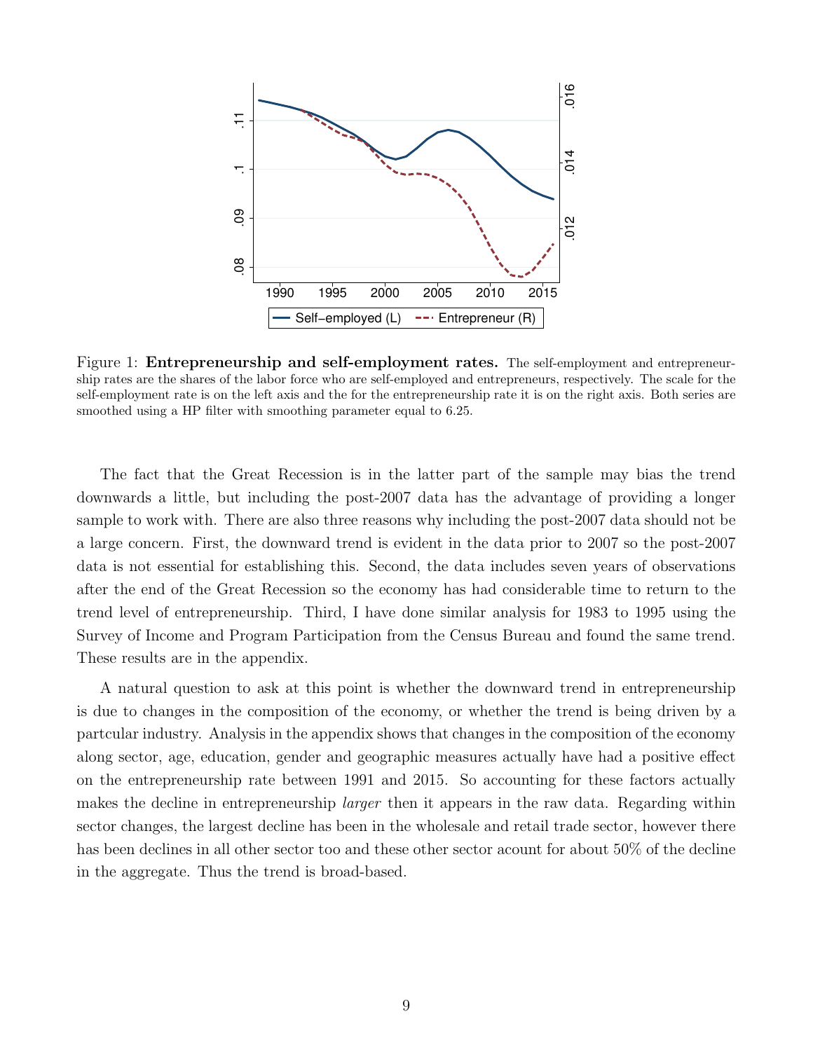Figure 1: **Entrepreneurship and self-employment rates.** The self-employment and entrepreneurship rates are the shares of the labor force who are self-employed and entrepreneurs, respectively. The scale for the self-employment rate is on the left axis and the for the entrepreneurship rate it is on the right axis. Both series are smoothed using a HP filter with smoothing parameter equal to 6.25.

The fact that the Great Recession is in the latter part of the sample may bias the trend downwards a little, but including the post-2007 data has the advantage of providing a longer sample to work with. There are also three reasons why including the post-2007 data should not be a large concern. First, the downward trend is evident in the data prior to 2007 so the post-2007 data is not essential for establishing this. Second, the data includes seven years of observations after the end of the Great Recession so the economy has had considerable time to return to the trend level of entrepreneurship. Third, I have done similar analysis for 1983 to 1995 using the Survey of Income and Program Participation from the Census Bureau and found the same trend. These results are in the appendix.

A natural question to ask at this point is whether the downward trend in entrepreneurship is due to changes in the composition of the economy, or whether the trend is being driven by a partcular industry. Analysis in the appendix shows that changes in the composition of the economy along sector, age, education, gender and geographic measures actually have had a positive effect on the entrepreneurship rate between 1991 and 2015. So accounting for these factors actually makes the decline in entrepreneurship *larger* then it appears in the raw data. Regarding within sector changes, the largest decline has been in the wholesale and retail trade sector, however there has been declines in all other sector too and these other sector acount for about 50% of the decline in the aggregate. Thus the trend is broad-based.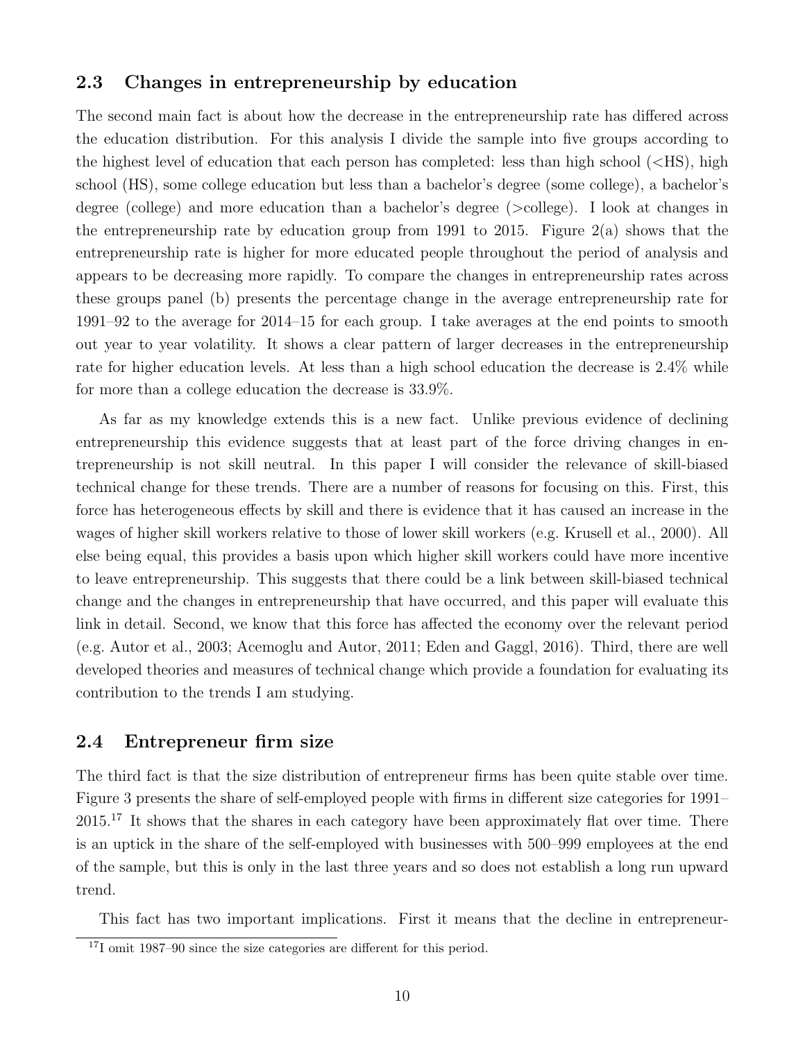## 2.3 Changes in entrepreneurship by education

The second main fact is about how the decrease in the entrepreneurship rate has differed across the education distribution. For this analysis I divide the sample into five groups according to the highest level of education that each person has completed: less than high school (<HS), high school (HS), some college education but less than a bachelor's degree (some college), a bachelor's degree (college) and more education than a bachelor's degree (>college). I look at changes in the entrepreneurship rate by education group from 1991 to 2015. Figure 2(a) shows that the entrepreneurship rate is higher for more educated people throughout the period of analysis and appears to be decreasing more rapidly. To compare the changes in entrepreneurship rates across these groups panel (b) presents the percentage change in the average entrepreneurship rate for 1991–92 to the average for 2014–15 for each group. I take averages at the end points to smooth out year to year volatility. It shows a clear pattern of larger decreases in the entrepreneurship rate for higher education levels. At less than a high school education the decrease is 2.4% while for more than a college education the decrease is 33.9%.

As far as my knowledge extends this is a new fact. Unlike previous evidence of declining entrepreneurship this evidence suggests that at least part of the force driving changes in entrepreneurship is not skill neutral. In this paper I will consider the relevance of skill-biased technical change for these trends. There are a number of reasons for focusing on this. First, this force has heterogeneous effects by skill and there is evidence that it has caused an increase in the wages of higher skill workers relative to those of lower skill workers (e.g. Krusell et al., 2000). All else being equal, this provides a basis upon which higher skill workers could have more incentive to leave entrepreneurship. This suggests that there could be a link between skill-biased technical change and the changes in entrepreneurship that have occurred, and this paper will evaluate this link in detail. Second, we know that this force has affected the economy over the relevant period (e.g. Autor et al., 2003; Acemoglu and Autor, 2011; Eden and Gaggl, 2016). Third, there are well developed theories and measures of technical change which provide a foundation for evaluating its contribution to the trends I am studying.

## 2.4 Entrepreneur firm size

The third fact is that the size distribution of entrepreneur firms has been quite stable over time. Figure 3 presents the share of self-employed people with firms in different size categories for 1991–2015.[17] It shows that the shares in each category have been approximately flat over time. There is an uptick in the share of the self-employed with businesses with 500–999 employees at the end of the sample, but this is only in the last three years and so does not establish a long run upward trend.

This fact has two important implications. First it means that the decline in entrepreneur-

[17] I omit 1987–90 since the size categories are different for this period.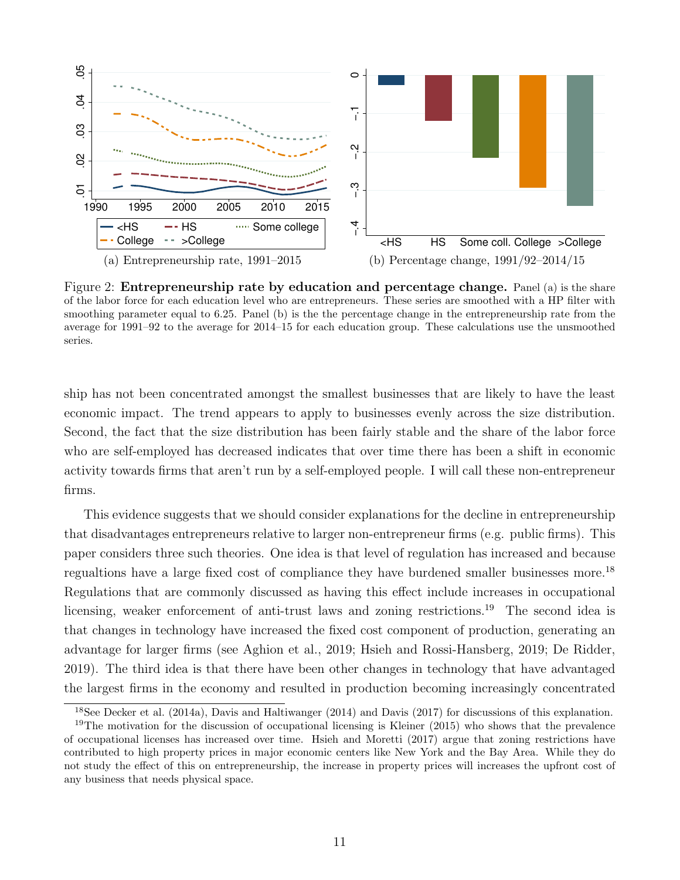(a) Entrepreneurship rate, 1991–2015

(b) Percentage change, 1991/92–2014/15

Figure 2: **Entrepreneurship rate by education and percentage change.** Panel (a) is the share of the labor force for each education level who are entrepreneurs. These series are smoothed with a HP filter with smoothing parameter equal to 6.25. Panel (b) is the the percentage change in the entrepreneurship rate from the average for 1991–92 to the average for 2014–15 for each education group. These calculations use the unsmoothed series.

ship has not been concentrated amongst the smallest businesses that are likely to have the least economic impact. The trend appears to apply to businesses evenly across the size distribution. Second, the fact that the size distribution has been fairly stable and the share of the labor force who are self-employed has decreased indicates that over time there has been a shift in economic activity towards firms that aren't run by a self-employed people. I will call these non-entrepreneur firms.

This evidence suggests that we should consider explanations for the decline in entrepreneurship that disadvantages entrepreneurs relative to larger non-entrepreneur firms (e.g. public firms). This paper considers three such theories. One idea is that level of regulation has increased and because regualtions have a large fixed cost of compliance they have burdened smaller businesses more.[18] Regulations that are commonly discussed as having this effect include increases in occupational licensing, weaker enforcement of anti-trust laws and zoning restrictions.[19] The second idea is that changes in technology have increased the fixed cost component of production, generating an advantage for larger firms (see Aghion et al., 2019; Hsieh and Rossi-Hansberg, 2019; De Ridder, 2019). The third idea is that there have been other changes in technology that have advantaged the largest firms in the economy and resulted in production becoming increasingly concentrated

[18]See Decker et al. (2014a), Davis and Haltiwanger (2014) and Davis (2017) for discussions of this explanation.

[19]The motivation for the discussion of occupational licensing is Kleiner (2015) who shows that the prevalence of occupational licenses has increased over time. Hsieh and Moretti (2017) argue that zoning restrictions have contributed to high property prices in major economic centers like New York and the Bay Area. While they do not study the effect of this on entrepreneurship, the increase in property prices will increases the upfront cost of any business that needs physical space.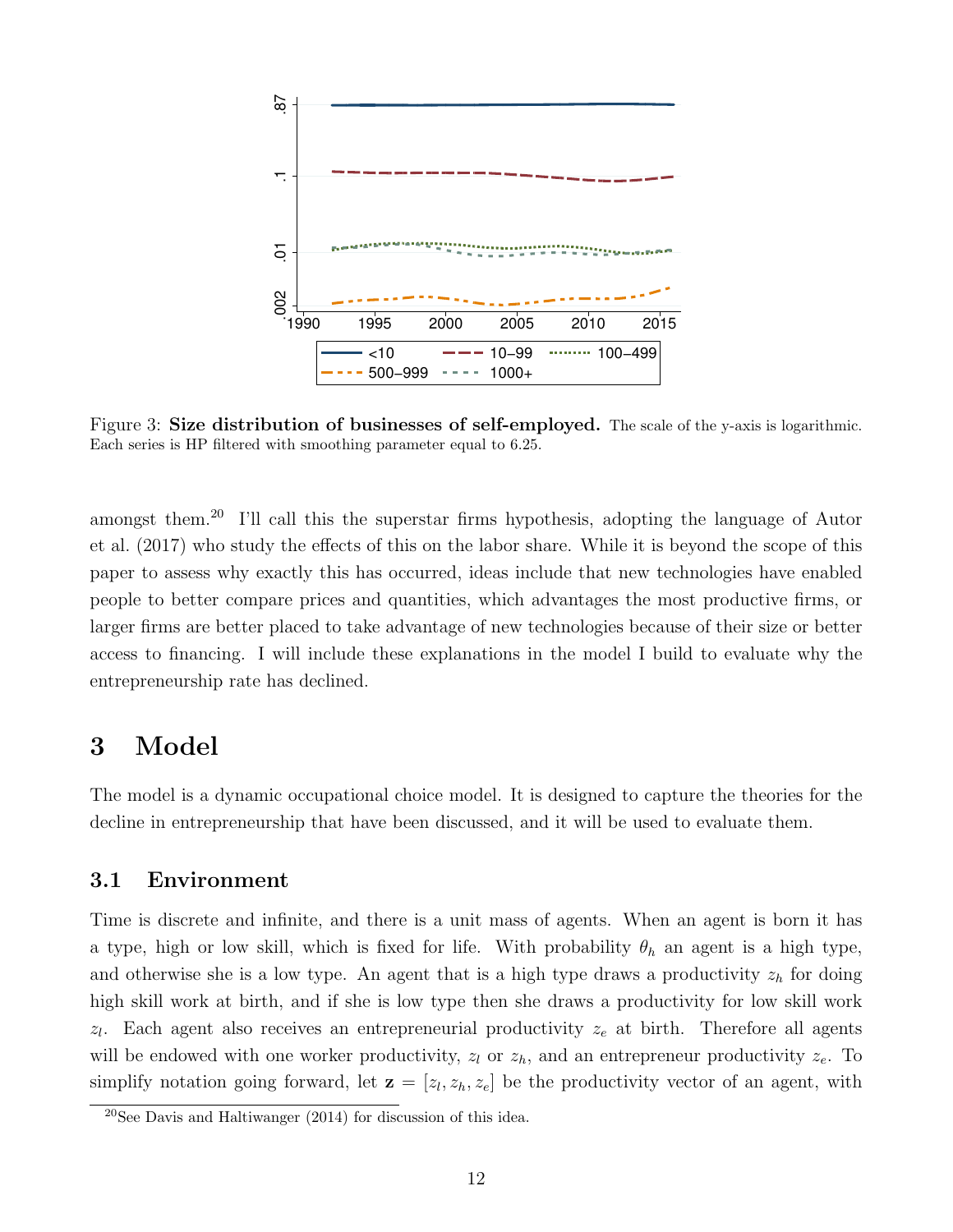Figure 3: **Size distribution of businesses of self-employed.** The scale of the y-axis is logarithmic. Each series is HP filtered with smoothing parameter equal to 6.25.

amongst them.[20] I'll call this the superstar firms hypothesis, adopting the language of Autor et al. (2017) who study the effects of this on the labor share. While it is beyond the scope of this paper to assess why exactly this has occurred, ideas include that new technologies have enabled people to better compare prices and quantities, which advantages the most productive firms, or larger firms are better placed to take advantage of new technologies because of their size or better access to financing. I will include these explanations in the model I build to evaluate why the entrepreneurship rate has declined.

# 3 Model

The model is a dynamic occupational choice model. It is designed to capture the theories for the decline in entrepreneurship that have been discussed, and it will be used to evaluate them.

## 3.1 Environment

Time is discrete and infinite, and there is a unit mass of agents. When an agent is born it has a type, high or low skill, which is fixed for life. With probability $\theta_h$ an agent is a high type, and otherwise she is a low type. An agent that is a high type draws a productivity $z_h$ for doing high skill work at birth, and if she is low type then she draws a productivity for low skill work $z_l$. Each agent also receives an entrepreneurial productivity $z_e$ at birth. Therefore all agents will be endowed with one worker productivity, $z_l$ or $z_h$, and an entrepreneur productivity $z_e$. To simplify notation going forward, let $\mathbf{z} = [z_l, z_h, z_e]$ be the productivity vector of an agent, with

[20] See Davis and Haltiwanger (2014) for discussion of this idea.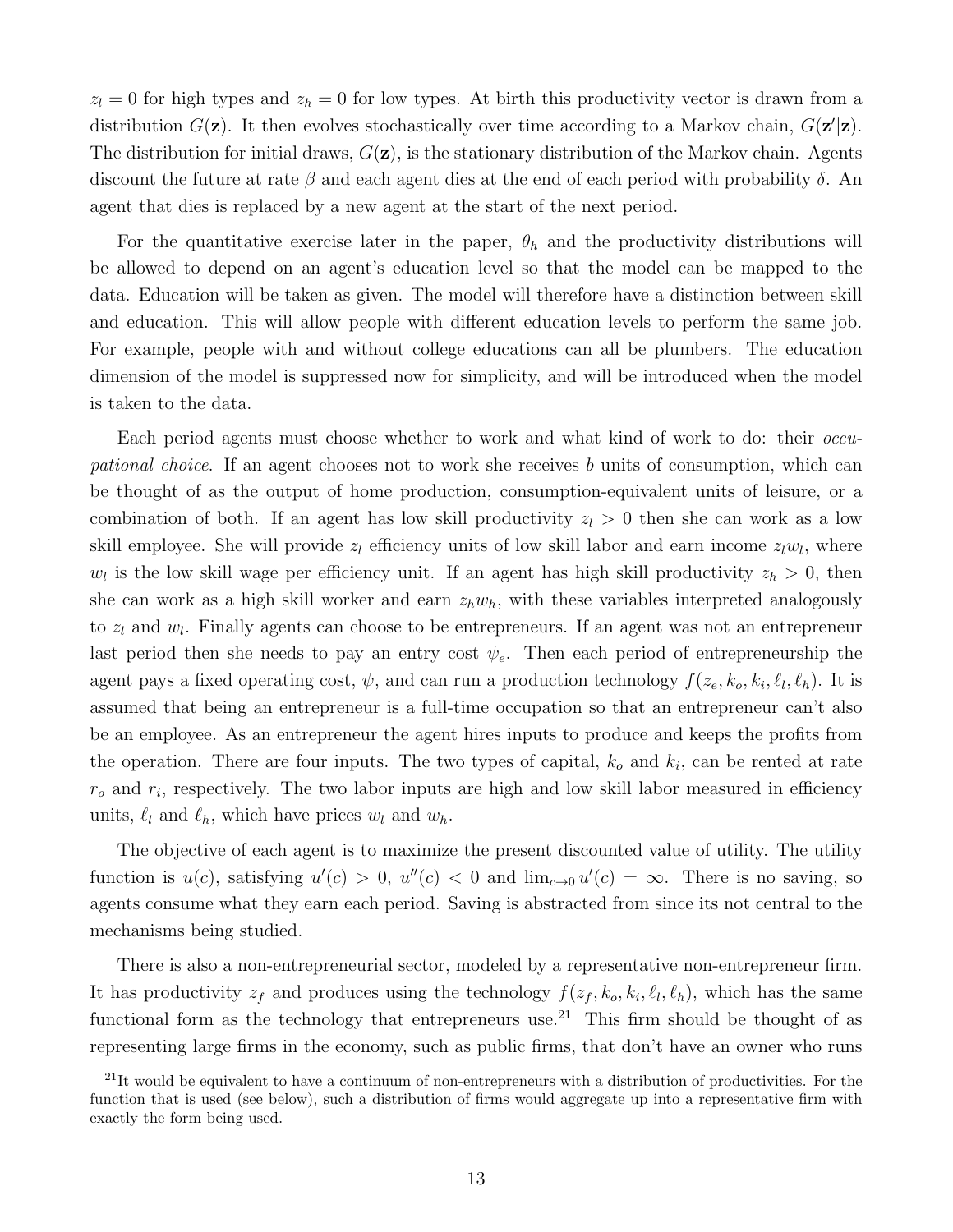$z_l = 0$ for high types and $z_h = 0$ for low types. At birth this productivity vector is drawn from a distribution $G(\mathbf{z})$. It then evolves stochastically over time according to a Markov chain, $G(\mathbf{z}'|\mathbf{z})$. The distribution for initial draws, $G(\mathbf{z})$, is the stationary distribution of the Markov chain. Agents discount the future at rate $\beta$ and each agent dies at the end of each period with probability $\delta$. An agent that dies is replaced by a new agent at the start of the next period.

For the quantitative exercise later in the paper, $\theta_h$ and the productivity distributions will be allowed to depend on an agent's education level so that the model can be mapped to the data. Education will be taken as given. The model will therefore have a distinction between skill and education. This will allow people with different education levels to perform the same job. For example, people with and without college educations can all be plumbers. The education dimension of the model is suppressed now for simplicity, and will be introduced when the model is taken to the data.

Each period agents must choose whether to work and what kind of work to do: their *occupational choice*. If an agent chooses not to work she receives $b$ units of consumption, which can be thought of as the output of home production, consumption-equivalent units of leisure, or a combination of both. If an agent has low skill productivity $z_l > 0$ then she can work as a low skill employee. She will provide $z_l$ efficiency units of low skill labor and earn income $z_l w_l$, where $w_l$ is the low skill wage per efficiency unit. If an agent has high skill productivity $z_h > 0$, then she can work as a high skill worker and earn $z_h w_h$, with these variables interpreted analogously to $z_l$ and $w_l$. Finally agents can choose to be entrepreneurs. If an agent was not an entrepreneur last period then she needs to pay an entry cost $\psi_e$. Then each period of entrepreneurship the agent pays a fixed operating cost, $\psi$, and can run a production technology $f(z_e, k_o, k_i, \ell_l, \ell_h)$. It is assumed that being an entrepreneur is a full-time occupation so that an entrepreneur can't also be an employee. As an entrepreneur the agent hires inputs to produce and keeps the profits from the operation. There are four inputs. The two types of capital, $k_o$ and $k_i$, can be rented at rate $r_o$ and $r_i$, respectively. The two labor inputs are high and low skill labor measured in efficiency units, $\ell_l$ and $\ell_h$, which have prices $w_l$ and $w_h$.

The objective of each agent is to maximize the present discounted value of utility. The utility function is $u(c)$, satisfying $u'(c) > 0$, $u''(c) < 0$ and $\lim_{c \to 0} u'(c) = \infty$. There is no saving, so agents consume what they earn each period. Saving is abstracted from since its not central to the mechanisms being studied.

There is also a non-entrepreneurial sector, modeled by a representative non-entrepreneur firm. It has productivity $z_f$ and produces using the technology $f(z_f, k_o, k_i, \ell_l, \ell_h)$, which has the same functional form as the technology that entrepreneurs use.[21] This firm should be thought of as representing large firms in the economy, such as public firms, that don't have an owner who runs

[21] It would be equivalent to have a continuum of non-entrepreneurs with a distribution of productivities. For the function that is used (see below), such a distribution of firms would aggregate up into a representative firm with exactly the form being used.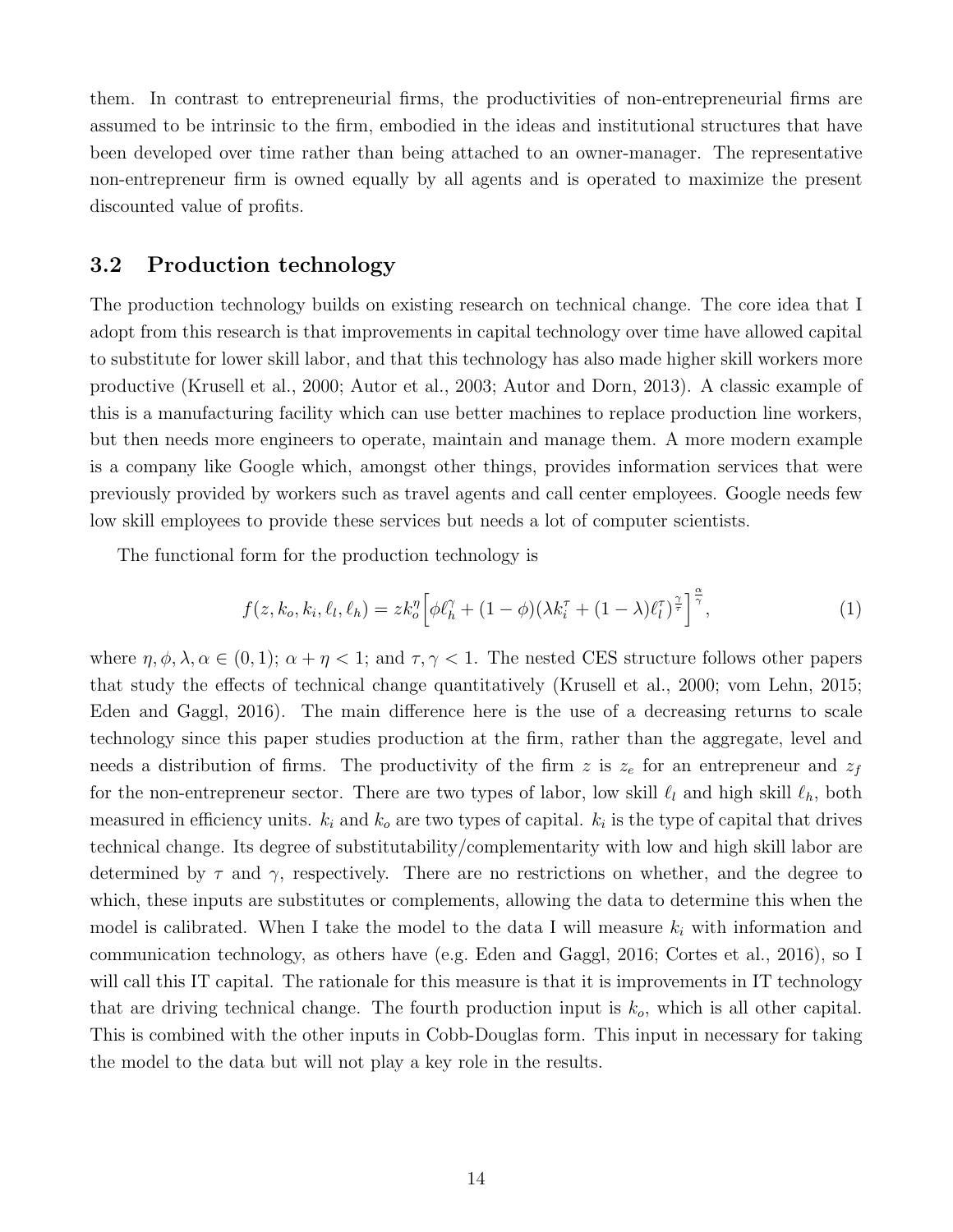them. In contrast to entrepreneurial firms, the productivities of non-entrepreneurial firms are assumed to be intrinsic to the firm, embodied in the ideas and institutional structures that have been developed over time rather than being attached to an owner-manager. The representative non-entrepreneur firm is owned equally by all agents and is operated to maximize the present discounted value of profits.

### 3.2 Production technology

The production technology builds on existing research on technical change. The core idea that I adopt from this research is that improvements in capital technology over time have allowed capital to substitute for lower skill labor, and that this technology has also made higher skill workers more productive (Krusell et al., 2000; Autor et al., 2003; Autor and Dorn, 2013). A classic example of this is a manufacturing facility which can use better machines to replace production line workers, but then needs more engineers to operate, maintain and manage them. A more modern example is a company like Google which, amongst other things, provides information services that were previously provided by workers such as travel agents and call center employees. Google needs few low skill employees to provide these services but needs a lot of computer scientists.

The functional form for the production technology is

$$f(z, k_o, k_i, \ell_l, \ell_h) = z k_o^{\eta} \Big[ \phi \ell_h^{\gamma} + (1 - \phi)(\lambda k_i^{\tau} + (1 - \lambda)\ell_l^{\tau})^{\frac{\gamma}{\tau}} \Big]^{\frac{\alpha}{\gamma}}, \tag{1}$$

where $\eta, \phi, \lambda, \alpha \in (0, 1)$; $\alpha + \eta < 1$; and $\tau, \gamma < 1$. The nested CES structure follows other papers that study the effects of technical change quantitatively (Krusell et al., 2000; vom Lehn, 2015; Eden and Gaggl, 2016). The main difference here is the use of a decreasing returns to scale technology since this paper studies production at the firm, rather than the aggregate, level and needs a distribution of firms. The productivity of the firm $z$ is $z_e$ for an entrepreneur and $z_f$ for the non-entrepreneur sector. There are two types of labor, low skill $\ell_l$ and high skill $\ell_h$, both measured in efficiency units. $k_i$ and $k_o$ are two types of capital. $k_i$ is the type of capital that drives technical change. Its degree of substitutability/complementarity with low and high skill labor are determined by $\tau$ and $\gamma$, respectively. There are no restrictions on whether, and the degree to which, these inputs are substitutes or complements, allowing the data to determine this when the model is calibrated. When I take the model to the data I will measure $k_i$ with information and communication technology, as others have (e.g. Eden and Gaggl, 2016; Cortes et al., 2016), so I will call this IT capital. The rationale for this measure is that it is improvements in IT technology that are driving technical change. The fourth production input is $k_o$, which is all other capital. This is combined with the other inputs in Cobb-Douglas form. This input in necessary for taking the model to the data but will not play a key role in the results.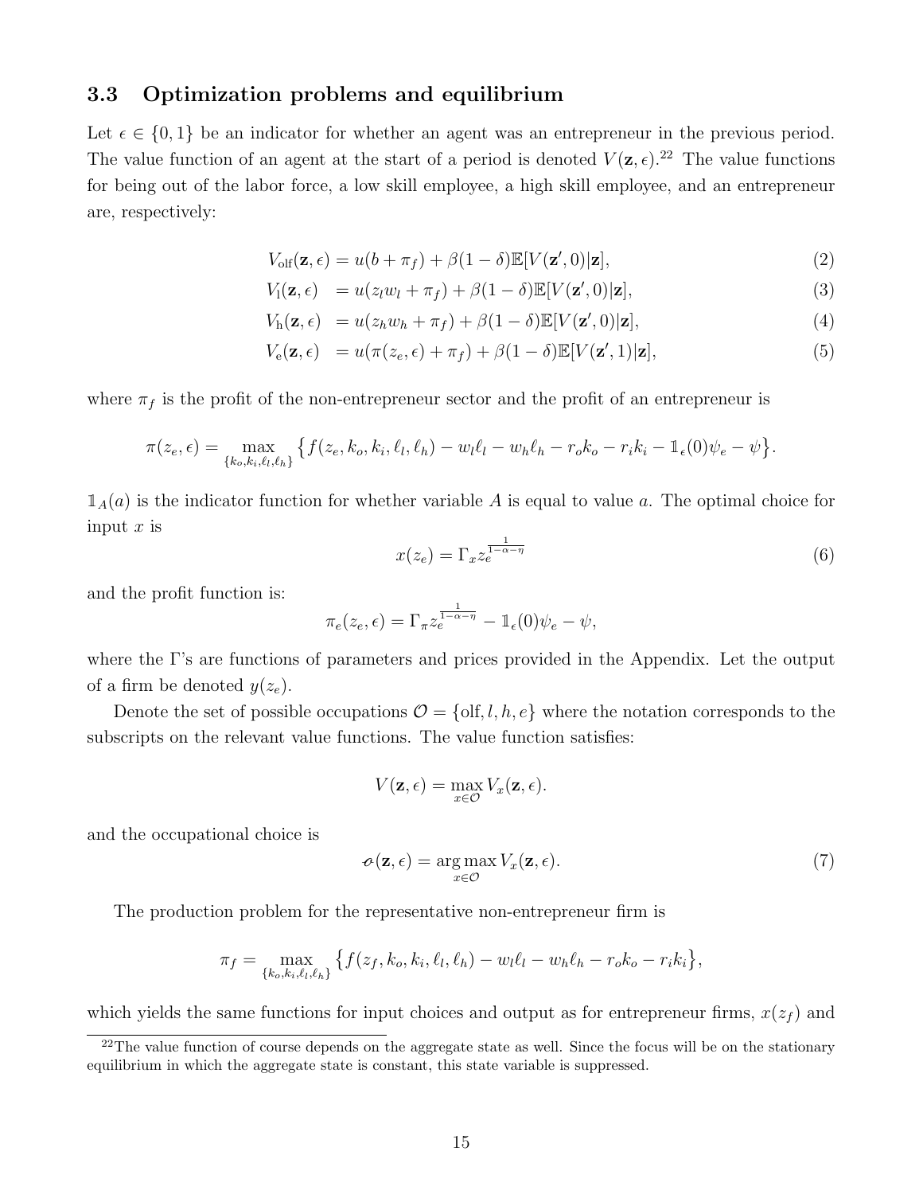### 3.3 Optimization problems and equilibrium

Let $\epsilon \in \{0, 1\}$ be an indicator for whether an agent was an entrepreneur in the previous period. The value function of an agent at the start of a period is denoted $V(\mathbf{z}, \epsilon)$.[22] The value functions for being out of the labor force, a low skill employee, a high skill employee, and an entrepreneur are, respectively:

$$V_{\text{olf}}(\mathbf{z}, \epsilon) = u(b + \pi_f) + \beta(1-\delta)\mathbb{E}[V(\mathbf{z}', 0)|\mathbf{z}], \tag{2}$$

$$V_{\text{l}}(\mathbf{z}, \epsilon) \ = u(z_l w_l + \pi_f) + \beta(1-\delta)\mathbb{E}[V(\mathbf{z}', 0)|\mathbf{z}], \tag{3}$$

$$V_{\text{h}}(\mathbf{z}, \epsilon) \ = u(z_h w_h + \pi_f) + \beta(1-\delta)\mathbb{E}[V(\mathbf{z}', 0)|\mathbf{z}], \tag{4}$$

$$V_{\text{e}}(\mathbf{z}, \epsilon) \ = u(\pi(z_e, \epsilon) + \pi_f) + \beta(1-\delta)\mathbb{E}[V(\mathbf{z}', 1)|\mathbf{z}], \tag{5}$$

where $\pi_f$ is the profit of the non-entrepreneur sector and the profit of an entrepreneur is

$$\pi(z_e, \epsilon) = \max_{\{k_o, k_i, \ell_l, \ell_h\}} \big\{ f(z_e, k_o, k_i, \ell_l, \ell_h) - w_l \ell_l - w_h \ell_h - r_o k_o - r_i k_i - \mathbb{1}_\epsilon(0)\psi_e - \psi \big\}.$$

$\mathbb{1}_A(a)$ is the indicator function for whether variable $A$ is equal to value $a$. The optimal choice for input $x$ is

$$x(z_e) = \Gamma_x z_e^{\frac{1}{1-\alpha-\eta}} \tag{6}$$

and the profit function is:

$$\pi_e(z_e, \epsilon) = \Gamma_\pi z_e^{\frac{1}{1-\alpha-\eta}} - \mathbb{1}_\epsilon(0)\psi_e - \psi,$$

where the $\Gamma$'s are functions of parameters and prices provided in the Appendix. Let the output of a firm be denoted $y(z_e)$.

Denote the set of possible occupations $\mathcal{O} = \{\text{olf}, l, h, e\}$ where the notation corresponds to the subscripts on the relevant value functions. The value function satisfies:

$$V(\mathbf{z}, \epsilon) = \max_{x \in \mathcal{O}} V_x(\mathbf{z}, \epsilon).$$

and the occupational choice is

$$\mathscr{o}(\mathbf{z}, \epsilon) = \arg\max_{x \in \mathcal{O}} V_x(\mathbf{z}, \epsilon). \tag{7}$$

The production problem for the representative non-entrepreneur firm is

$$\pi_f = \max_{\{k_o, k_i, \ell_l, \ell_h\}} \big\{ f(z_f, k_o, k_i, \ell_l, \ell_h) - w_l \ell_l - w_h \ell_h - r_o k_o - r_i k_i \big\},$$

which yields the same functions for input choices and output as for entrepreneur firms, $x(z_f)$ and

[22] The value function of course depends on the aggregate state as well. Since the focus will be on the stationary equilibrium in which the aggregate state is constant, this state variable is suppressed.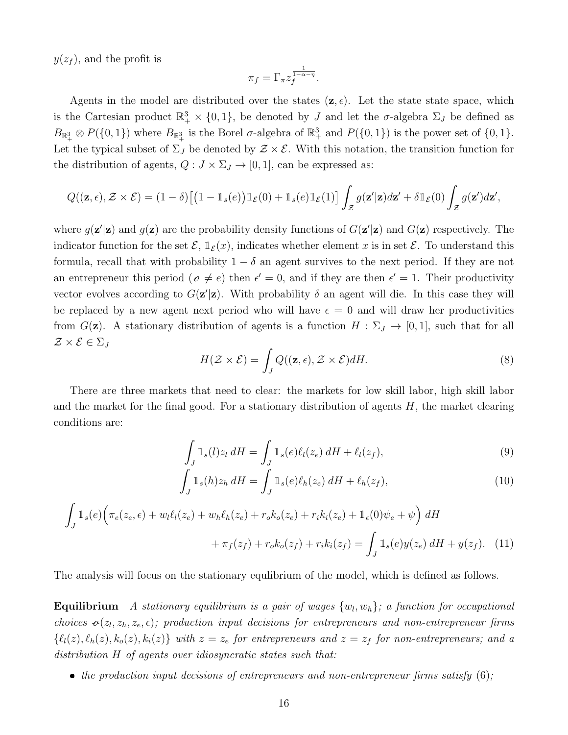$y(z_f)$, and the profit is

$$\pi_f = \Gamma_\pi z_f^{\frac{1}{1-\alpha-\eta}}.$$

Agents in the model are distributed over the states $(\mathbf{z}, \epsilon)$. Let the state state space, which is the Cartesian product $\mathbb{R}^3_+ \times \{0,1\}$, be denoted by $J$ and let the $\sigma$-algebra $\Sigma_J$ be defined as $B_{\mathbb{R}^3_+} \otimes P(\{0,1\})$ where $B_{\mathbb{R}^3_+}$ is the Borel $\sigma$-algebra of $\mathbb{R}^3_+$ and $P(\{0,1\})$ is the power set of $\{0,1\}$. Let the typical subset of $\Sigma_J$ be denoted by $\mathcal{Z} \times \mathcal{E}$. With this notation, the transition function for the distribution of agents, $Q : J \times \Sigma_J \to [0,1]$, can be expressed as:

$$Q((\mathbf{z}, \epsilon), \mathcal{Z} \times \mathcal{E}) = (1-\delta)\big[\big(1 - \mathbb{1}_s(e)\big)\mathbb{1}_{\mathcal{E}}(0) + \mathbb{1}_s(e)\mathbb{1}_{\mathcal{E}}(1)\big] \int_{\mathcal{Z}} g(\mathbf{z}'|\mathbf{z})d\mathbf{z}' + \delta \mathbb{1}_{\mathcal{E}}(0) \int_{\mathcal{Z}} g(\mathbf{z}')d\mathbf{z}',$$

where $g(\mathbf{z}'|\mathbf{z})$ and $g(\mathbf{z})$ are the probability density functions of $G(\mathbf{z}'|\mathbf{z})$ and $G(\mathbf{z})$ respectively. The indicator function for the set $\mathcal{E}$, $\mathbb{1}_{\mathcal{E}}(x)$, indicates whether element $x$ is in set $\mathcal{E}$. To understand this formula, recall that with probability $1-\delta$ an agent survives to the next period. If they are not an entrepreneur this period ($s \neq e$) then $\epsilon' = 0$, and if they are then $\epsilon' = 1$. Their productivity vector evolves according to $G(\mathbf{z}'|\mathbf{z})$. With probability $\delta$ an agent will die. In this case they will be replaced by a new agent next period who will have $\epsilon = 0$ and will draw her productivities from $G(\mathbf{z})$. A stationary distribution of agents is a function $H : \Sigma_J \to [0,1]$, such that for all $\mathcal{Z} \times \mathcal{E} \in \Sigma_J$

$$H(\mathcal{Z} \times \mathcal{E}) = \int_J Q((\mathbf{z}, \epsilon), \mathcal{Z} \times \mathcal{E})dH. \tag{8}$$

There are three markets that need to clear: the markets for low skill labor, high skill labor and the market for the final good. For a stationary distribution of agents $H$, the market clearing conditions are:

$$\int_J \mathbb{1}_s(l) z_l \, dH = \int_J \mathbb{1}_s(e)\ell_l(z_e)\, dH + \ell_l(z_f), \tag{9}$$

$$\int_J \mathbb{1}_s(h) z_h \, dH = \int_J \mathbb{1}_s(e)\ell_h(z_e)\, dH + \ell_h(z_f), \tag{10}$$

$$\int_J \mathbb{1}_s(e)\Big(\pi_e(z_e, \epsilon) + w_l\ell_l(z_e) + w_h\ell_h(z_e) + r_o k_o(z_e) + r_i k_i(z_e) + \mathbb{1}_\epsilon(0)\psi_e + \psi\Big)\, dH$$
$$+ \pi_f(z_f) + r_o k_o(z_f) + r_i k_i(z_f) = \int_J \mathbb{1}_s(e) y(z_e)\, dH + y(z_f). \tag{11}$$

The analysis will focus on the stationary equlibrium of the model, which is defined as follows.

**Equilibrium** *A stationary equilibrium is a pair of wages $\{w_l, w_h\}$; a function for occupational choices $s(z_l, z_h, z_e, \epsilon)$; production input decisions for entrepreneurs and non-entrepreneur firms $\{\ell_l(z), \ell_h(z), k_o(z), k_i(z)\}$ with $z = z_e$ for entrepreneurs and $z = z_f$ for non-entrepreneurs; and a distribution $H$ of agents over idiosyncratic states such that:*

- *the production input decisions of entrepreneurs and non-entrepreneur firms satisfy (6);*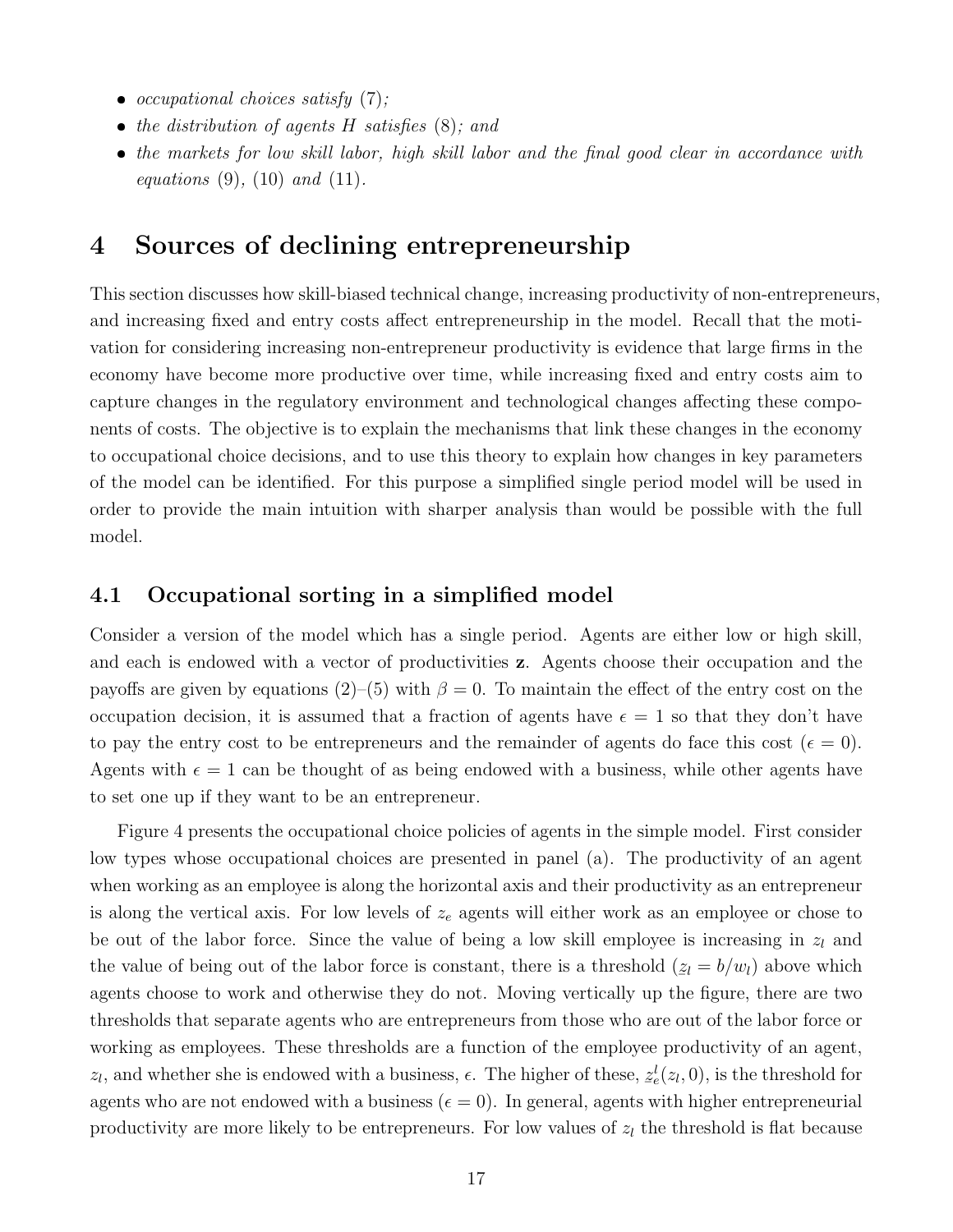- *occupational choices satisfy* (7);
- *the distribution of agents $H$ satisfies* (8); *and*
- *the markets for low skill labor, high skill labor and the final good clear in accordance with equations* (9), (10) *and* (11).

# 4 Sources of declining entrepreneurship

This section discusses how skill-biased technical change, increasing productivity of non-entrepreneurs, and increasing fixed and entry costs affect entrepreneurship in the model. Recall that the motivation for considering increasing non-entrepreneur productivity is evidence that large firms in the economy have become more productive over time, while increasing fixed and entry costs aim to capture changes in the regulatory environment and technological changes affecting these components of costs. The objective is to explain the mechanisms that link these changes in the economy to occupational choice decisions, and to use this theory to explain how changes in key parameters of the model can be identified. For this purpose a simplified single period model will be used in order to provide the main intuition with sharper analysis than would be possible with the full model.

## 4.1 Occupational sorting in a simplified model

Consider a version of the model which has a single period. Agents are either low or high skill, and each is endowed with a vector of productivities $\mathbf{z}$. Agents choose their occupation and the payoffs are given by equations (2)–(5) with $\beta = 0$. To maintain the effect of the entry cost on the occupation decision, it is assumed that a fraction of agents have $\epsilon = 1$ so that they don't have to pay the entry cost to be entrepreneurs and the remainder of agents do face this cost ($\epsilon = 0$). Agents with $\epsilon = 1$ can be thought of as being endowed with a business, while other agents have to set one up if they want to be an entrepreneur.

Figure 4 presents the occupational choice policies of agents in the simple model. First consider low types whose occupational choices are presented in panel (a). The productivity of an agent when working as an employee is along the horizontal axis and their productivity as an entrepreneur is along the vertical axis. For low levels of $z_e$ agents will either work as an employee or chose to be out of the labor force. Since the value of being a low skill employee is increasing in $z_l$ and the value of being out of the labor force is constant, there is a threshold ($z_l = b/w_l$) above which agents choose to work and otherwise they do not. Moving vertically up the figure, there are two thresholds that separate agents who are entrepreneurs from those who are out of the labor force or working as employees. These thresholds are a function of the employee productivity of an agent, $z_l$, and whether she is endowed with a business, $\epsilon$. The higher of these, $z_e^l(z_l, 0)$, is the threshold for agents who are not endowed with a business ($\epsilon = 0$). In general, agents with higher entrepreneurial productivity are more likely to be entrepreneurs. For low values of $z_l$ the threshold is flat because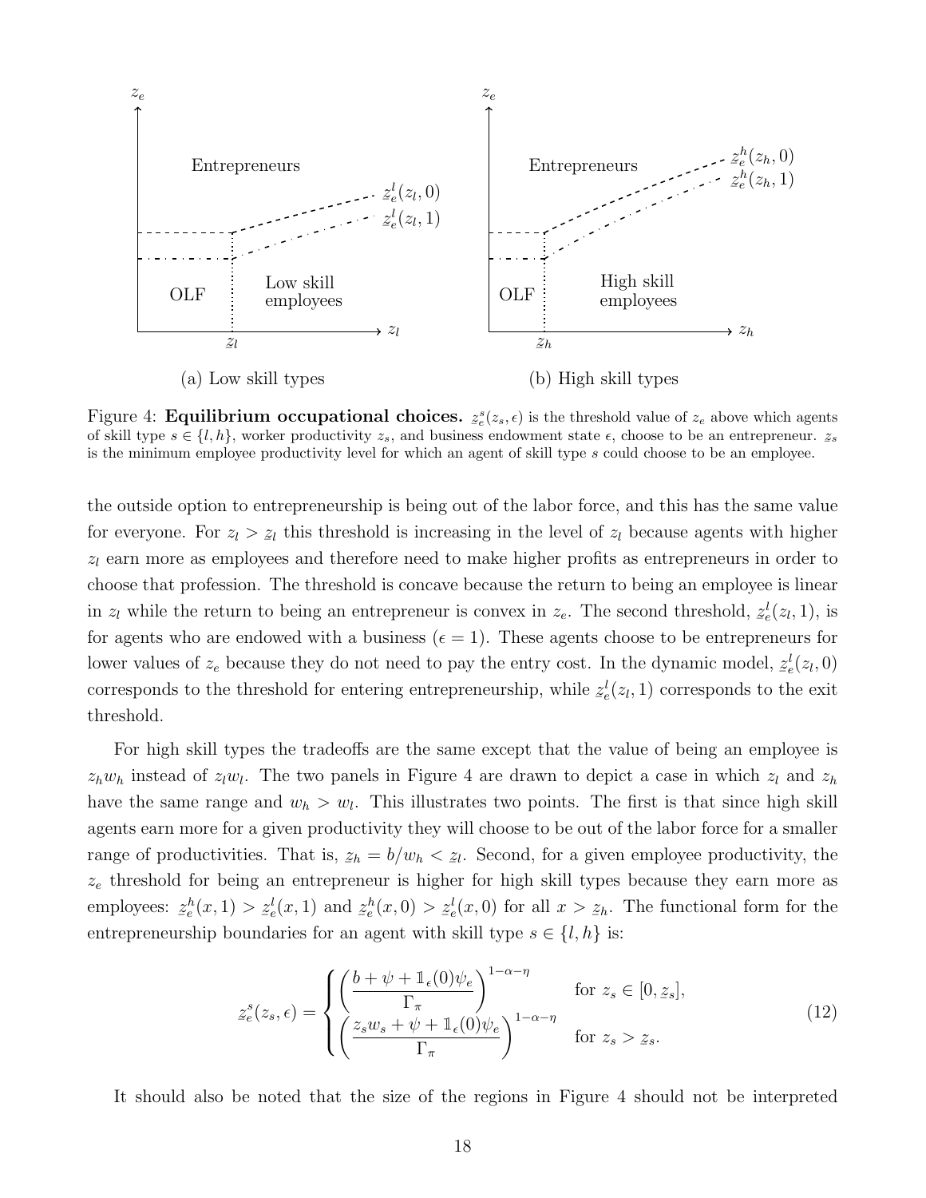Figure 4: **Equilibrium occupational choices.** $\underline{z}_e^s(z_s, \epsilon)$ is the threshold value of $z_e$ above which agents of skill type $s \in \{l, h\}$, worker productivity $z_s$, and business endowment state $\epsilon$, choose to be an entrepreneur. $\underline{z}_s$ is the minimum employee productivity level for which an agent of skill type $s$ could choose to be an employee.

the outside option to entrepreneurship is being out of the labor force, and this has the same value for everyone. For $z_l > \underline{z}_l$ this threshold is increasing in the level of $z_l$ because agents with higher $z_l$ earn more as employees and therefore need to make higher profits as entrepreneurs in order to choose that profession. The threshold is concave because the return to being an employee is linear in $z_l$ while the return to being an entrepreneur is convex in $z_e$. The second threshold, $\underline{z}_e^l(z_l, 1)$, is for agents who are endowed with a business ($\epsilon = 1$). These agents choose to be entrepreneurs for lower values of $z_e$ because they do not need to pay the entry cost. In the dynamic model, $\underline{z}_e^l(z_l, 0)$ corresponds to the threshold for entering entrepreneurship, while $\underline{z}_e^l(z_l, 1)$ corresponds to the exit threshold.

For high skill types the tradeoffs are the same except that the value of being an employee is $z_h w_h$ instead of $z_l w_l$. The two panels in Figure 4 are drawn to depict a case in which $z_l$ and $z_h$ have the same range and $w_h > w_l$. This illustrates two points. The first is that since high skill agents earn more for a given productivity they will choose to be out of the labor force for a smaller range of productivities. That is, $\underline{z}_h = b/w_h < \underline{z}_l$. Second, for a given employee productivity, the $z_e$ threshold for being an entrepreneur is higher for high skill types because they earn more as employees: $\underline{z}_e^h(x, 1) > \underline{z}_e^l(x, 1)$ and $\underline{z}_e^h(x, 0) > \underline{z}_e^l(x, 0)$ for all $x > \underline{z}_h$. The functional form for the entrepreneurship boundaries for an agent with skill type $s \in \{l, h\}$ is:

$$
\underline{z}_e^s(z_s, \epsilon) = \begin{cases} \left( \dfrac{b + \psi + \mathbb{1}_\epsilon(0)\psi_e}{\Gamma_\pi} \right)^{1-\alpha-\eta} & \text{for } z_s \in [0, \underline{z}_s], \\ \left( \dfrac{z_s w_s + \psi + \mathbb{1}_\epsilon(0)\psi_e}{\Gamma_\pi} \right)^{1-\alpha-\eta} & \text{for } z_s > \underline{z}_s. \end{cases} \tag{12}
$$

It should also be noted that the size of the regions in Figure 4 should not be interpreted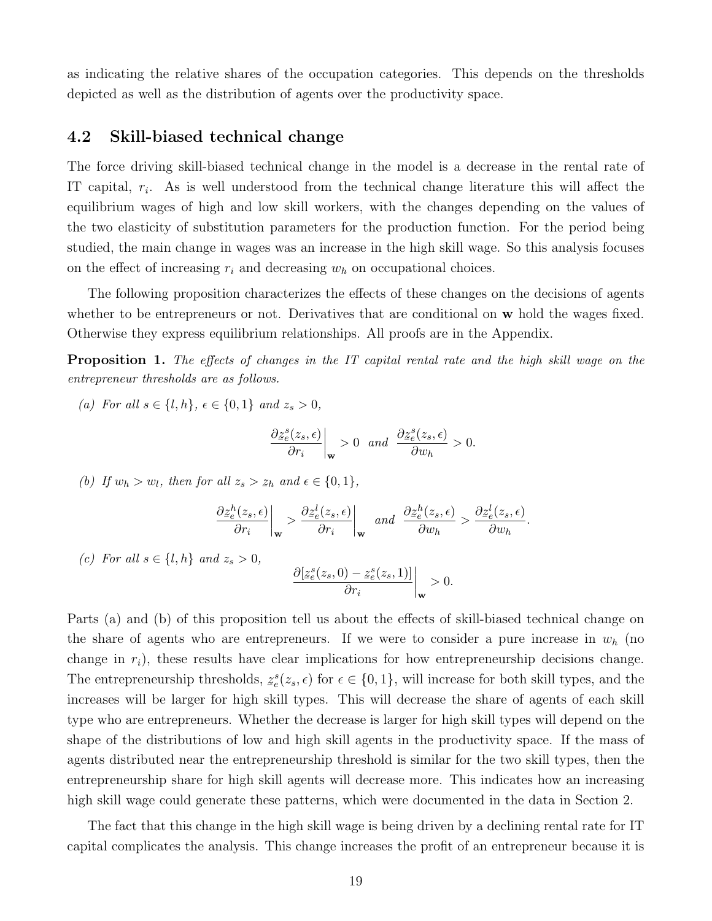as indicating the relative shares of the occupation categories. This depends on the thresholds depicted as well as the distribution of agents over the productivity space.

### 4.2 Skill-biased technical change

The force driving skill-biased technical change in the model is a decrease in the rental rate of IT capital, $r_i$. As is well understood from the technical change literature this will affect the equilibrium wages of high and low skill workers, with the changes depending on the values of the two elasticity of substitution parameters for the production function. For the period being studied, the main change in wages was an increase in the high skill wage. So this analysis focuses on the effect of increasing $r_i$ and decreasing $w_h$ on occupational choices.

The following proposition characterizes the effects of these changes on the decisions of agents whether to be entrepreneurs or not. Derivatives that are conditional on $\mathbf{w}$ hold the wages fixed. Otherwise they express equilibrium relationships. All proofs are in the Appendix.

**Proposition 1.** *The effects of changes in the IT capital rental rate and the high skill wage on the entrepreneur thresholds are as follows.*

*(a) For all $s \in \{l, h\}$, $\epsilon \in \{0, 1\}$ and $z_s > 0$,*

$$\left.\frac{\partial \underline{z}_e^s(z_s, \epsilon)}{\partial r_i}\right|_{\mathbf{w}} > 0 \quad \textit{and} \quad \frac{\partial \underline{z}_e^s(z_s, \epsilon)}{\partial w_h} > 0.$$

*(b) If $w_h > w_l$, then for all $z_s > \underline{z}_h$ and $\epsilon \in \{0, 1\}$,*

$$\left.\frac{\partial \underline{z}_e^h(z_s, \epsilon)}{\partial r_i}\right|_{\mathbf{w}} > \left.\frac{\partial \underline{z}_e^l(z_s, \epsilon)}{\partial r_i}\right|_{\mathbf{w}} \quad \textit{and} \quad \frac{\partial \underline{z}_e^h(z_s, \epsilon)}{\partial w_h} > \frac{\partial \underline{z}_e^l(z_s, \epsilon)}{\partial w_h}.$$

*(c) For all $s \in \{l, h\}$ and $z_s > 0$,*

$$\left.\frac{\partial [\underline{z}_e^s(z_s, 0) - \underline{z}_e^s(z_s, 1)]}{\partial r_i}\right|_{\mathbf{w}} > 0.$$

Parts (a) and (b) of this proposition tell us about the effects of skill-biased technical change on the share of agents who are entrepreneurs. If we were to consider a pure increase in $w_h$ (no change in $r_i$), these results have clear implications for how entrepreneurship decisions change. The entrepreneurship thresholds, $\underline{z}_e^s(z_s, \epsilon)$ for $\epsilon \in \{0, 1\}$, will increase for both skill types, and the increases will be larger for high skill types. This will decrease the share of agents of each skill type who are entrepreneurs. Whether the decrease is larger for high skill types will depend on the shape of the distributions of low and high skill agents in the productivity space. If the mass of agents distributed near the entrepreneurship threshold is similar for the two skill types, then the entrepreneurship share for high skill agents will decrease more. This indicates how an increasing high skill wage could generate these patterns, which were documented in the data in Section 2.

The fact that this change in the high skill wage is being driven by a declining rental rate for IT capital complicates the analysis. This change increases the profit of an entrepreneur because it is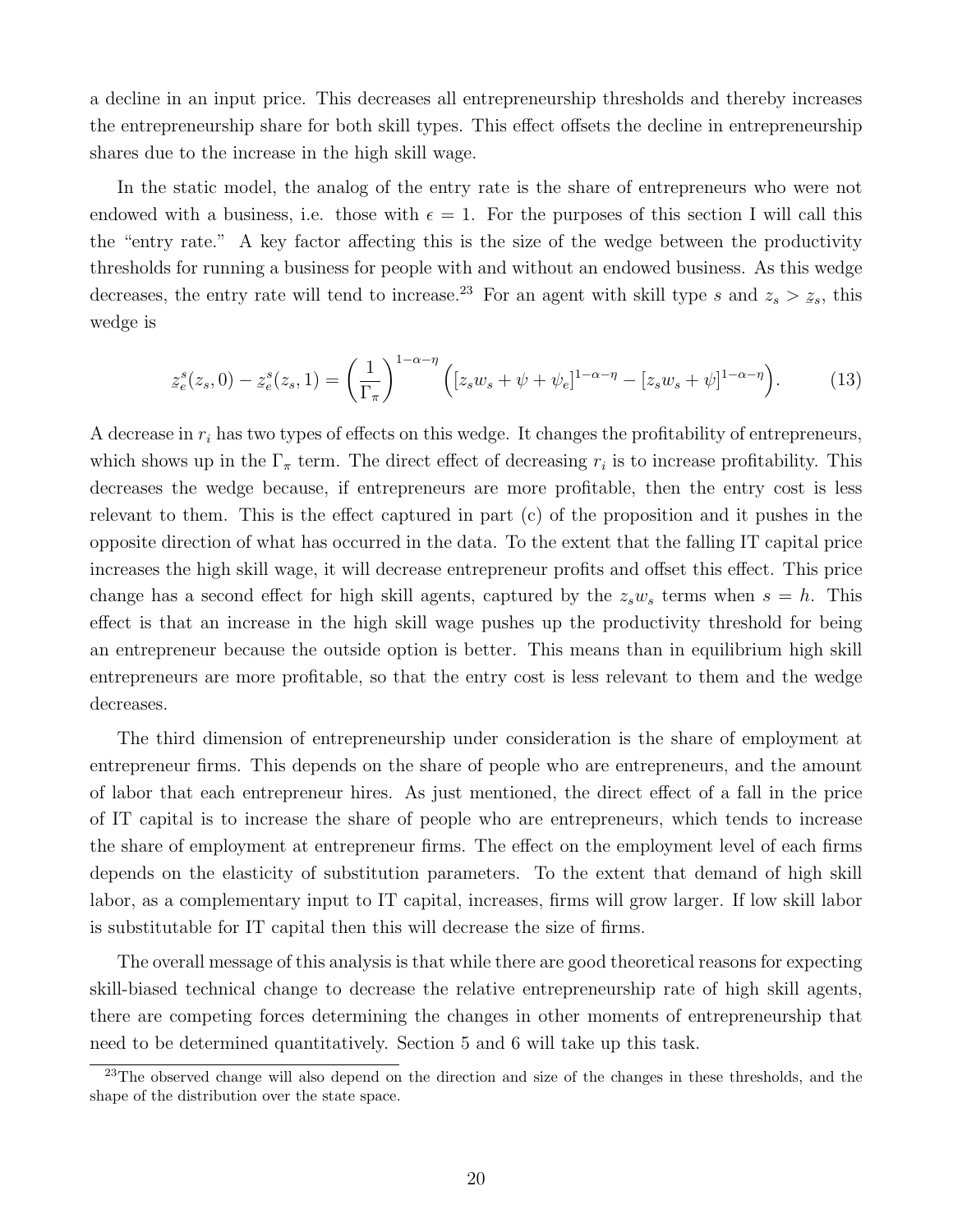a decline in an input price. This decreases all entrepreneurship thresholds and thereby increases the entrepreneurship share for both skill types. This effect offsets the decline in entrepreneurship shares due to the increase in the high skill wage.

In the static model, the analog of the entry rate is the share of entrepreneurs who were not endowed with a business, i.e. those with $\epsilon = 1$. For the purposes of this section I will call this the "entry rate." A key factor affecting this is the size of the wedge between the productivity thresholds for running a business for people with and without an endowed business. As this wedge decreases, the entry rate will tend to increase.[23] For an agent with skill type $s$ and $z_s > \underline{z}_s$, this wedge is

$$\underline{z}_e^s(z_s, 0) - \underline{z}_e^s(z_s, 1) = \left(\frac{1}{\Gamma_\pi}\right)^{1-\alpha-\eta} \Big( [z_s w_s + \psi + \psi_e]^{1-\alpha-\eta} - [z_s w_s + \psi]^{1-\alpha-\eta} \Big). \tag{13}$$

A decrease in $r_i$ has two types of effects on this wedge. It changes the profitability of entrepreneurs, which shows up in the $\Gamma_\pi$ term. The direct effect of decreasing $r_i$ is to increase profitability. This decreases the wedge because, if entrepreneurs are more profitable, then the entry cost is less relevant to them. This is the effect captured in part (c) of the proposition and it pushes in the opposite direction of what has occurred in the data. To the extent that the falling IT capital price increases the high skill wage, it will decrease entrepreneur profits and offset this effect. This price change has a second effect for high skill agents, captured by the $z_s w_s$ terms when $s = h$. This effect is that an increase in the high skill wage pushes up the productivity threshold for being an entrepreneur because the outside option is better. This means than in equilibrium high skill entrepreneurs are more profitable, so that the entry cost is less relevant to them and the wedge decreases.

The third dimension of entrepreneurship under consideration is the share of employment at entrepreneur firms. This depends on the share of people who are entrepreneurs, and the amount of labor that each entrepreneur hires. As just mentioned, the direct effect of a fall in the price of IT capital is to increase the share of people who are entrepreneurs, which tends to increase the share of employment at entrepreneur firms. The effect on the employment level of each firms depends on the elasticity of substitution parameters. To the extent that demand of high skill labor, as a complementary input to IT capital, increases, firms will grow larger. If low skill labor is substitutable for IT capital then this will decrease the size of firms.

The overall message of this analysis is that while there are good theoretical reasons for expecting skill-biased technical change to decrease the relative entrepreneurship rate of high skill agents, there are competing forces determining the changes in other moments of entrepreneurship that need to be determined quantitatively. Section 5 and 6 will take up this task.

[23] The observed change will also depend on the direction and size of the changes in these thresholds, and the shape of the distribution over the state space.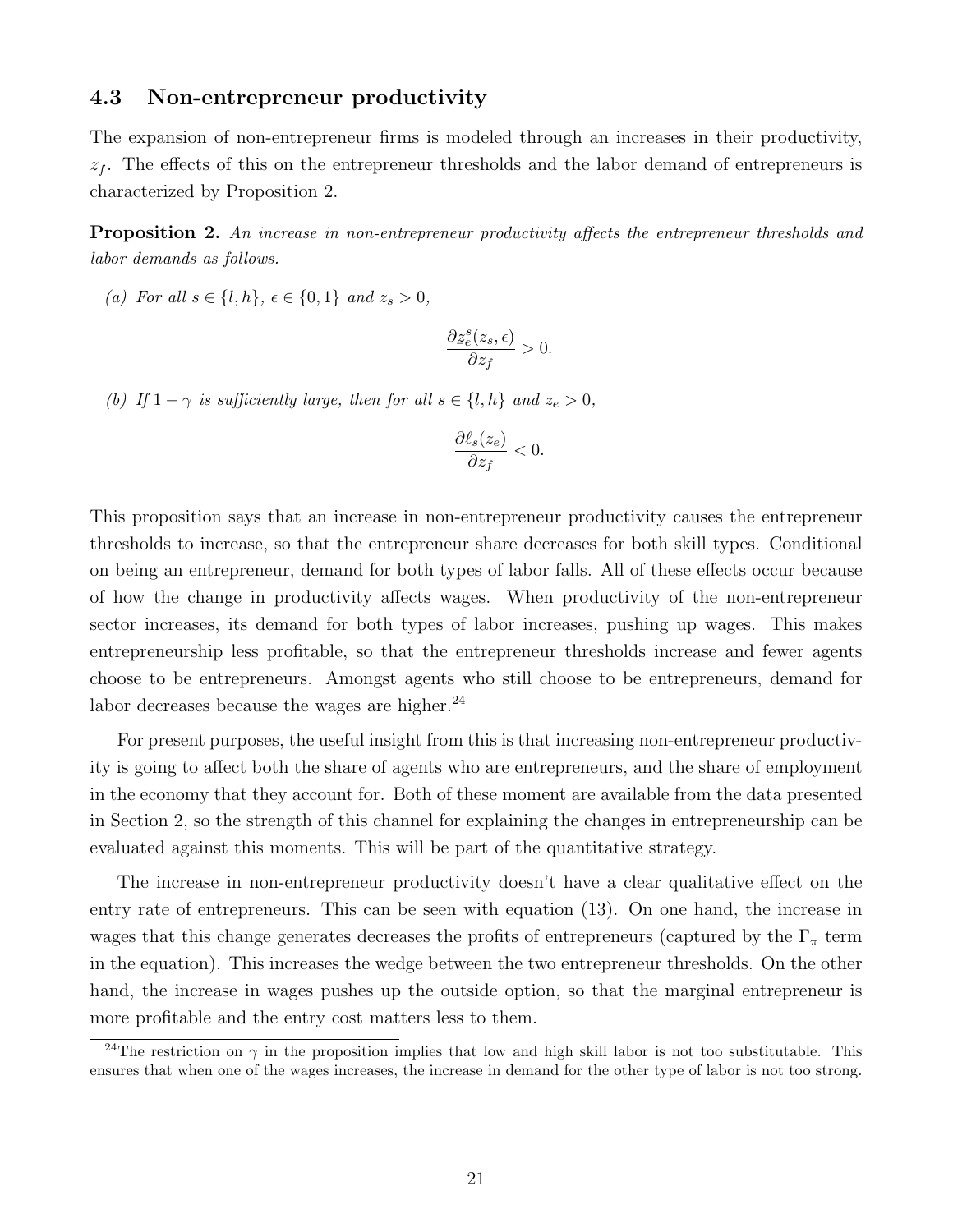### 4.3 Non-entrepreneur productivity

The expansion of non-entrepreneur firms is modeled through an increases in their productivity, $z_f$. The effects of this on the entrepreneur thresholds and the labor demand of entrepreneurs is characterized by Proposition 2.

**Proposition 2.** *An increase in non-entrepreneur productivity affects the entrepreneur thresholds and labor demands as follows.*

*(a) For all $s \in \{l, h\}$, $\epsilon \in \{0, 1\}$ and $z_s > 0$,*

$$\frac{\partial z_e^s(z_s, \epsilon)}{\partial z_f} > 0.$$

*(b) If $1 - \gamma$ is sufficiently large, then for all $s \in \{l, h\}$ and $z_e > 0$,*

$$\frac{\partial \ell_s(z_e)}{\partial z_f} < 0.$$

This proposition says that an increase in non-entrepreneur productivity causes the entrepreneur thresholds to increase, so that the entrepreneur share decreases for both skill types. Conditional on being an entrepreneur, demand for both types of labor falls. All of these effects occur because of how the change in productivity affects wages. When productivity of the non-entrepreneur sector increases, its demand for both types of labor increases, pushing up wages. This makes entrepreneurship less profitable, so that the entrepreneur thresholds increase and fewer agents choose to be entrepreneurs. Amongst agents who still choose to be entrepreneurs, demand for labor decreases because the wages are higher.[24]

For present purposes, the useful insight from this is that increasing non-entrepreneur productivity is going to affect both the share of agents who are entrepreneurs, and the share of employment in the economy that they account for. Both of these moment are available from the data presented in Section 2, so the strength of this channel for explaining the changes in entrepreneurship can be evaluated against this moments. This will be part of the quantitative strategy.

The increase in non-entrepreneur productivity doesn't have a clear qualitative effect on the entry rate of entrepreneurs. This can be seen with equation (13). On one hand, the increase in wages that this change generates decreases the profits of entrepreneurs (captured by the $\Gamma_\pi$ term in the equation). This increases the wedge between the two entrepreneur thresholds. On the other hand, the increase in wages pushes up the outside option, so that the marginal entrepreneur is more profitable and the entry cost matters less to them.

[24] The restriction on $\gamma$ in the proposition implies that low and high skill labor is not too substitutable. This ensures that when one of the wages increases, the increase in demand for the other type of labor is not too strong.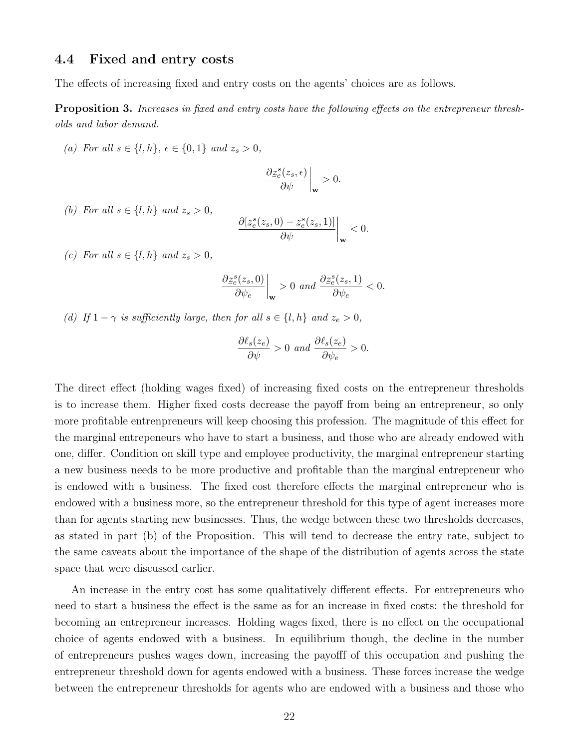### 4.4 Fixed and entry costs

The effects of increasing fixed and entry costs on the agents' choices are as follows.

**Proposition 3.** *Increases in fixed and entry costs have the following effects on the entrepreneur thresholds and labor demand.*

*(a) For all $s \in \{l, h\}$, $\epsilon \in \{0, 1\}$ and $z_s > 0$,*

$$\left.\frac{\partial \underline{z}_e^s(z_s, \epsilon)}{\partial \psi}\right|_{\mathbf{w}} > 0.$$

*(b) For all $s \in \{l, h\}$ and $z_s > 0$,*

$$\left.\frac{\partial [\underline{z}_e^s(z_s, 0) - \underline{z}_e^s(z_s, 1)]}{\partial \psi}\right|_{\mathbf{w}} < 0.$$

*(c) For all $s \in \{l, h\}$ and $z_s > 0$,*

$$\left.\frac{\partial \underline{z}_e^s(z_s, 0)}{\partial \psi_e}\right|_{\mathbf{w}} > 0 \text{ and } \frac{\partial \underline{z}_e^s(z_s, 1)}{\partial \psi_e} < 0.$$

*(d) If $1 - \gamma$ is sufficiently large, then for all $s \in \{l, h\}$ and $z_e > 0$,*

$$\frac{\partial \ell_s(z_e)}{\partial \psi} > 0 \text{ and } \frac{\partial \ell_s(z_e)}{\partial \psi_e} > 0.$$

The direct effect (holding wages fixed) of increasing fixed costs on the entrepreneur thresholds is to increase them. Higher fixed costs decrease the payoff from being an entrepreneur, so only more profitable entrenpreneurs will keep choosing this profession. The magnitude of this effect for the marginal entrepeneurs who have to start a business, and those who are already endowed with one, differ. Condition on skill type and employee productivity, the marginal entrepreneur starting a new business needs to be more productive and profitable than the marginal entrepreneur who is endowed with a business. The fixed cost therefore effects the marginal entrepreneur who is endowed with a business more, so the entrepreneur threshold for this type of agent increases more than for agents starting new businesses. Thus, the wedge between these two thresholds decreases, as stated in part (b) of the Proposition. This will tend to decrease the entry rate, subject to the same caveats about the importance of the shape of the distribution of agents across the state space that were discussed earlier.

An increase in the entry cost has some qualitatively different effects. For entrepreneurs who need to start a business the effect is the same as for an increase in fixed costs: the threshold for becoming an entrepreneur increases. Holding wages fixed, there is no effect on the occupational choice of agents endowed with a business. In equilibrium though, the decline in the number of entrepreneurs pushes wages down, increasing the payofff of this occupation and pushing the entrepreneur threshold down for agents endowed with a business. These forces increase the wedge between the entrepreneur thresholds for agents who are endowed with a business and those who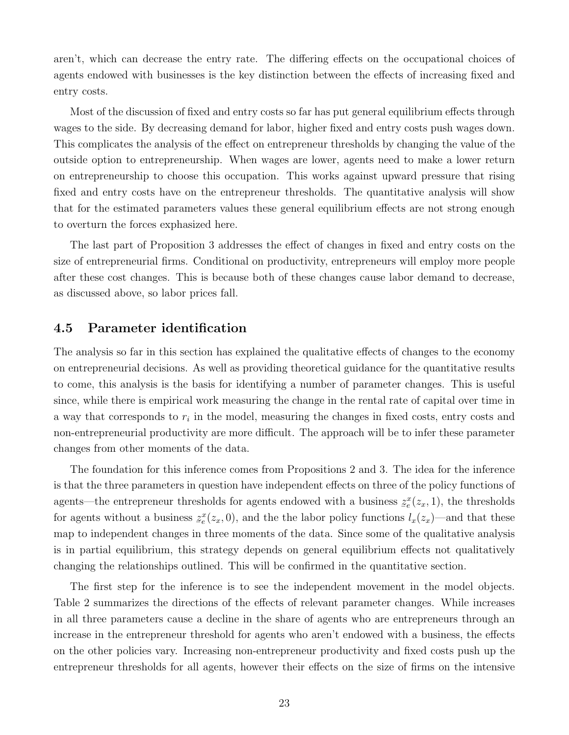aren't, which can decrease the entry rate. The differing effects on the occupational choices of agents endowed with businesses is the key distinction between the effects of increasing fixed and entry costs.

Most of the discussion of fixed and entry costs so far has put general equilibrium effects through wages to the side. By decreasing demand for labor, higher fixed and entry costs push wages down. This complicates the analysis of the effect on entrepreneur thresholds by changing the value of the outside option to entrepreneurship. When wages are lower, agents need to make a lower return on entrepreneurship to choose this occupation. This works against upward pressure that rising fixed and entry costs have on the entrepreneur thresholds. The quantitative analysis will show that for the estimated parameters values these general equilibrium effects are not strong enough to overturn the forces exphasized here.

The last part of Proposition 3 addresses the effect of changes in fixed and entry costs on the size of entrepreneurial firms. Conditional on productivity, entrepreneurs will employ more people after these cost changes. This is because both of these changes cause labor demand to decrease, as discussed above, so labor prices fall.

## 4.5 Parameter identification

The analysis so far in this section has explained the qualitative effects of changes to the economy on entrepreneurial decisions. As well as providing theoretical guidance for the quantitative results to come, this analysis is the basis for identifying a number of parameter changes. This is useful since, while there is empirical work measuring the change in the rental rate of capital over time in a way that corresponds to $r_i$ in the model, measuring the changes in fixed costs, entry costs and non-entrepreneurial productivity are more difficult. The approach will be to infer these parameter changes from other moments of the data.

The foundation for this inference comes from Propositions 2 and 3. The idea for the inference is that the three parameters in question have independent effects on three of the policy functions of agents—the entrepreneur thresholds for agents endowed with a business $z_e^x(z_x, 1)$, the thresholds for agents without a business $z_e^x(z_x, 0)$, and the the labor policy functions $l_x(z_x)$—and that these map to independent changes in three moments of the data. Since some of the qualitative analysis is in partial equilibrium, this strategy depends on general equilibrium effects not qualitatively changing the relationships outlined. This will be confirmed in the quantitative section.

The first step for the inference is to see the independent movement in the model objects. Table 2 summarizes the directions of the effects of relevant parameter changes. While increases in all three parameters cause a decline in the share of agents who are entrepreneurs through an increase in the entrepreneur threshold for agents who aren't endowed with a business, the effects on the other policies vary. Increasing non-entrepreneur productivity and fixed costs push up the entrepreneur thresholds for all agents, however their effects on the size of firms on the intensive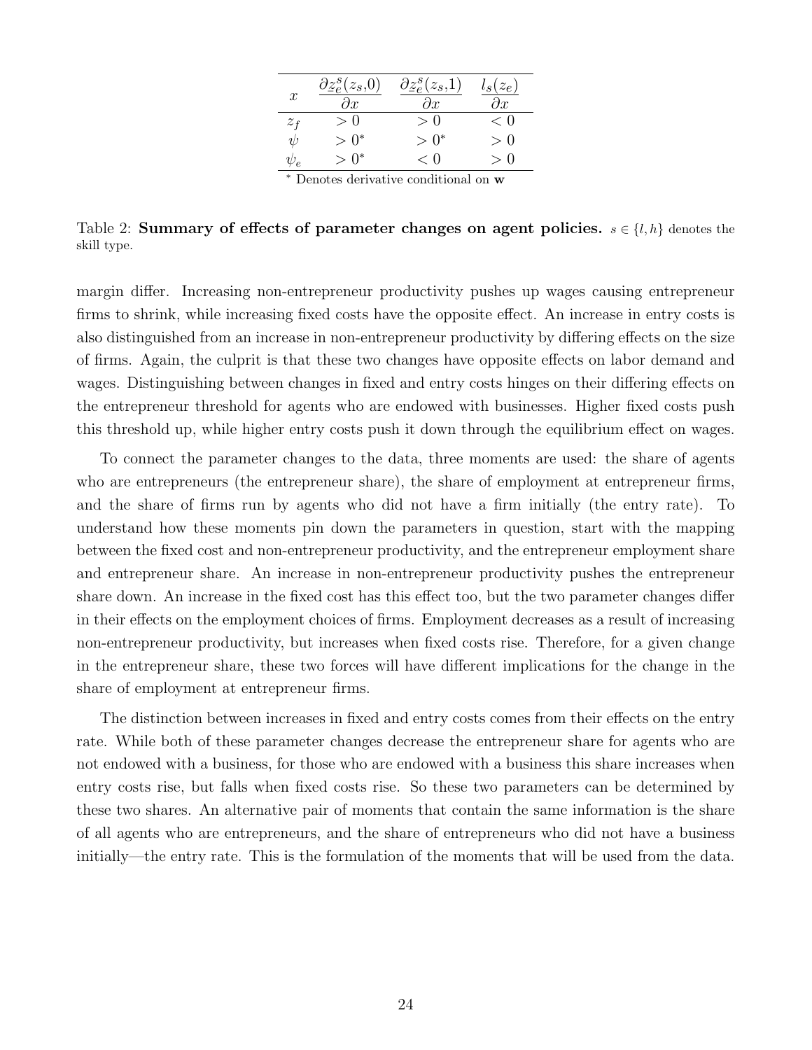| $x$ | $\frac{\partial \underline{z}_e^s(z_s,0)}{\partial x}$ | $\frac{\partial \underline{z}_e^s(z_s,1)}{\partial x}$ | $\frac{l_s(z_e)}{\partial x}$ |
|---|---|---|---|
| $z_f$ | $> 0$ | $> 0$ | $< 0$ |
| $\psi$ | $> 0^*$ | $> 0^*$ | $> 0$ |
| $\psi_e$ | $> 0^*$ | $< 0$ | $> 0$ |

$^*$ Denotes derivative conditional on $\mathbf{w}$

Table 2: **Summary of effects of parameter changes on agent policies.** $s \in \{l, h\}$ denotes the skill type.

margin differ. Increasing non-entrepreneur productivity pushes up wages causing entrepreneur firms to shrink, while increasing fixed costs have the opposite effect. An increase in entry costs is also distinguished from an increase in non-entrepreneur productivity by differing effects on the size of firms. Again, the culprit is that these two changes have opposite effects on labor demand and wages. Distinguishing between changes in fixed and entry costs hinges on their differing effects on the entrepreneur threshold for agents who are endowed with businesses. Higher fixed costs push this threshold up, while higher entry costs push it down through the equilibrium effect on wages.

To connect the parameter changes to the data, three moments are used: the share of agents who are entrepreneurs (the entrepreneur share), the share of employment at entrepreneur firms, and the share of firms run by agents who did not have a firm initially (the entry rate). To understand how these moments pin down the parameters in question, start with the mapping between the fixed cost and non-entrepreneur productivity, and the entrepreneur employment share and entrepreneur share. An increase in non-entrepreneur productivity pushes the entrepreneur share down. An increase in the fixed cost has this effect too, but the two parameter changes differ in their effects on the employment choices of firms. Employment decreases as a result of increasing non-entrepreneur productivity, but increases when fixed costs rise. Therefore, for a given change in the entrepreneur share, these two forces will have different implications for the change in the share of employment at entrepreneur firms.

The distinction between increases in fixed and entry costs comes from their effects on the entry rate. While both of these parameter changes decrease the entrepreneur share for agents who are not endowed with a business, for those who are endowed with a business this share increases when entry costs rise, but falls when fixed costs rise. So these two parameters can be determined by these two shares. An alternative pair of moments that contain the same information is the share of all agents who are entrepreneurs, and the share of entrepreneurs who did not have a business initially—the entry rate. This is the formulation of the moments that will be used from the data.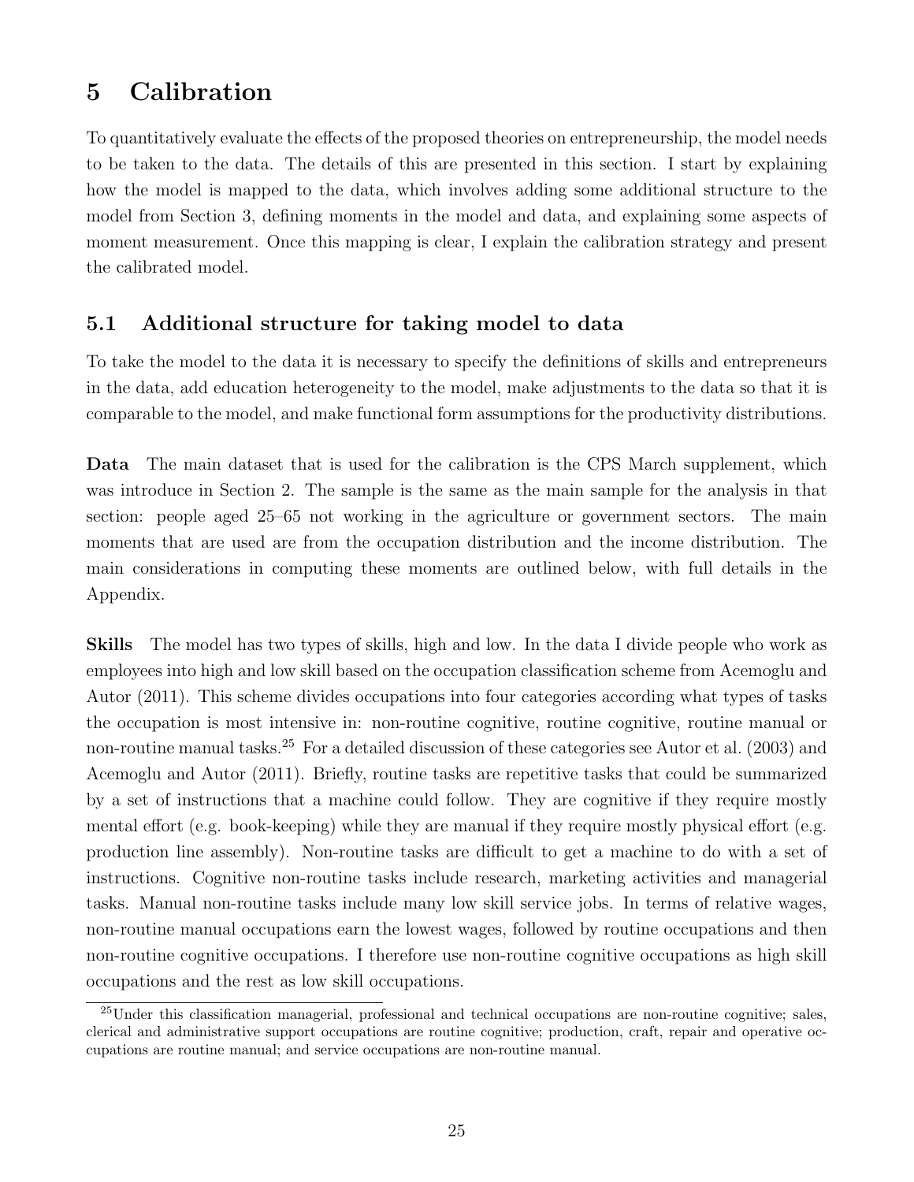# 5 Calibration

To quantitatively evaluate the effects of the proposed theories on entrepreneurship, the model needs to be taken to the data. The details of this are presented in this section. I start by explaining how the model is mapped to the data, which involves adding some additional structure to the model from Section 3, defining moments in the model and data, and explaining some aspects of moment measurement. Once this mapping is clear, I explain the calibration strategy and present the calibrated model.

## 5.1 Additional structure for taking model to data

To take the model to the data it is necessary to specify the definitions of skills and entrepreneurs in the data, add education heterogeneity to the model, make adjustments to the data so that it is comparable to the model, and make functional form assumptions for the productivity distributions.

**Data** The main dataset that is used for the calibration is the CPS March supplement, which was introduce in Section 2. The sample is the same as the main sample for the analysis in that section: people aged 25–65 not working in the agriculture or government sectors. The main moments that are used are from the occupation distribution and the income distribution. The main considerations in computing these moments are outlined below, with full details in the Appendix.

**Skills** The model has two types of skills, high and low. In the data I divide people who work as employees into high and low skill based on the occupation classification scheme from Acemoglu and Autor (2011). This scheme divides occupations into four categories according what types of tasks the occupation is most intensive in: non-routine cognitive, routine cognitive, routine manual or non-routine manual tasks.[25] For a detailed discussion of these categories see Autor et al. (2003) and Acemoglu and Autor (2011). Briefly, routine tasks are repetitive tasks that could be summarized by a set of instructions that a machine could follow. They are cognitive if they require mostly mental effort (e.g. book-keeping) while they are manual if they require mostly physical effort (e.g. production line assembly). Non-routine tasks are difficult to get a machine to do with a set of instructions. Cognitive non-routine tasks include research, marketing activities and managerial tasks. Manual non-routine tasks include many low skill service jobs. In terms of relative wages, non-routine manual occupations earn the lowest wages, followed by routine occupations and then non-routine cognitive occupations. I therefore use non-routine cognitive occupations as high skill occupations and the rest as low skill occupations.

[25]Under this classification managerial, professional and technical occupations are non-routine cognitive; sales, clerical and administrative support occupations are routine cognitive; production, craft, repair and operative occupations are routine manual; and service occupations are non-routine manual.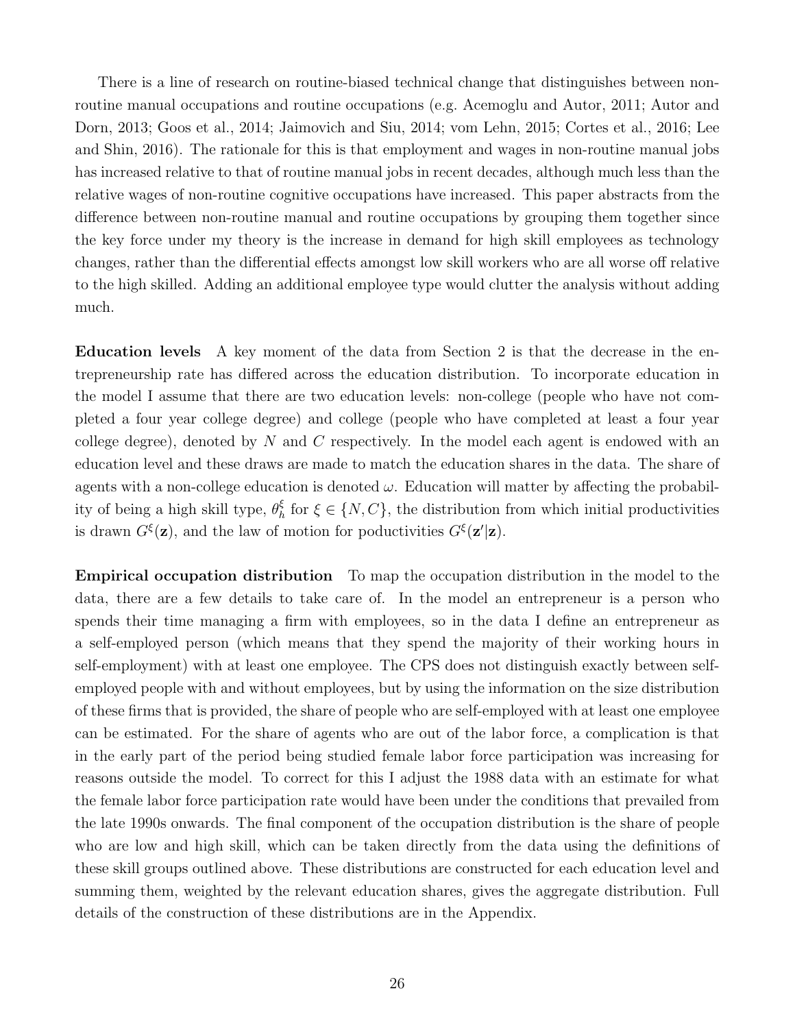There is a line of research on routine-biased technical change that distinguishes between non-routine manual occupations and routine occupations (e.g. Acemoglu and Autor, 2011; Autor and Dorn, 2013; Goos et al., 2014; Jaimovich and Siu, 2014; vom Lehn, 2015; Cortes et al., 2016; Lee and Shin, 2016). The rationale for this is that employment and wages in non-routine manual jobs has increased relative to that of routine manual jobs in recent decades, although much less than the relative wages of non-routine cognitive occupations have increased. This paper abstracts from the difference between non-routine manual and routine occupations by grouping them together since the key force under my theory is the increase in demand for high skill employees as technology changes, rather than the differential effects amongst low skill workers who are all worse off relative to the high skilled. Adding an additional employee type would clutter the analysis without adding much.

**Education levels** A key moment of the data from Section 2 is that the decrease in the entrepreneurship rate has differed across the education distribution. To incorporate education in the model I assume that there are two education levels: non-college (people who have not completed a four year college degree) and college (people who have completed at least a four year college degree), denoted by $N$ and $C$ respectively. In the model each agent is endowed with an education level and these draws are made to match the education shares in the data. The share of agents with a non-college education is denoted $\omega$. Education will matter by affecting the probability of being a high skill type, $\theta_h^\xi$ for $\xi \in \{N, C\}$, the distribution from which initial productivities is drawn $G^\xi(\mathbf{z})$, and the law of motion for poductivities $G^\xi(\mathbf{z}'|\mathbf{z})$.

**Empirical occupation distribution** To map the occupation distribution in the model to the data, there are a few details to take care of. In the model an entrepreneur is a person who spends their time managing a firm with employees, so in the data I define an entrepreneur as a self-employed person (which means that they spend the majority of their working hours in self-employment) with at least one employee. The CPS does not distinguish exactly between self-employed people with and without employees, but by using the information on the size distribution of these firms that is provided, the share of people who are self-employed with at least one employee can be estimated. For the share of agents who are out of the labor force, a complication is that in the early part of the period being studied female labor force participation was increasing for reasons outside the model. To correct for this I adjust the 1988 data with an estimate for what the female labor force participation rate would have been under the conditions that prevailed from the late 1990s onwards. The final component of the occupation distribution is the share of people who are low and high skill, which can be taken directly from the data using the definitions of these skill groups outlined above. These distributions are constructed for each education level and summing them, weighted by the relevant education shares, gives the aggregate distribution. Full details of the construction of these distributions are in the Appendix.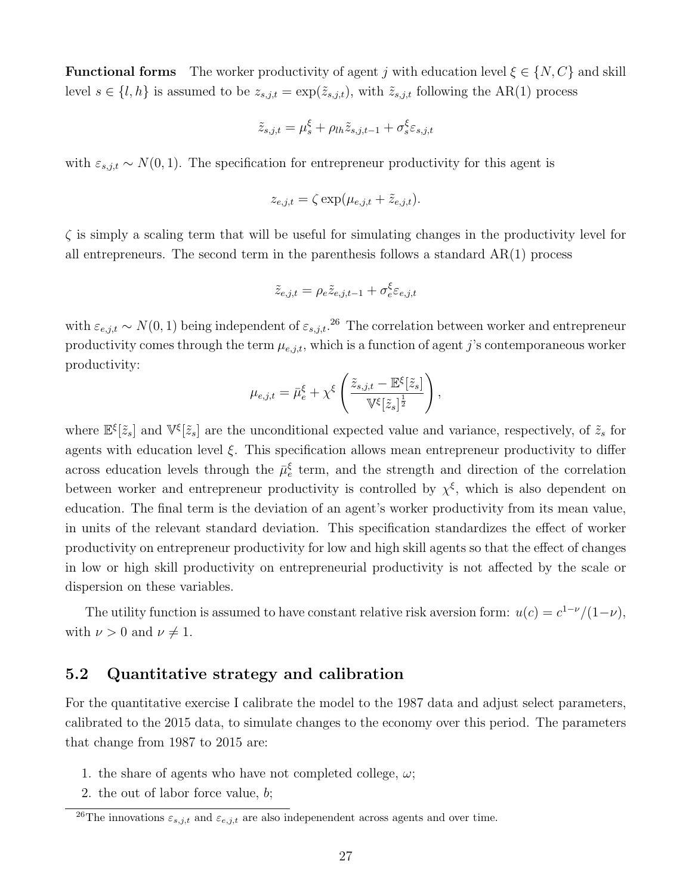**Functional forms** The worker productivity of agent $j$ with education level $\xi \in \{N, C\}$ and skill level $s \in \{l, h\}$ is assumed to be $z_{s,j,t} = \exp(\tilde{z}_{s,j,t})$, with $\tilde{z}_{s,j,t}$ following the AR(1) process

$$\tilde{z}_{s,j,t} = \mu_s^\xi + \rho_{lh}\tilde{z}_{s,j,t-1} + \sigma_s^\xi \varepsilon_{s,j,t}$$

with $\varepsilon_{s,j,t} \sim N(0,1)$. The specification for entrepreneur productivity for this agent is

$$z_{e,j,t} = \zeta \exp(\mu_{e,j,t} + \tilde{z}_{e,j,t}).$$

$\zeta$ is simply a scaling term that will be useful for simulating changes in the productivity level for all entrepreneurs. The second term in the parenthesis follows a standard AR(1) process

$$\tilde{z}_{e,j,t} = \rho_e \tilde{z}_{e,j,t-1} + \sigma_e^\xi \varepsilon_{e,j,t}$$

with $\varepsilon_{e,j,t} \sim N(0,1)$ being independent of $\varepsilon_{s,j,t}$.[26] The correlation between worker and entrepreneur productivity comes through the term $\mu_{e,j,t}$, which is a function of agent $j$'s contemporaneous worker productivity:

$$\mu_{e,j,t} = \bar{\mu}_e^\xi + \chi^\xi \left( \frac{\tilde{z}_{s,j,t} - \mathbb{E}^\xi[\tilde{z}_s]}{\mathbb{V}^\xi[\tilde{z}_s]^{\frac{1}{2}}} \right),$$

where $\mathbb{E}^\xi[\tilde{z}_s]$ and $\mathbb{V}^\xi[\tilde{z}_s]$ are the unconditional expected value and variance, respectively, of $\tilde{z}_s$ for agents with education level $\xi$. This specification allows mean entrepreneur productivity to differ across education levels through the $\bar{\mu}_e^\xi$ term, and the strength and direction of the correlation between worker and entrepreneur productivity is controlled by $\chi^\xi$, which is also dependent on education. The final term is the deviation of an agent's worker productivity from its mean value, in units of the relevant standard deviation. This specification standardizes the effect of worker productivity on entrepreneur productivity for low and high skill agents so that the effect of changes in low or high skill productivity on entrepreneurial productivity is not affected by the scale or dispersion on these variables.

The utility function is assumed to have constant relative risk aversion form: $u(c) = c^{1-\nu}/(1-\nu)$, with $\nu > 0$ and $\nu \neq 1$.

## 5.2 Quantitative strategy and calibration

For the quantitative exercise I calibrate the model to the 1987 data and adjust select parameters, calibrated to the 2015 data, to simulate changes to the economy over this period. The parameters that change from 1987 to 2015 are:

1. the share of agents who have not completed college, $\omega$;
2. the out of labor force value, $b$;

[26] The innovations $\varepsilon_{s,j,t}$ and $\varepsilon_{e,j,t}$ are also indepenendent across agents and over time.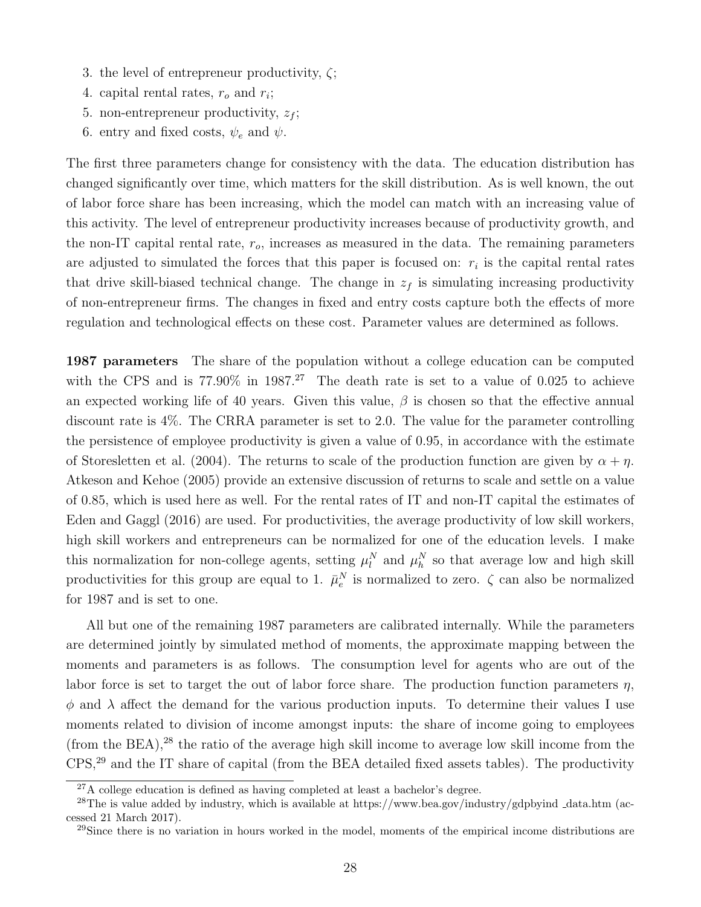3. the level of entrepreneur productivity, $\zeta$;
4. capital rental rates, $r_o$ and $r_i$;
5. non-entrepreneur productivity, $z_f$;
6. entry and fixed costs, $\psi_e$ and $\psi$.

The first three parameters change for consistency with the data. The education distribution has changed significantly over time, which matters for the skill distribution. As is well known, the out of labor force share has been increasing, which the model can match with an increasing value of this activity. The level of entrepreneur productivity increases because of productivity growth, and the non-IT capital rental rate, $r_o$, increases as measured in the data. The remaining parameters are adjusted to simulated the forces that this paper is focused on: $r_i$ is the capital rental rates that drive skill-biased technical change. The change in $z_f$ is simulating increasing productivity of non-entrepreneur firms. The changes in fixed and entry costs capture both the effects of more regulation and technological effects on these cost. Parameter values are determined as follows.

**1987 parameters** The share of the population without a college education can be computed with the CPS and is 77.90% in 1987.[27] The death rate is set to a value of 0.025 to achieve an expected working life of 40 years. Given this value, $\beta$ is chosen so that the effective annual discount rate is 4%. The CRRA parameter is set to 2.0. The value for the parameter controlling the persistence of employee productivity is given a value of 0.95, in accordance with the estimate of Storesletten et al. (2004). The returns to scale of the production function are given by $\alpha + \eta$. Atkeson and Kehoe (2005) provide an extensive discussion of returns to scale and settle on a value of 0.85, which is used here as well. For the rental rates of IT and non-IT capital the estimates of Eden and Gaggl (2016) are used. For productivities, the average productivity of low skill workers, high skill workers and entrepreneurs can be normalized for one of the education levels. I make this normalization for non-college agents, setting $\mu_l^N$ and $\mu_h^N$ so that average low and high skill productivities for this group are equal to 1. $\bar{\mu}_e^N$ is normalized to zero. $\zeta$ can also be normalized for 1987 and is set to one.

All but one of the remaining 1987 parameters are calibrated internally. While the parameters are determined jointly by simulated method of moments, the approximate mapping between the moments and parameters is as follows. The consumption level for agents who are out of the labor force is set to target the out of labor force share. The production function parameters $\eta$, $\phi$ and $\lambda$ affect the demand for the various production inputs. To determine their values I use moments related to division of income amongst inputs: the share of income going to employees (from the BEA),[28] the ratio of the average high skill income to average low skill income from the CPS,[29] and the IT share of capital (from the BEA detailed fixed assets tables). The productivity

[27] A college education is defined as having completed at least a bachelor's degree.

[28] The is value added by industry, which is available at https://www.bea.gov/industry/gdpbyind_data.htm (accessed 21 March 2017).

[29] Since there is no variation in hours worked in the model, moments of the empirical income distributions are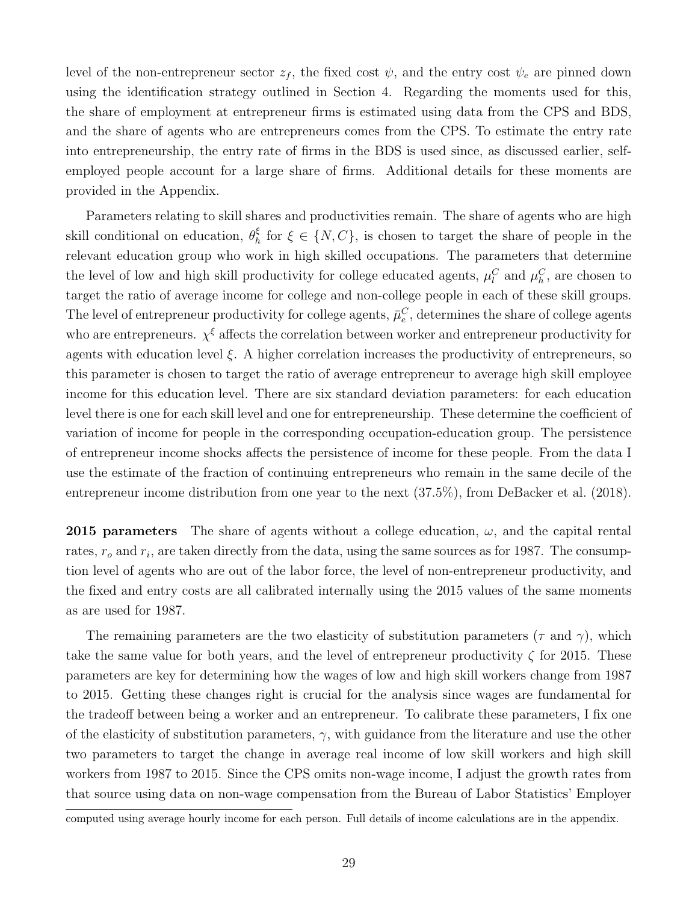level of the non-entrepreneur sector $z_f$, the fixed cost $\psi$, and the entry cost $\psi_e$ are pinned down using the identification strategy outlined in Section 4. Regarding the moments used for this, the share of employment at entrepreneur firms is estimated using data from the CPS and BDS, and the share of agents who are entrepreneurs comes from the CPS. To estimate the entry rate into entrepreneurship, the entry rate of firms in the BDS is used since, as discussed earlier, self-employed people account for a large share of firms. Additional details for these moments are provided in the Appendix.

Parameters relating to skill shares and productivities remain. The share of agents who are high skill conditional on education, $\theta_h^\xi$ for $\xi \in \{N, C\}$, is chosen to target the share of people in the relevant education group who work in high skilled occupations. The parameters that determine the level of low and high skill productivity for college educated agents, $\mu_l^C$ and $\mu_h^C$, are chosen to target the ratio of average income for college and non-college people in each of these skill groups. The level of entrepreneur productivity for college agents, $\bar{\mu}_e^C$, determines the share of college agents who are entrepreneurs. $\chi^\xi$ affects the correlation between worker and entrepreneur productivity for agents with education level $\xi$. A higher correlation increases the productivity of entrepreneurs, so this parameter is chosen to target the ratio of average entrepreneur to average high skill employee income for this education level. There are six standard deviation parameters: for each education level there is one for each skill level and one for entrepreneurship. These determine the coefficient of variation of income for people in the corresponding occupation-education group. The persistence of entrepreneur income shocks affects the persistence of income for these people. From the data I use the estimate of the fraction of continuing entrepreneurs who remain in the same decile of the entrepreneur income distribution from one year to the next (37.5%), from DeBacker et al. (2018).

**2015 parameters** The share of agents without a college education, $\omega$, and the capital rental rates, $r_o$ and $r_i$, are taken directly from the data, using the same sources as for 1987. The consumption level of agents who are out of the labor force, the level of non-entrepreneur productivity, and the fixed and entry costs are all calibrated internally using the 2015 values of the same moments as are used for 1987.

The remaining parameters are the two elasticity of substitution parameters ($\tau$ and $\gamma$), which take the same value for both years, and the level of entrepreneur productivity $\zeta$ for 2015. These parameters are key for determining how the wages of low and high skill workers change from 1987 to 2015. Getting these changes right is crucial for the analysis since wages are fundamental for the tradeoff between being a worker and an entrepreneur. To calibrate these parameters, I fix one of the elasticity of substitution parameters, $\gamma$, with guidance from the literature and use the other two parameters to target the change in average real income of low skill workers and high skill workers from 1987 to 2015. Since the CPS omits non-wage income, I adjust the growth rates from that source using data on non-wage compensation from the Bureau of Labor Statistics' Employer

computed using average hourly income for each person. Full details of income calculations are in the appendix.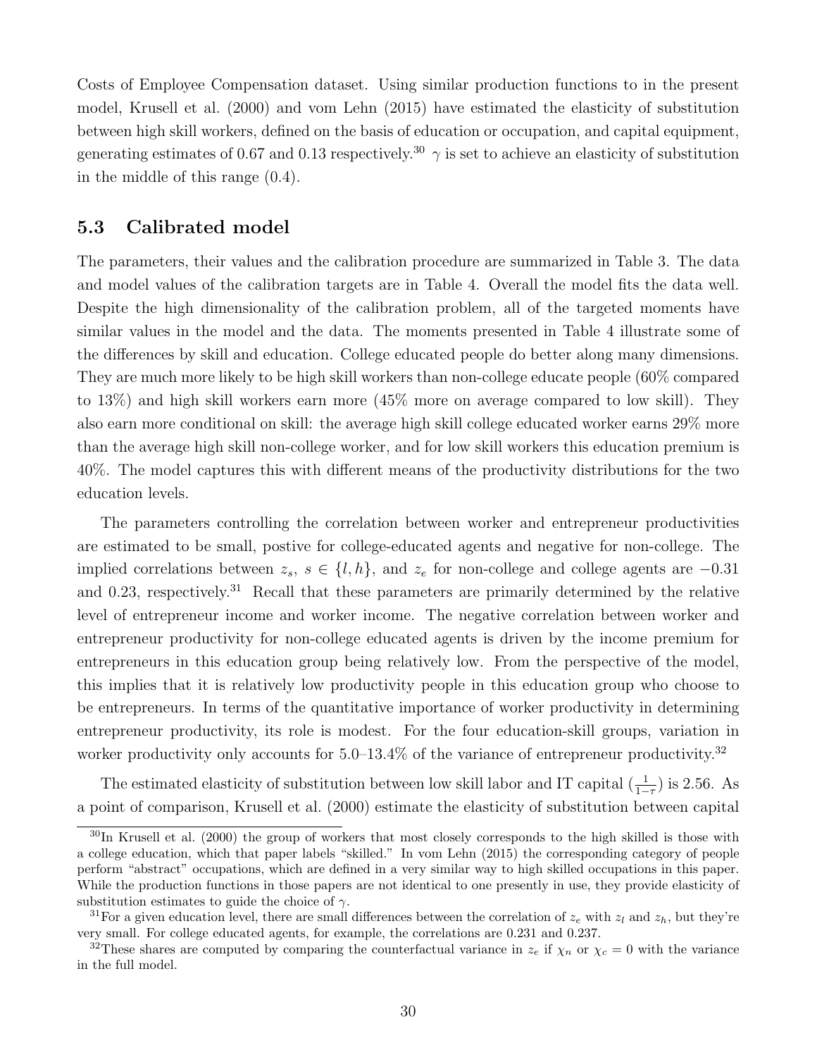Costs of Employee Compensation dataset. Using similar production functions to in the present model, Krusell et al. (2000) and vom Lehn (2015) have estimated the elasticity of substitution between high skill workers, defined on the basis of education or occupation, and capital equipment, generating estimates of 0.67 and 0.13 respectively.[30] $\gamma$ is set to achieve an elasticity of substitution in the middle of this range (0.4).

## 5.3 Calibrated model

The parameters, their values and the calibration procedure are summarized in Table 3. The data and model values of the calibration targets are in Table 4. Overall the model fits the data well. Despite the high dimensionality of the calibration problem, all of the targeted moments have similar values in the model and the data. The moments presented in Table 4 illustrate some of the differences by skill and education. College educated people do better along many dimensions. They are much more likely to be high skill workers than non-college educate people (60% compared to 13%) and high skill workers earn more (45% more on average compared to low skill). They also earn more conditional on skill: the average high skill college educated worker earns 29% more than the average high skill non-college worker, and for low skill workers this education premium is 40%. The model captures this with different means of the productivity distributions for the two education levels.

The parameters controlling the correlation between worker and entrepreneur productivities are estimated to be small, postive for college-educated agents and negative for non-college. The implied correlations between $z_s$, $s \in \{l, h\}$, and $z_e$ for non-college and college agents are $-0.31$ and 0.23, respectively.[31] Recall that these parameters are primarily determined by the relative level of entrepreneur income and worker income. The negative correlation between worker and entrepreneur productivity for non-college educated agents is driven by the income premium for entrepreneurs in this education group being relatively low. From the perspective of the model, this implies that it is relatively low productivity people in this education group who choose to be entrepreneurs. In terms of the quantitative importance of worker productivity in determining entrepreneur productivity, its role is modest. For the four education-skill groups, variation in worker productivity only accounts for 5.0–13.4% of the variance of entrepreneur productivity.[32]

The estimated elasticity of substitution between low skill labor and IT capital ($\frac{1}{1-\tau}$) is 2.56. As a point of comparison, Krusell et al. (2000) estimate the elasticity of substitution between capital

---

[30] In Krusell et al. (2000) the group of workers that most closely corresponds to the high skilled is those with a college education, which that paper labels "skilled." In vom Lehn (2015) the corresponding category of people perform "abstract" occupations, which are defined in a very similar way to high skilled occupations in this paper. While the production functions in those papers are not identical to one presently in use, they provide elasticity of substitution estimates to guide the choice of $\gamma$.

[31] For a given education level, there are small differences between the correlation of $z_e$ with $z_l$ and $z_h$, but they're very small. For college educated agents, for example, the correlations are 0.231 and 0.237.

[32] These shares are computed by comparing the counterfactual variance in $z_e$ if $\chi_n$ or $\chi_c = 0$ with the variance in the full model.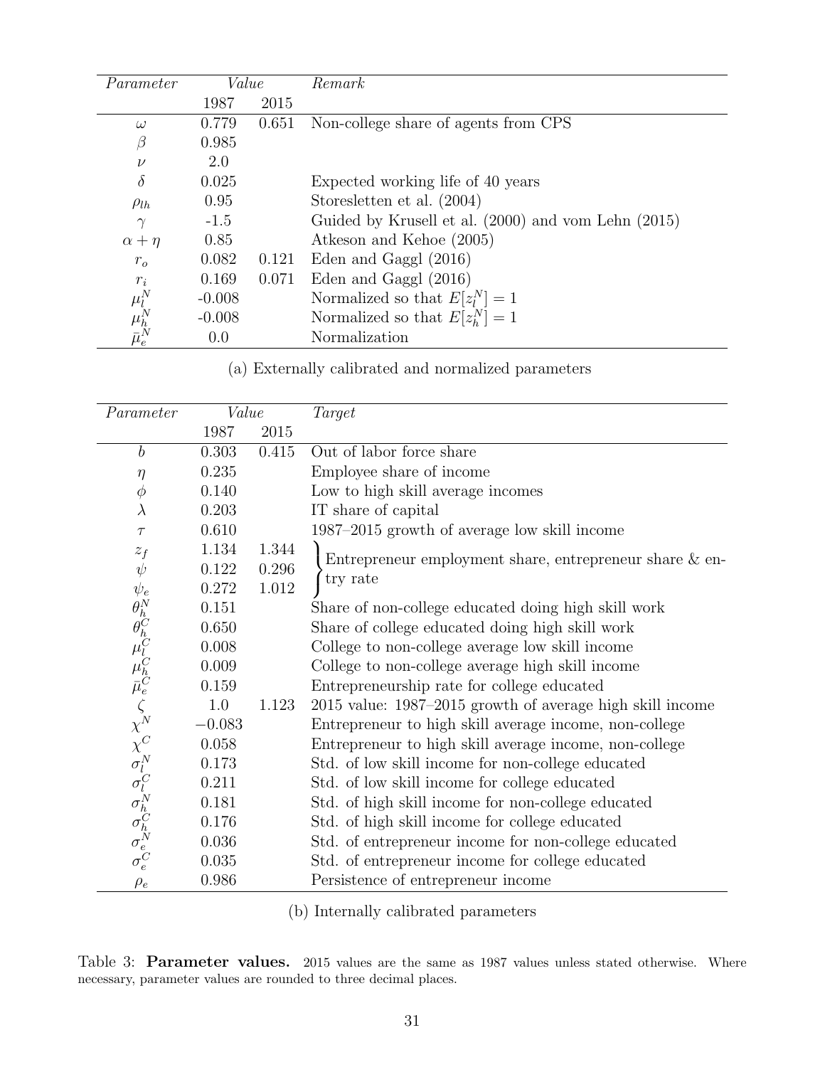| *Parameter* | *Value* | | *Remark* |
|---|---|---|---|
| | 1987 | 2015 | |
| $\omega$ | 0.779 | 0.651 | Non-college share of agents from CPS |
| $\beta$ | 0.985 | | |
| $\nu$ | 2.0 | | |
| $\delta$ | 0.025 | | Expected working life of 40 years |
| $\rho_{lh}$ | 0.95 | | Storesletten et al. (2004) |
| $\gamma$ | -1.5 | | Guided by Krusell et al. (2000) and vom Lehn (2015) |
| $\alpha + \eta$ | 0.85 | | Atkeson and Kehoe (2005) |
| $r_o$ | 0.082 | 0.121 | Eden and Gaggl (2016) |
| $r_i$ | 0.169 | 0.071 | Eden and Gaggl (2016) |
| $\mu_l^N$ | -0.008 | | Normalized so that $E[z_l^N] = 1$ |
| $\mu_h^N$ | -0.008 | | Normalized so that $E[z_h^N] = 1$ |
| $\bar{\mu}_e^N$ | 0.0 | | Normalization |

(a) Externally calibrated and normalized parameters

| *Parameter* | *Value* | | *Target* |
|---|---|---|---|
| | 1987 | 2015 | |
| $b$ | 0.303 | 0.415 | Out of labor force share |
| $\eta$ | 0.235 | | Employee share of income |
| $\phi$ | 0.140 | | Low to high skill average incomes |
| $\lambda$ | 0.203 | | IT share of capital |
| $\tau$ | 0.610 | | 1987–2015 growth of average low skill income |
| $z_f$ | 1.134 | 1.344 | Entrepreneur employment share, entrepreneur share & entry rate |
| $\psi$ | 0.122 | 0.296 | (Entrepreneur employment share, entrepreneur share & entry rate) |
| $\psi_e$ | 0.272 | 1.012 | (Entrepreneur employment share, entrepreneur share & entry rate) |
| $\theta_h^N$ | 0.151 | | Share of non-college educated doing high skill work |
| $\theta_h^C$ | 0.650 | | Share of college educated doing high skill work |
| $\mu_l^C$ | 0.008 | | College to non-college average low skill income |
| $\mu_h^C$ | 0.009 | | College to non-college average high skill income |
| $\bar{\mu}_e^C$ | 0.159 | | Entrepreneurship rate for college educated |
| $\zeta$ | 1.0 | 1.123 | 2015 value: 1987–2015 growth of average high skill income |
| $\chi^N$ | $-0.083$ | | Entrepreneur to high skill average income, non-college |
| $\chi^C$ | 0.058 | | Entrepreneur to high skill average income, non-college |
| $\sigma_l^N$ | 0.173 | | Std. of low skill income for non-college educated |
| $\sigma_l^C$ | 0.211 | | Std. of low skill income for college educated |
| $\sigma_h^N$ | 0.181 | | Std. of high skill income for non-college educated |
| $\sigma_h^C$ | 0.176 | | Std. of high skill income for college educated |
| $\sigma_e^N$ | 0.036 | | Std. of entrepreneur income for non-college educated |
| $\sigma_e^C$ | 0.035 | | Std. of entrepreneur income for college educated |
| $\rho_e$ | 0.986 | | Persistence of entrepreneur income |

(b) Internally calibrated parameters

Table 3: **Parameter values.** 2015 values are the same as 1987 values unless stated otherwise. Where necessary, parameter values are rounded to three decimal places.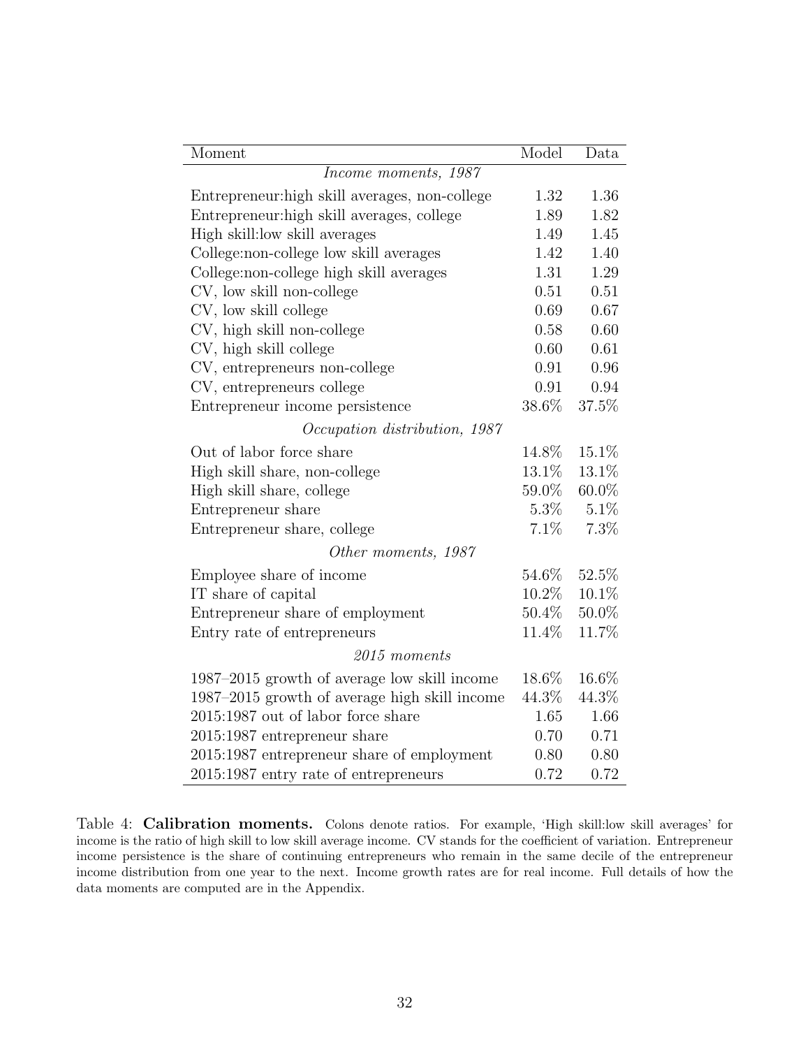| Moment | Model | Data |
|---|---|---|
| *Income moments, 1987* | | |
| Entrepreneur:high skill averages, non-college | 1.32 | 1.36 |
| Entrepreneur:high skill averages, college | 1.89 | 1.82 |
| High skill:low skill averages | 1.49 | 1.45 |
| College:non-college low skill averages | 1.42 | 1.40 |
| College:non-college high skill averages | 1.31 | 1.29 |
| CV, low skill non-college | 0.51 | 0.51 |
| CV, low skill college | 0.69 | 0.67 |
| CV, high skill non-college | 0.58 | 0.60 |
| CV, high skill college | 0.60 | 0.61 |
| CV, entrepreneurs non-college | 0.91 | 0.96 |
| CV, entrepreneurs college | 0.91 | 0.94 |
| Entrepreneur income persistence | 38.6% | 37.5% |
| *Occupation distribution, 1987* | | |
| Out of labor force share | 14.8% | 15.1% |
| High skill share, non-college | 13.1% | 13.1% |
| High skill share, college | 59.0% | 60.0% |
| Entrepreneur share | 5.3% | 5.1% |
| Entrepreneur share, college | 7.1% | 7.3% |
| *Other moments, 1987* | | |
| Employee share of income | 54.6% | 52.5% |
| IT share of capital | 10.2% | 10.1% |
| Entrepreneur share of employment | 50.4% | 50.0% |
| Entry rate of entrepreneurs | 11.4% | 11.7% |
| *2015 moments* | | |
| 1987–2015 growth of average low skill income | 18.6% | 16.6% |
| 1987–2015 growth of average high skill income | 44.3% | 44.3% |
| 2015:1987 out of labor force share | 1.65 | 1.66 |
| 2015:1987 entrepreneur share | 0.70 | 0.71 |
| 2015:1987 entrepreneur share of employment | 0.80 | 0.80 |
| 2015:1987 entry rate of entrepreneurs | 0.72 | 0.72 |

Table 4: **Calibration moments.** Colons denote ratios. For example, 'High skill:low skill averages' for income is the ratio of high skill to low skill average income. CV stands for the coefficient of variation. Entrepreneur income persistence is the share of continuing entrepreneurs who remain in the same decile of the entrepreneur income distribution from one year to the next. Income growth rates are for real income. Full details of how the data moments are computed are in the Appendix.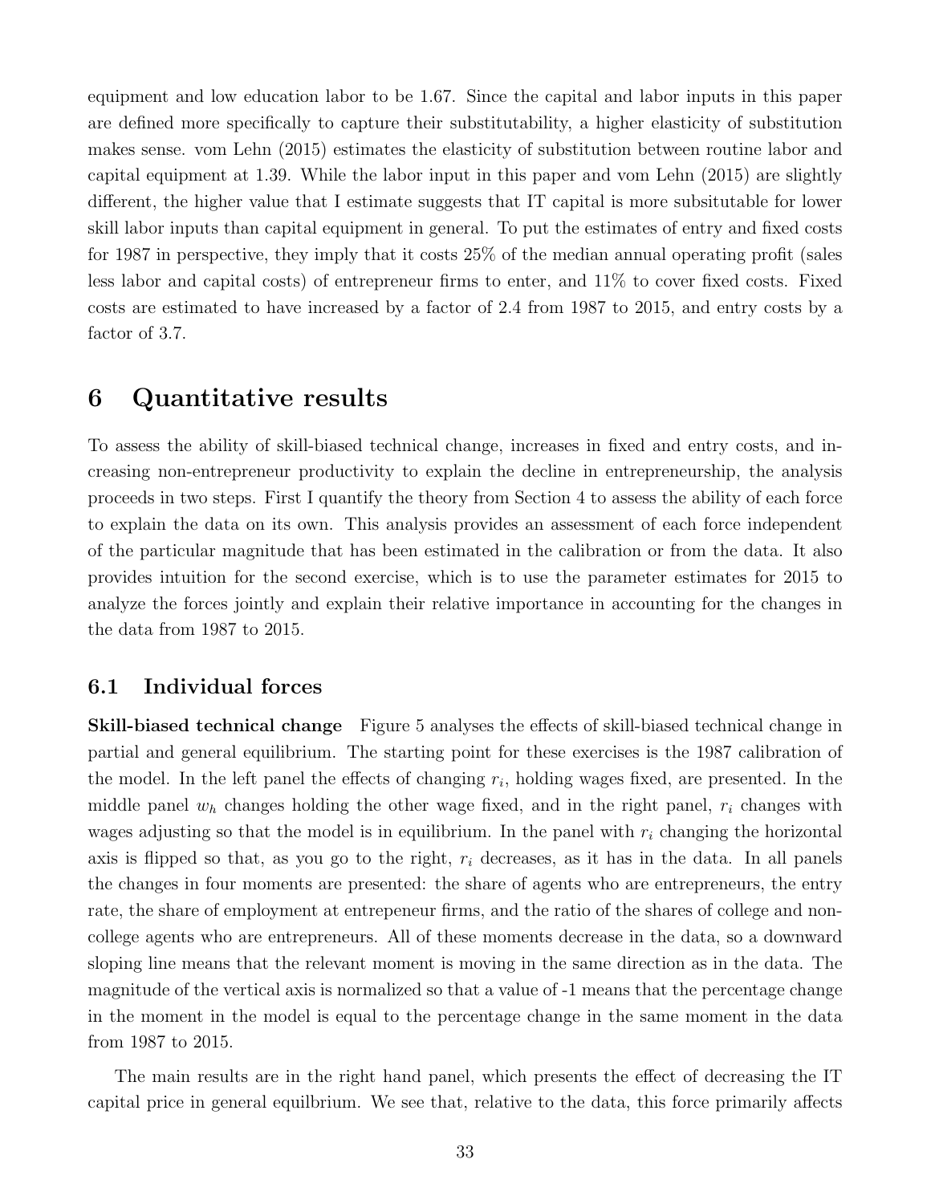equipment and low education labor to be 1.67. Since the capital and labor inputs in this paper are defined more specifically to capture their substitutability, a higher elasticity of substitution makes sense. vom Lehn (2015) estimates the elasticity of substitution between routine labor and capital equipment at 1.39. While the labor input in this paper and vom Lehn (2015) are slightly different, the higher value that I estimate suggests that IT capital is more subsitutable for lower skill labor inputs than capital equipment in general. To put the estimates of entry and fixed costs for 1987 in perspective, they imply that it costs 25% of the median annual operating profit (sales less labor and capital costs) of entrepreneur firms to enter, and 11% to cover fixed costs. Fixed costs are estimated to have increased by a factor of 2.4 from 1987 to 2015, and entry costs by a factor of 3.7.

# 6 Quantitative results

To assess the ability of skill-biased technical change, increases in fixed and entry costs, and increasing non-entrepreneur productivity to explain the decline in entrepreneurship, the analysis proceeds in two steps. First I quantify the theory from Section 4 to assess the ability of each force to explain the data on its own. This analysis provides an assessment of each force independent of the particular magnitude that has been estimated in the calibration or from the data. It also provides intuition for the second exercise, which is to use the parameter estimates for 2015 to analyze the forces jointly and explain their relative importance in accounting for the changes in the data from 1987 to 2015.

## 6.1 Individual forces

**Skill-biased technical change** Figure 5 analyses the effects of skill-biased technical change in partial and general equilibrium. The starting point for these exercises is the 1987 calibration of the model. In the left panel the effects of changing $r_i$, holding wages fixed, are presented. In the middle panel $w_h$ changes holding the other wage fixed, and in the right panel, $r_i$ changes with wages adjusting so that the model is in equilibrium. In the panel with $r_i$ changing the horizontal axis is flipped so that, as you go to the right, $r_i$ decreases, as it has in the data. In all panels the changes in four moments are presented: the share of agents who are entrepreneurs, the entry rate, the share of employment at entrepeneur firms, and the ratio of the shares of college and non-college agents who are entrepreneurs. All of these moments decrease in the data, so a downward sloping line means that the relevant moment is moving in the same direction as in the data. The magnitude of the vertical axis is normalized so that a value of -1 means that the percentage change in the moment in the model is equal to the percentage change in the same moment in the data from 1987 to 2015.

The main results are in the right hand panel, which presents the effect of decreasing the IT capital price in general equilbrium. We see that, relative to the data, this force primarily affects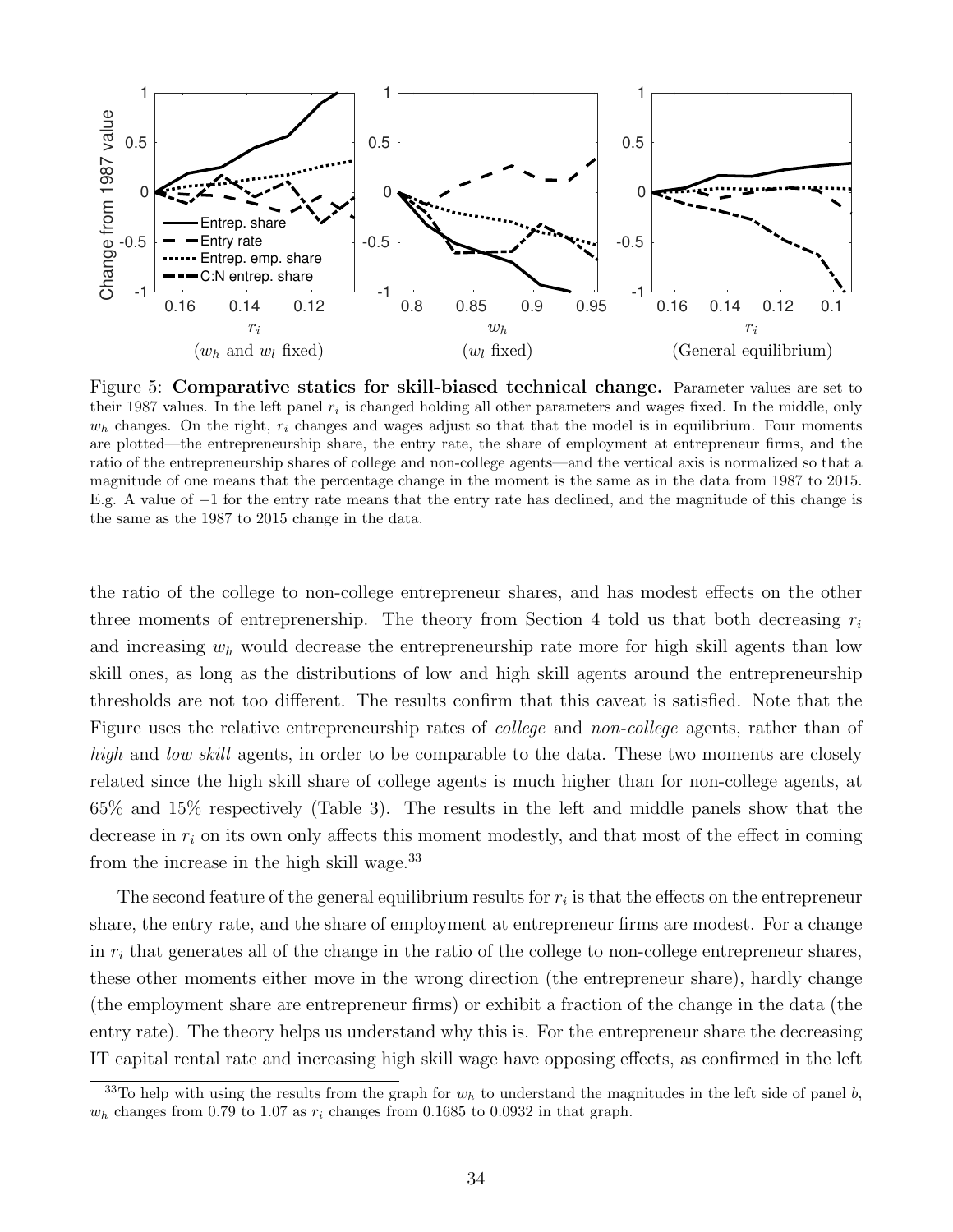Figure 5: **Comparative statics for skill-biased technical change.** Parameter values are set to their 1987 values. In the left panel $r_i$ is changed holding all other parameters and wages fixed. In the middle, only $w_h$ changes. On the right, $r_i$ changes and wages adjust so that that the model is in equilibrium. Four moments are plotted—the entrepreneurship share, the entry rate, the share of employment at entrepreneur firms, and the ratio of the entrepreneurship shares of college and non-college agents—and the vertical axis is normalized so that a magnitude of one means that the percentage change in the moment is the same as in the data from 1987 to 2015. E.g. A value of $-1$ for the entry rate means that the entry rate has declined, and the magnitude of this change is the same as the 1987 to 2015 change in the data.

the ratio of the college to non-college entrepreneur shares, and has modest effects on the other three moments of entreprenership. The theory from Section 4 told us that both decreasing $r_i$ and increasing $w_h$ would decrease the entrepreneurship rate more for high skill agents than low skill ones, as long as the distributions of low and high skill agents around the entrepreneurship thresholds are not too different. The results confirm that this caveat is satisfied. Note that the Figure uses the relative entrepreneurship rates of *college* and *non-college* agents, rather than of *high* and *low skill* agents, in order to be comparable to the data. These two moments are closely related since the high skill share of college agents is much higher than for non-college agents, at 65% and 15% respectively (Table 3). The results in the left and middle panels show that the decrease in $r_i$ on its own only affects this moment modestly, and that most of the effect in coming from the increase in the high skill wage.[33]

The second feature of the general equilibrium results for $r_i$ is that the effects on the entrepreneur share, the entry rate, and the share of employment at entrepreneur firms are modest. For a change in $r_i$ that generates all of the change in the ratio of the college to non-college entrepreneur shares, these other moments either move in the wrong direction (the entrepreneur share), hardly change (the employment share are entrepreneur firms) or exhibit a fraction of the change in the data (the entry rate). The theory helps us understand why this is. For the entrepreneur share the decreasing IT capital rental rate and increasing high skill wage have opposing effects, as confirmed in the left

[33] To help with using the results from the graph for $w_h$ to understand the magnitudes in the left side of panel *b*, $w_h$ changes from 0.79 to 1.07 as $r_i$ changes from 0.1685 to 0.0932 in that graph.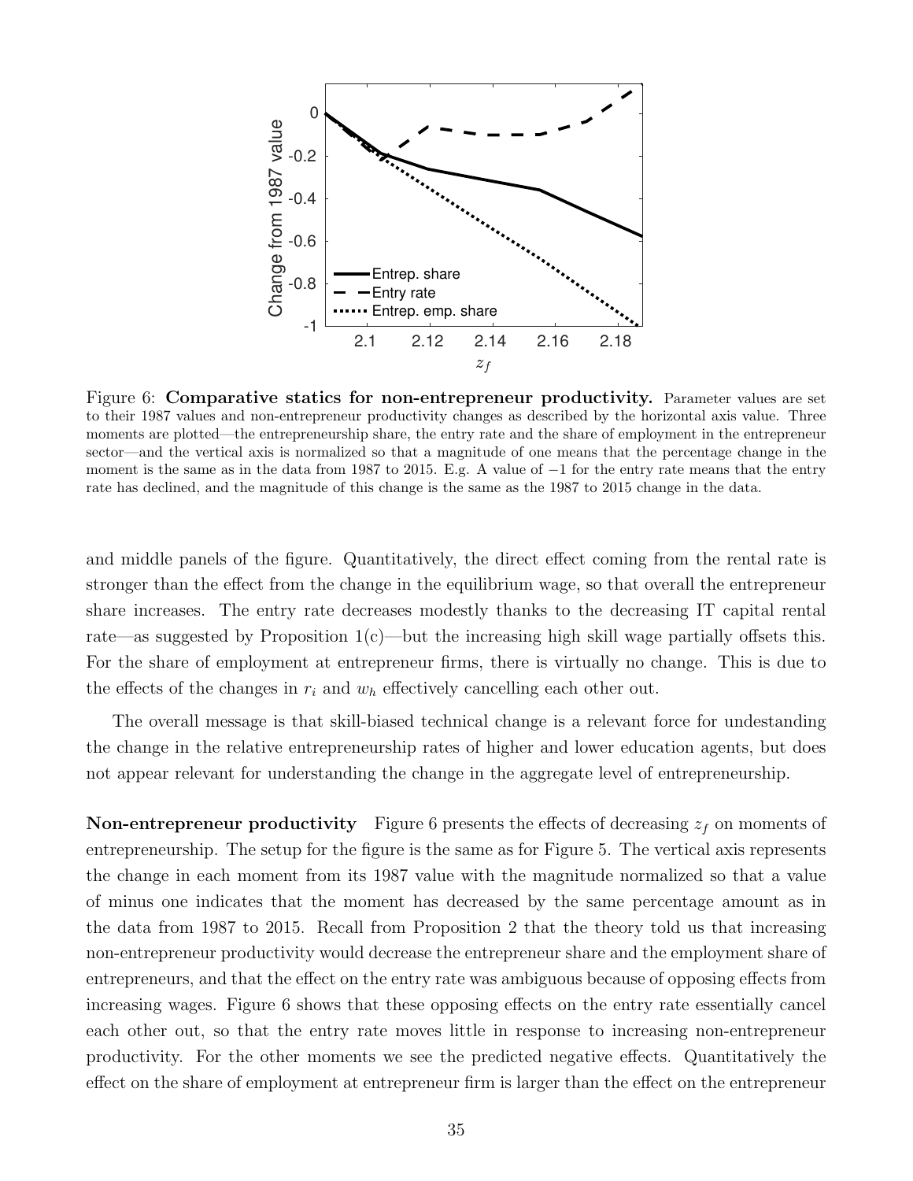Figure 6: **Comparative statics for non-entrepreneur productivity.** Parameter values are set to their 1987 values and non-entrepreneur productivity changes as described by the horizontal axis value. Three moments are plotted—the entrepreneurship share, the entry rate and the share of employment in the entrepreneur sector—and the vertical axis is normalized so that a magnitude of one means that the percentage change in the moment is the same as in the data from 1987 to 2015. E.g. A value of −1 for the entry rate means that the entry rate has declined, and the magnitude of this change is the same as the 1987 to 2015 change in the data.

and middle panels of the figure. Quantitatively, the direct effect coming from the rental rate is stronger than the effect from the change in the equilibrium wage, so that overall the entrepreneur share increases. The entry rate decreases modestly thanks to the decreasing IT capital rental rate—as suggested by Proposition 1(c)—but the increasing high skill wage partially offsets this. For the share of employment at entrepreneur firms, there is virtually no change. This is due to the effects of the changes in $r_i$ and $w_h$ effectively cancelling each other out.

The overall message is that skill-biased technical change is a relevant force for undestanding the change in the relative entrepreneurship rates of higher and lower education agents, but does not appear relevant for understanding the change in the aggregate level of entrepreneurship.

**Non-entrepreneur productivity** Figure 6 presents the effects of decreasing $z_f$ on moments of entrepreneurship. The setup for the figure is the same as for Figure 5. The vertical axis represents the change in each moment from its 1987 value with the magnitude normalized so that a value of minus one indicates that the moment has decreased by the same percentage amount as in the data from 1987 to 2015. Recall from Proposition 2 that the theory told us that increasing non-entrepreneur productivity would decrease the entrepreneur share and the employment share of entrepreneurs, and that the effect on the entry rate was ambiguous because of opposing effects from increasing wages. Figure 6 shows that these opposing effects on the entry rate essentially cancel each other out, so that the entry rate moves little in response to increasing non-entrepreneur productivity. For the other moments we see the predicted negative effects. Quantitatively the effect on the share of employment at entrepreneur firm is larger than the effect on the entrepreneur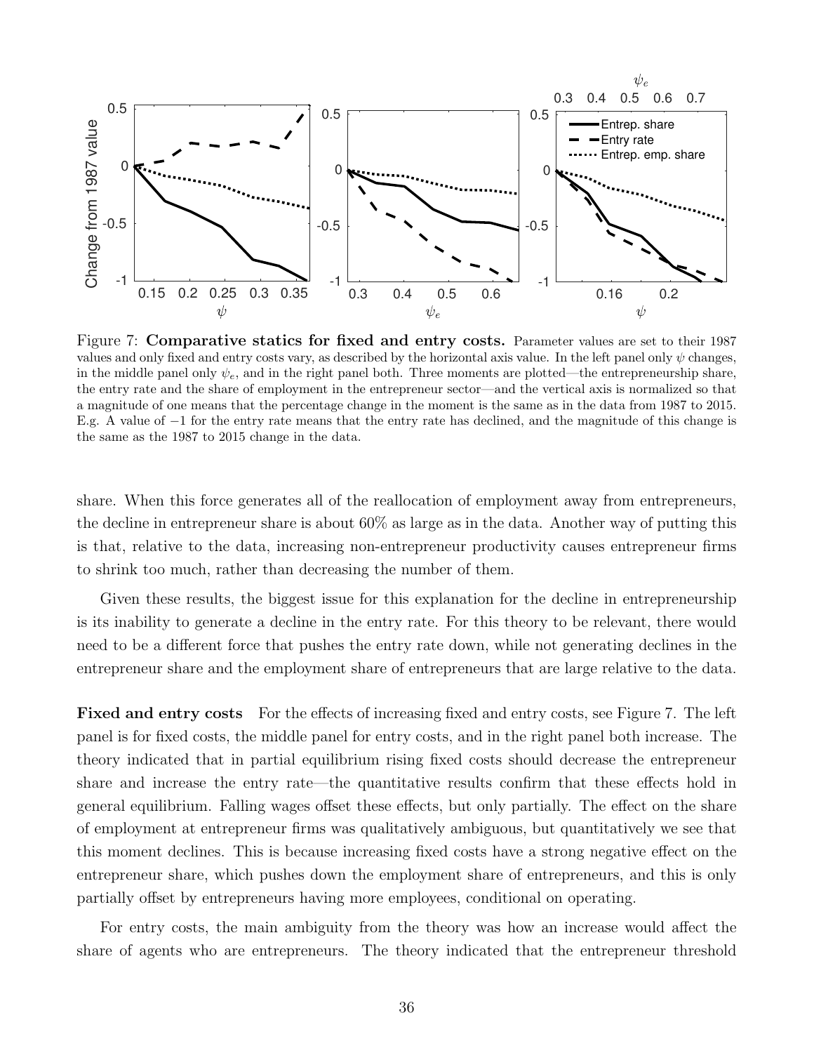Figure 7: **Comparative statics for fixed and entry costs.** Parameter values are set to their 1987 values and only fixed and entry costs vary, as described by the horizontal axis value. In the left panel only $\psi$ changes, in the middle panel only $\psi_e$, and in the right panel both. Three moments are plotted—the entrepreneurship share, the entry rate and the share of employment in the entrepreneur sector—and the vertical axis is normalized so that a magnitude of one means that the percentage change in the moment is the same as in the data from 1987 to 2015. E.g. A value of $-1$ for the entry rate means that the entry rate has declined, and the magnitude of this change is the same as the 1987 to 2015 change in the data.

share. When this force generates all of the reallocation of employment away from entrepreneurs, the decline in entrepreneur share is about 60% as large as in the data. Another way of putting this is that, relative to the data, increasing non-entrepreneur productivity causes entrepreneur firms to shrink too much, rather than decreasing the number of them.

Given these results, the biggest issue for this explanation for the decline in entrepreneurship is its inability to generate a decline in the entry rate. For this theory to be relevant, there would need to be a different force that pushes the entry rate down, while not generating declines in the entrepreneur share and the employment share of entrepreneurs that are large relative to the data.

**Fixed and entry costs** For the effects of increasing fixed and entry costs, see Figure 7. The left panel is for fixed costs, the middle panel for entry costs, and in the right panel both increase. The theory indicated that in partial equilibrium rising fixed costs should decrease the entrepreneur share and increase the entry rate—the quantitative results confirm that these effects hold in general equilibrium. Falling wages offset these effects, but only partially. The effect on the share of employment at entrepreneur firms was qualitatively ambiguous, but quantitatively we see that this moment declines. This is because increasing fixed costs have a strong negative effect on the entrepreneur share, which pushes down the employment share of entrepreneurs, and this is only partially offset by entrepreneurs having more employees, conditional on operating.

For entry costs, the main ambiguity from the theory was how an increase would affect the share of agents who are entrepreneurs. The theory indicated that the entrepreneur threshold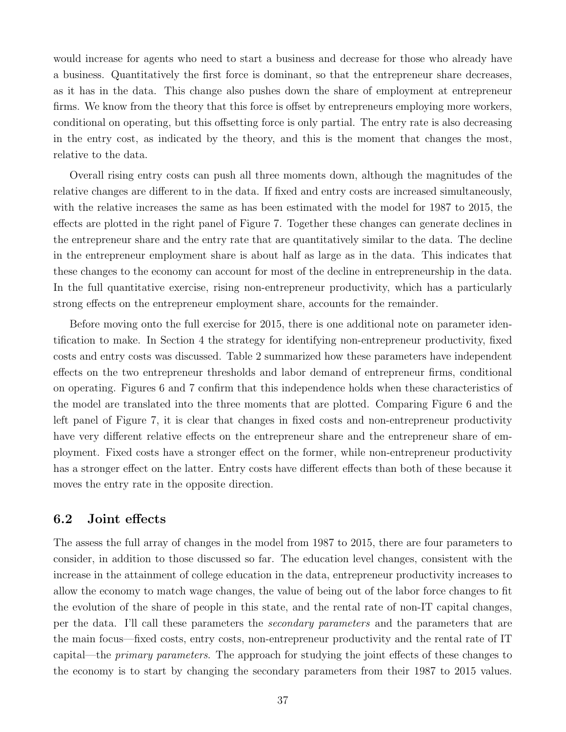would increase for agents who need to start a business and decrease for those who already have a business. Quantitatively the first force is dominant, so that the entrepreneur share decreases, as it has in the data. This change also pushes down the share of employment at entrepreneur firms. We know from the theory that this force is offset by entrepreneurs employing more workers, conditional on operating, but this offsetting force is only partial. The entry rate is also decreasing in the entry cost, as indicated by the theory, and this is the moment that changes the most, relative to the data.

Overall rising entry costs can push all three moments down, although the magnitudes of the relative changes are different to in the data. If fixed and entry costs are increased simultaneously, with the relative increases the same as has been estimated with the model for 1987 to 2015, the effects are plotted in the right panel of Figure 7. Together these changes can generate declines in the entrepreneur share and the entry rate that are quantitatively similar to the data. The decline in the entrepreneur employment share is about half as large as in the data. This indicates that these changes to the economy can account for most of the decline in entrepreneurship in the data. In the full quantitative exercise, rising non-entrepreneur productivity, which has a particularly strong effects on the entrepreneur employment share, accounts for the remainder.

Before moving onto the full exercise for 2015, there is one additional note on parameter identification to make. In Section 4 the strategy for identifying non-entrepreneur productivity, fixed costs and entry costs was discussed. Table 2 summarized how these parameters have independent effects on the two entrepreneur thresholds and labor demand of entrepreneur firms, conditional on operating. Figures 6 and 7 confirm that this independence holds when these characteristics of the model are translated into the three moments that are plotted. Comparing Figure 6 and the left panel of Figure 7, it is clear that changes in fixed costs and non-entrepreneur productivity have very different relative effects on the entrepreneur share and the entrepreneur share of employment. Fixed costs have a stronger effect on the former, while non-entrepreneur productivity has a stronger effect on the latter. Entry costs have different effects than both of these because it moves the entry rate in the opposite direction.

## 6.2 Joint effects

The assess the full array of changes in the model from 1987 to 2015, there are four parameters to consider, in addition to those discussed so far. The education level changes, consistent with the increase in the attainment of college education in the data, entrepreneur productivity increases to allow the economy to match wage changes, the value of being out of the labor force changes to fit the evolution of the share of people in this state, and the rental rate of non-IT capital changes, per the data. I'll call these parameters the *secondary parameters* and the parameters that are the main focus—fixed costs, entry costs, non-entrepreneur productivity and the rental rate of IT capital—the *primary parameters*. The approach for studying the joint effects of these changes to the economy is to start by changing the secondary parameters from their 1987 to 2015 values.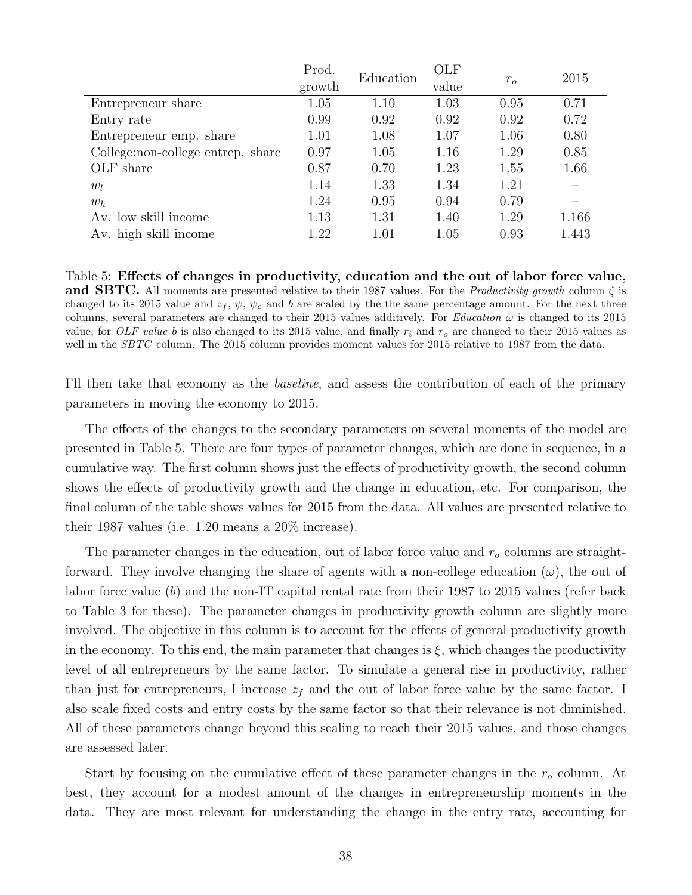| | Prod. growth | Education | OLF value | $r_o$ | 2015 |
|---|---|---|---|---|---|
| Entrepreneur share | 1.05 | 1.10 | 1.03 | 0.95 | 0.71 |
| Entry rate | 0.99 | 0.92 | 0.92 | 0.92 | 0.72 |
| Entrepreneur emp. share | 1.01 | 1.08 | 1.07 | 1.06 | 0.80 |
| College:non-college entrep. share | 0.97 | 1.05 | 1.16 | 1.29 | 0.85 |
| OLF share | 0.87 | 0.70 | 1.23 | 1.55 | 1.66 |
| $w_l$ | 1.14 | 1.33 | 1.34 | 1.21 | – |
| $w_h$ | 1.24 | 0.95 | 0.94 | 0.79 | – |
| Av. low skill income | 1.13 | 1.31 | 1.40 | 1.29 | 1.166 |
| Av. high skill income | 1.22 | 1.01 | 1.05 | 0.93 | 1.443 |

Table 5: **Effects of changes in productivity, education and the out of labor force value, and SBTC.** All moments are presented relative to their 1987 values. For the *Productivity growth* column $\zeta$ is changed to its 2015 value and $z_f$, $\psi$, $\psi_e$ and $b$ are scaled by the the same percentage amount. For the next three columns, several parameters are changed to their 2015 values additively. For *Education* $\omega$ is changed to its 2015 value, for *OLF value* $b$ is also changed to its 2015 value, and finally $r_i$ and $r_o$ are changed to their 2015 values as well in the *SBTC* column. The 2015 column provides moment values for 2015 relative to 1987 from the data.

I'll then take that economy as the *baseline*, and assess the contribution of each of the primary parameters in moving the economy to 2015.

The effects of the changes to the secondary parameters on several moments of the model are presented in Table 5. There are four types of parameter changes, which are done in sequence, in a cumulative way. The first column shows just the effects of productivity growth, the second column shows the effects of productivity growth and the change in education, etc. For comparison, the final column of the table shows values for 2015 from the data. All values are presented relative to their 1987 values (i.e. 1.20 means a 20% increase).

The parameter changes in the education, out of labor force value and $r_o$ columns are straightforward. They involve changing the share of agents with a non-college education ($\omega$), the out of labor force value ($b$) and the non-IT capital rental rate from their 1987 to 2015 values (refer back to Table 3 for these). The parameter changes in productivity growth column are slightly more involved. The objective in this column is to account for the effects of general productivity growth in the economy. To this end, the main parameter that changes is $\xi$, which changes the productivity level of all entrepreneurs by the same factor. To simulate a general rise in productivity, rather than just for entrepreneurs, I increase $z_f$ and the out of labor force value by the same factor. I also scale fixed costs and entry costs by the same factor so that their relevance is not diminished. All of these parameters change beyond this scaling to reach their 2015 values, and those changes are assessed later.

Start by focusing on the cumulative effect of these parameter changes in the $r_o$ column. At best, they account for a modest amount of the changes in entrepreneurship moments in the data. They are most relevant for understanding the change in the entry rate, accounting for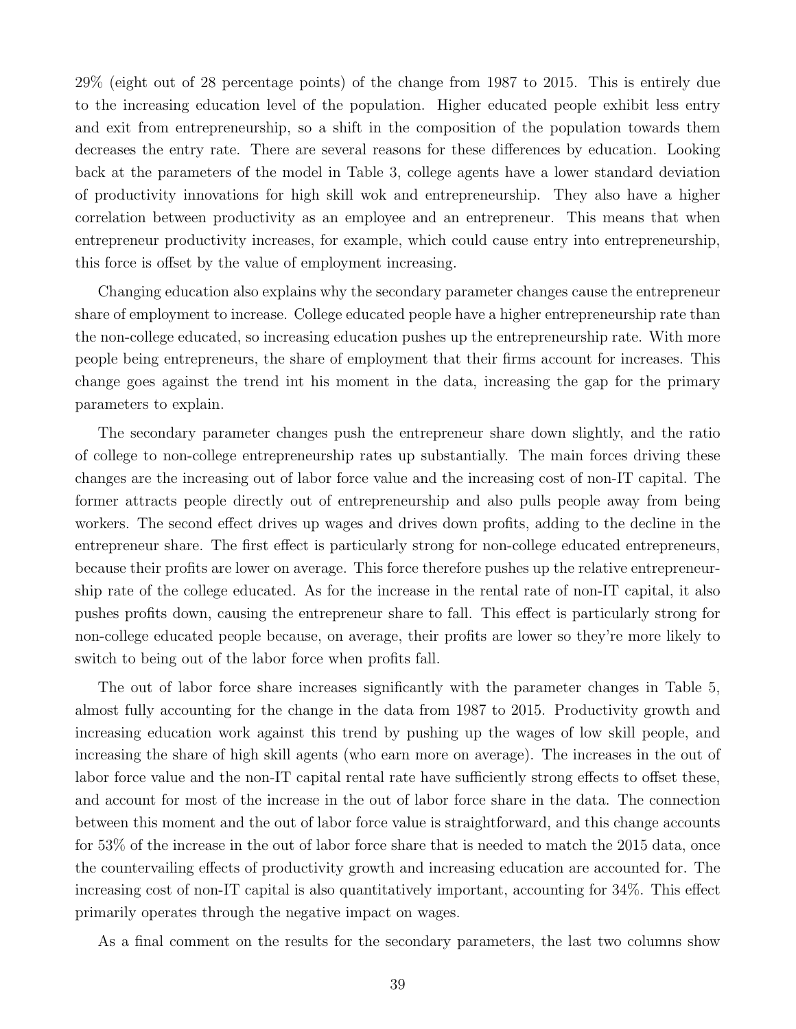29% (eight out of 28 percentage points) of the change from 1987 to 2015. This is entirely due to the increasing education level of the population. Higher educated people exhibit less entry and exit from entrepreneurship, so a shift in the composition of the population towards them decreases the entry rate. There are several reasons for these differences by education. Looking back at the parameters of the model in Table 3, college agents have a lower standard deviation of productivity innovations for high skill wok and entrepreneurship. They also have a higher correlation between productivity as an employee and an entrepreneur. This means that when entrepreneur productivity increases, for example, which could cause entry into entrepreneurship, this force is offset by the value of employment increasing.

Changing education also explains why the secondary parameter changes cause the entrepreneur share of employment to increase. College educated people have a higher entrepreneurship rate than the non-college educated, so increasing education pushes up the entrepreneurship rate. With more people being entrepreneurs, the share of employment that their firms account for increases. This change goes against the trend int his moment in the data, increasing the gap for the primary parameters to explain.

The secondary parameter changes push the entrepreneur share down slightly, and the ratio of college to non-college entrepreneurship rates up substantially. The main forces driving these changes are the increasing out of labor force value and the increasing cost of non-IT capital. The former attracts people directly out of entrepreneurship and also pulls people away from being workers. The second effect drives up wages and drives down profits, adding to the decline in the entrepreneur share. The first effect is particularly strong for non-college educated entrepreneurs, because their profits are lower on average. This force therefore pushes up the relative entrepreneurship rate of the college educated. As for the increase in the rental rate of non-IT capital, it also pushes profits down, causing the entrepreneur share to fall. This effect is particularly strong for non-college educated people because, on average, their profits are lower so they're more likely to switch to being out of the labor force when profits fall.

The out of labor force share increases significantly with the parameter changes in Table 5, almost fully accounting for the change in the data from 1987 to 2015. Productivity growth and increasing education work against this trend by pushing up the wages of low skill people, and increasing the share of high skill agents (who earn more on average). The increases in the out of labor force value and the non-IT capital rental rate have sufficiently strong effects to offset these, and account for most of the increase in the out of labor force share in the data. The connection between this moment and the out of labor force value is straightforward, and this change accounts for 53% of the increase in the out of labor force share that is needed to match the 2015 data, once the countervailing effects of productivity growth and increasing education are accounted for. The increasing cost of non-IT capital is also quantitatively important, accounting for 34%. This effect primarily operates through the negative impact on wages.

As a final comment on the results for the secondary parameters, the last two columns show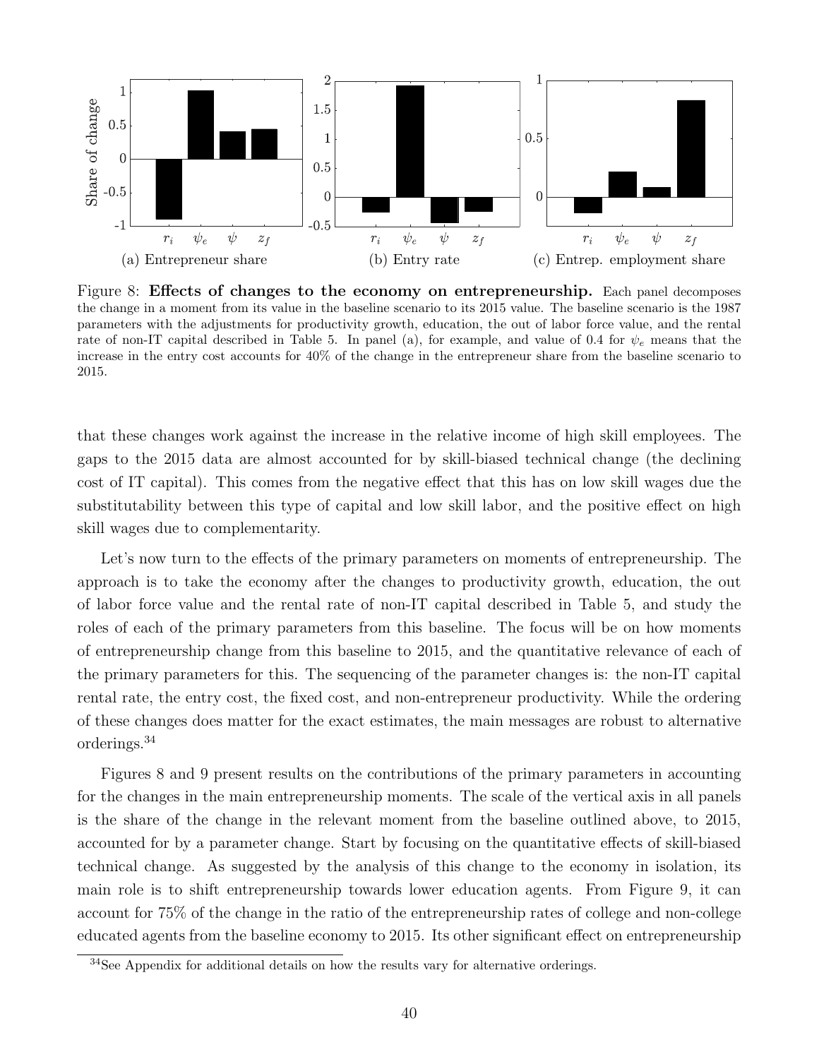Figure 8: **Effects of changes to the economy on entrepreneurship.** Each panel decomposes the change in a moment from its value in the baseline scenario to its 2015 value. The baseline scenario is the 1987 parameters with the adjustments for productivity growth, education, the out of labor force value, and the rental rate of non-IT capital described in Table 5. In panel (a), for example, and value of 0.4 for $\psi_e$ means that the increase in the entry cost accounts for 40% of the change in the entrepreneur share from the baseline scenario to 2015.

that these changes work against the increase in the relative income of high skill employees. The gaps to the 2015 data are almost accounted for by skill-biased technical change (the declining cost of IT capital). This comes from the negative effect that this has on low skill wages due the substitutability between this type of capital and low skill labor, and the positive effect on high skill wages due to complementarity.

Let's now turn to the effects of the primary parameters on moments of entrepreneurship. The approach is to take the economy after the changes to productivity growth, education, the out of labor force value and the rental rate of non-IT capital described in Table 5, and study the roles of each of the primary parameters from this baseline. The focus will be on how moments of entrepreneurship change from this baseline to 2015, and the quantitative relevance of each of the primary parameters for this. The sequencing of the parameter changes is: the non-IT capital rental rate, the entry cost, the fixed cost, and non-entrepreneur productivity. While the ordering of these changes does matter for the exact estimates, the main messages are robust to alternative orderings.[34]

Figures 8 and 9 present results on the contributions of the primary parameters in accounting for the changes in the main entrepreneurship moments. The scale of the vertical axis in all panels is the share of the change in the relevant moment from the baseline outlined above, to 2015, accounted for by a parameter change. Start by focusing on the quantitative effects of skill-biased technical change. As suggested by the analysis of this change to the economy in isolation, its main role is to shift entrepreneurship towards lower education agents. From Figure 9, it can account for 75% of the change in the ratio of the entrepreneurship rates of college and non-college educated agents from the baseline economy to 2015. Its other significant effect on entrepreneurship

[34]See Appendix for additional details on how the results vary for alternative orderings.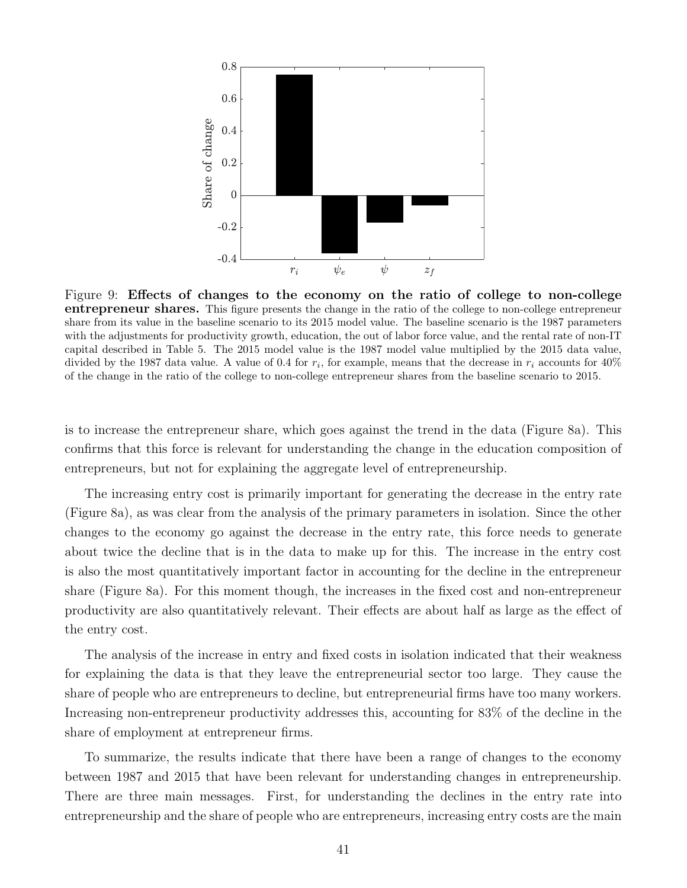Figure 9: **Effects of changes to the economy on the ratio of college to non-college entrepreneur shares.** This figure presents the change in the ratio of the college to non-college entrepreneur share from its value in the baseline scenario to its 2015 model value. The baseline scenario is the 1987 parameters with the adjustments for productivity growth, education, the out of labor force value, and the rental rate of non-IT capital described in Table 5. The 2015 model value is the 1987 model value multiplied by the 2015 data value, divided by the 1987 data value. A value of 0.4 for $r_i$, for example, means that the decrease in $r_i$ accounts for 40% of the change in the ratio of the college to non-college entrepreneur shares from the baseline scenario to 2015.

is to increase the entrepreneur share, which goes against the trend in the data (Figure 8a). This confirms that this force is relevant for understanding the change in the education composition of entrepreneurs, but not for explaining the aggregate level of entrepreneurship.

The increasing entry cost is primarily important for generating the decrease in the entry rate (Figure 8a), as was clear from the analysis of the primary parameters in isolation. Since the other changes to the economy go against the decrease in the entry rate, this force needs to generate about twice the decline that is in the data to make up for this. The increase in the entry cost is also the most quantitatively important factor in accounting for the decline in the entrepreneur share (Figure 8a). For this moment though, the increases in the fixed cost and non-entrepreneur productivity are also quantitatively relevant. Their effects are about half as large as the effect of the entry cost.

The analysis of the increase in entry and fixed costs in isolation indicated that their weakness for explaining the data is that they leave the entrepreneurial sector too large. They cause the share of people who are entrepreneurs to decline, but entrepreneurial firms have too many workers. Increasing non-entrepreneur productivity addresses this, accounting for 83% of the decline in the share of employment at entrepreneur firms.

To summarize, the results indicate that there have been a range of changes to the economy between 1987 and 2015 that have been relevant for understanding changes in entrepreneurship. There are three main messages. First, for understanding the declines in the entry rate into entrepreneurship and the share of people who are entrepreneurs, increasing entry costs are the main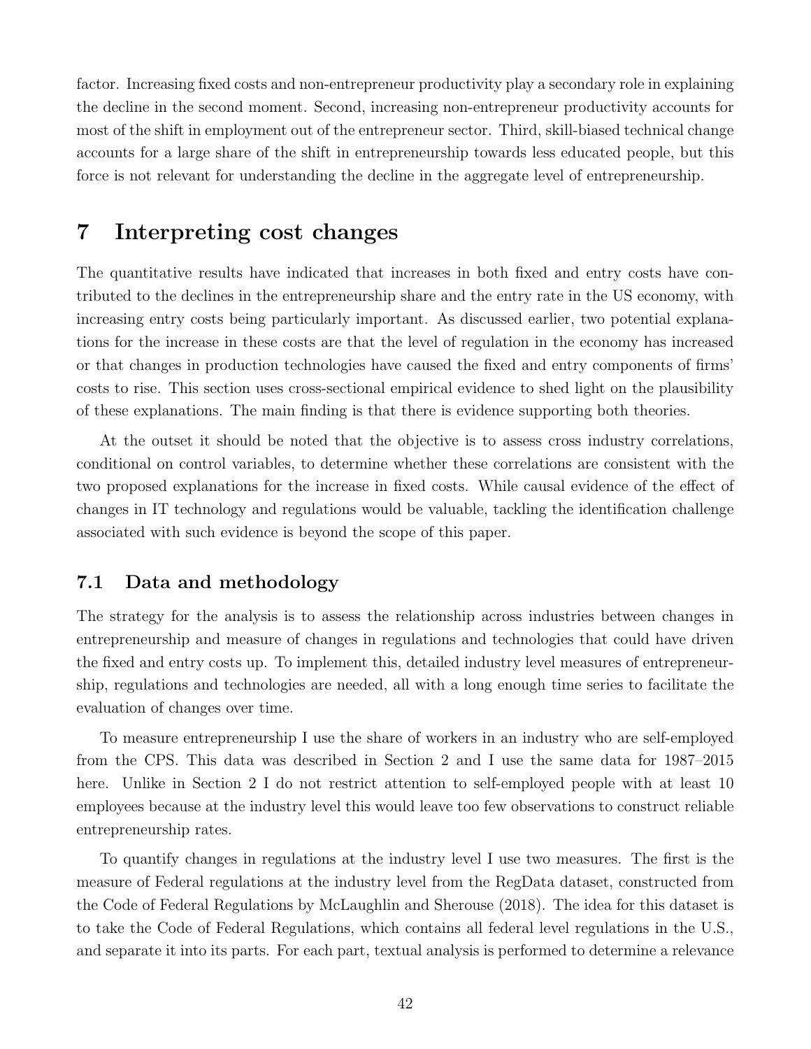factor. Increasing fixed costs and non-entrepreneur productivity play a secondary role in explaining the decline in the second moment. Second, increasing non-entrepreneur productivity accounts for most of the shift in employment out of the entrepreneur sector. Third, skill-biased technical change accounts for a large share of the shift in entrepreneurship towards less educated people, but this force is not relevant for understanding the decline in the aggregate level of entrepreneurship.

# 7 Interpreting cost changes

The quantitative results have indicated that increases in both fixed and entry costs have contributed to the declines in the entrepreneurship share and the entry rate in the US economy, with increasing entry costs being particularly important. As discussed earlier, two potential explanations for the increase in these costs are that the level of regulation in the economy has increased or that changes in production technologies have caused the fixed and entry components of firms' costs to rise. This section uses cross-sectional empirical evidence to shed light on the plausibility of these explanations. The main finding is that there is evidence supporting both theories.

At the outset it should be noted that the objective is to assess cross industry correlations, conditional on control variables, to determine whether these correlations are consistent with the two proposed explanations for the increase in fixed costs. While causal evidence of the effect of changes in IT technology and regulations would be valuable, tackling the identification challenge associated with such evidence is beyond the scope of this paper.

## 7.1 Data and methodology

The strategy for the analysis is to assess the relationship across industries between changes in entrepreneurship and measure of changes in regulations and technologies that could have driven the fixed and entry costs up. To implement this, detailed industry level measures of entrepreneurship, regulations and technologies are needed, all with a long enough time series to facilitate the evaluation of changes over time.

To measure entrepreneurship I use the share of workers in an industry who are self-employed from the CPS. This data was described in Section 2 and I use the same data for 1987–2015 here. Unlike in Section 2 I do not restrict attention to self-employed people with at least 10 employees because at the industry level this would leave too few observations to construct reliable entrepreneurship rates.

To quantify changes in regulations at the industry level I use two measures. The first is the measure of Federal regulations at the industry level from the RegData dataset, constructed from the Code of Federal Regulations by McLaughlin and Sherouse (2018). The idea for this dataset is to take the Code of Federal Regulations, which contains all federal level regulations in the U.S., and separate it into its parts. For each part, textual analysis is performed to determine a relevance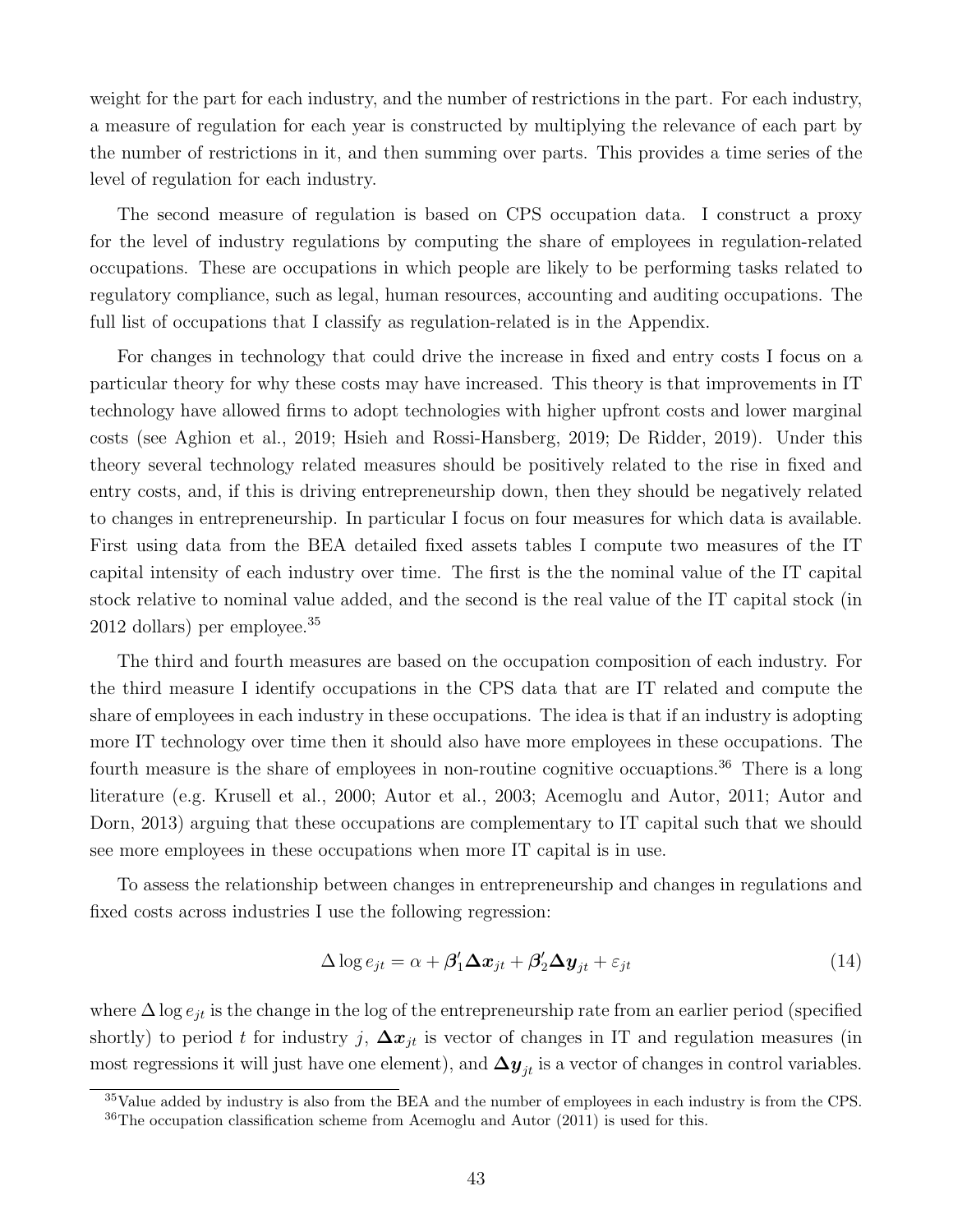weight for the part for each industry, and the number of restrictions in the part. For each industry, a measure of regulation for each year is constructed by multiplying the relevance of each part by the number of restrictions in it, and then summing over parts. This provides a time series of the level of regulation for each industry.

The second measure of regulation is based on CPS occupation data. I construct a proxy for the level of industry regulations by computing the share of employees in regulation-related occupations. These are occupations in which people are likely to be performing tasks related to regulatory compliance, such as legal, human resources, accounting and auditing occupations. The full list of occupations that I classify as regulation-related is in the Appendix.

For changes in technology that could drive the increase in fixed and entry costs I focus on a particular theory for why these costs may have increased. This theory is that improvements in IT technology have allowed firms to adopt technologies with higher upfront costs and lower marginal costs (see Aghion et al., 2019; Hsieh and Rossi-Hansberg, 2019; De Ridder, 2019). Under this theory several technology related measures should be positively related to the rise in fixed and entry costs, and, if this is driving entrepreneurship down, then they should be negatively related to changes in entrepreneurship. In particular I focus on four measures for which data is available. First using data from the BEA detailed fixed assets tables I compute two measures of the IT capital intensity of each industry over time. The first is the the nominal value of the IT capital stock relative to nominal value added, and the second is the real value of the IT capital stock (in 2012 dollars) per employee.[35]

The third and fourth measures are based on the occupation composition of each industry. For the third measure I identify occupations in the CPS data that are IT related and compute the share of employees in each industry in these occupations. The idea is that if an industry is adopting more IT technology over time then it should also have more employees in these occupations. The fourth measure is the share of employees in non-routine cognitive occuaptions.[36] There is a long literature (e.g. Krusell et al., 2000; Autor et al., 2003; Acemoglu and Autor, 2011; Autor and Dorn, 2013) arguing that these occupations are complementary to IT capital such that we should see more employees in these occupations when more IT capital is in use.

To assess the relationship between changes in entrepreneurship and changes in regulations and fixed costs across industries I use the following regression:

$$\Delta \log e_{jt} = \alpha + \boldsymbol{\beta}_1' \boldsymbol{\Delta x}_{jt} + \boldsymbol{\beta}_2' \boldsymbol{\Delta y}_{jt} + \varepsilon_{jt} \tag{14}$$

where $\Delta \log e_{jt}$ is the change in the log of the entrepreneurship rate from an earlier period (specified shortly) to period $t$ for industry $j$, $\boldsymbol{\Delta x}_{jt}$ is vector of changes in IT and regulation measures (in most regressions it will just have one element), and $\boldsymbol{\Delta y}_{jt}$ is a vector of changes in control variables.

[35]Value added by industry is also from the BEA and the number of employees in each industry is from the CPS.

[36]The occupation classification scheme from Acemoglu and Autor (2011) is used for this.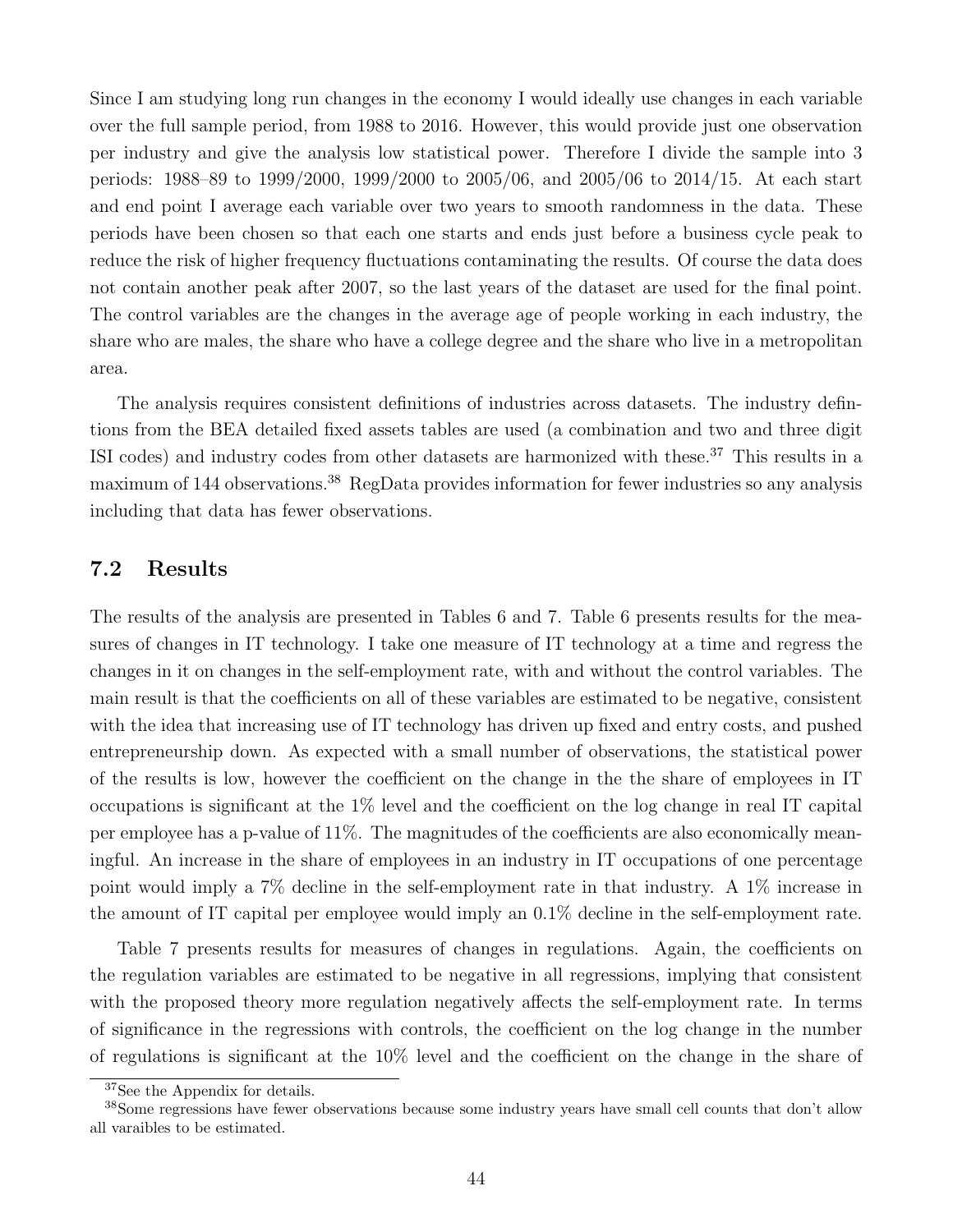Since I am studying long run changes in the economy I would ideally use changes in each variable over the full sample period, from 1988 to 2016. However, this would provide just one observation per industry and give the analysis low statistical power. Therefore I divide the sample into 3 periods: 1988–89 to 1999/2000, 1999/2000 to 2005/06, and 2005/06 to 2014/15. At each start and end point I average each variable over two years to smooth randomness in the data. These periods have been chosen so that each one starts and ends just before a business cycle peak to reduce the risk of higher frequency fluctuations contaminating the results. Of course the data does not contain another peak after 2007, so the last years of the dataset are used for the final point. The control variables are the changes in the average age of people working in each industry, the share who are males, the share who have a college degree and the share who live in a metropolitan area.

The analysis requires consistent definitions of industries across datasets. The industry defintions from the BEA detailed fixed assets tables are used (a combination and two and three digit ISI codes) and industry codes from other datasets are harmonized with these.[37] This results in a maximum of 144 observations.[38] RegData provides information for fewer industries so any analysis including that data has fewer observations.

## 7.2 Results

The results of the analysis are presented in Tables 6 and 7. Table 6 presents results for the measures of changes in IT technology. I take one measure of IT technology at a time and regress the changes in it on changes in the self-employment rate, with and without the control variables. The main result is that the coefficients on all of these variables are estimated to be negative, consistent with the idea that increasing use of IT technology has driven up fixed and entry costs, and pushed entrepreneurship down. As expected with a small number of observations, the statistical power of the results is low, however the coefficient on the change in the the share of employees in IT occupations is significant at the 1% level and the coefficient on the log change in real IT capital per employee has a p-value of 11%. The magnitudes of the coefficients are also economically meaningful. An increase in the share of employees in an industry in IT occupations of one percentage point would imply a 7% decline in the self-employment rate in that industry. A 1% increase in the amount of IT capital per employee would imply an 0.1% decline in the self-employment rate.

Table 7 presents results for measures of changes in regulations. Again, the coefficients on the regulation variables are estimated to be negative in all regressions, implying that consistent with the proposed theory more regulation negatively affects the self-employment rate. In terms of significance in the regressions with controls, the coefficient on the log change in the number of regulations is significant at the 10% level and the coefficient on the change in the share of

[37] See the Appendix for details.

[38] Some regressions have fewer observations because some industry years have small cell counts that don't allow all varaibles to be estimated.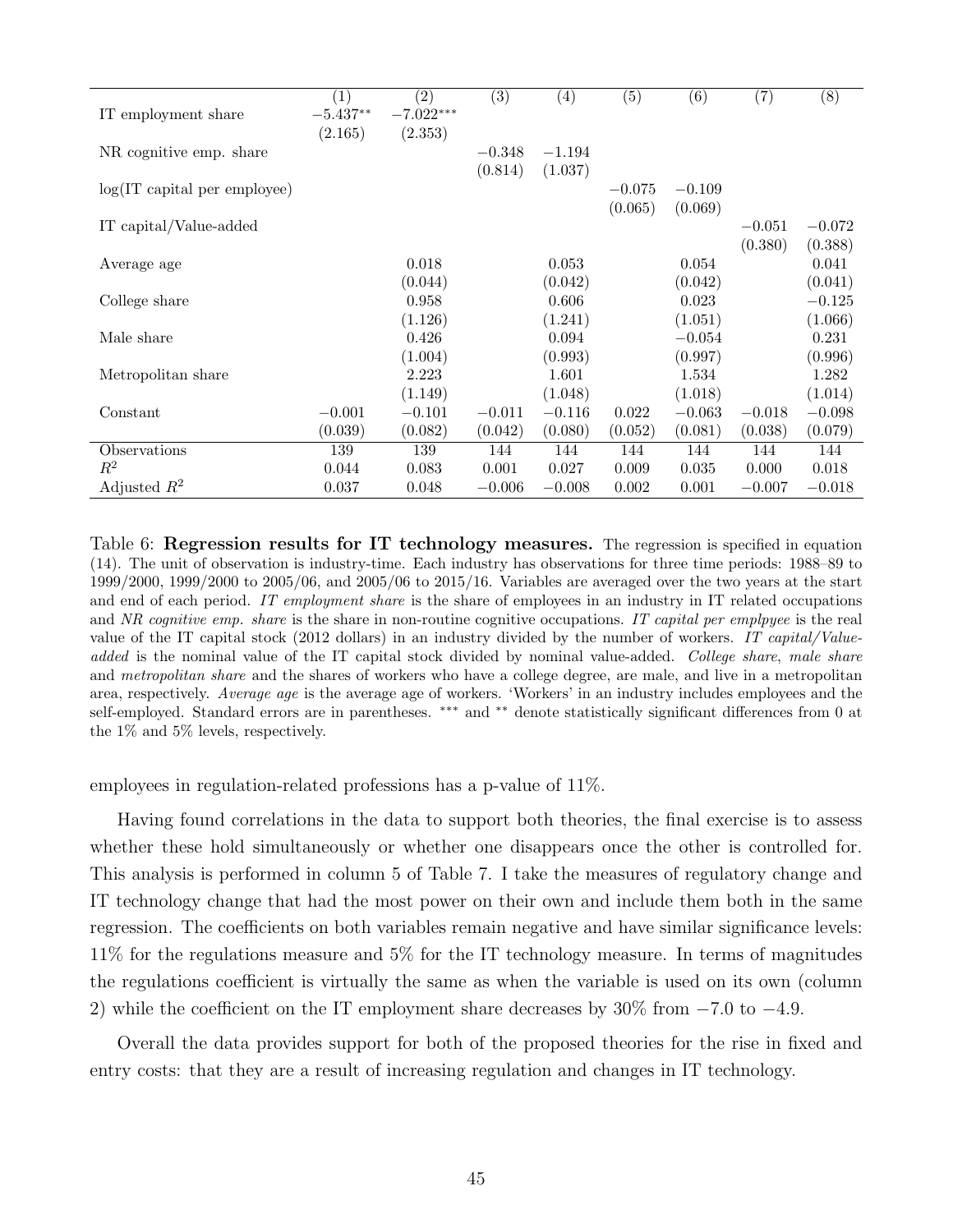| | (1) | (2) | (3) | (4) | (5) | (6) | (7) | (8) |
|---|---|---|---|---|---|---|---|---|
| IT employment share | $-5.437^{**}$ | $-7.022^{***}$ | | | | | | |
| | (2.165) | (2.353) | | | | | | |
| NR cognitive emp. share | | | $-0.348$ | $-1.194$ | | | | |
| | | | (0.814) | (1.037) | | | | |
| log(IT capital per employee) | | | | | $-0.075$ | $-0.109$ | | |
| | | | | | (0.065) | (0.069) | | |
| IT capital/Value-added | | | | | | | $-0.051$ | $-0.072$ |
| | | | | | | | (0.380) | (0.388) |
| Average age | | 0.018 | | 0.053 | | 0.054 | | 0.041 |
| | | (0.044) | | (0.042) | | (0.042) | | (0.041) |
| College share | | 0.958 | | 0.606 | | 0.023 | | $-0.125$ |
| | | (1.126) | | (1.241) | | (1.051) | | (1.066) |
| Male share | | 0.426 | | 0.094 | | $-0.054$ | | 0.231 |
| | | (1.004) | | (0.993) | | (0.997) | | (0.996) |
| Metropolitan share | | 2.223 | | 1.601 | | 1.534 | | 1.282 |
| | | (1.149) | | (1.048) | | (1.018) | | (1.014) |
| Constant | $-0.001$ | $-0.101$ | $-0.011$ | $-0.116$ | 0.022 | $-0.063$ | $-0.018$ | $-0.098$ |
| | (0.039) | (0.082) | (0.042) | (0.080) | (0.052) | (0.081) | (0.038) | (0.079) |
| Observations | 139 | 139 | 144 | 144 | 144 | 144 | 144 | 144 |
| $R^2$ | 0.044 | 0.083 | 0.001 | 0.027 | 0.009 | 0.035 | 0.000 | 0.018 |
| Adjusted $R^2$ | 0.037 | 0.048 | $-0.006$ | $-0.008$ | 0.002 | 0.001 | $-0.007$ | $-0.018$ |

Table 6: **Regression results for IT technology measures.** The regression is specified in equation (14). The unit of observation is industry-time. Each industry has observations for three time periods: 1988–89 to 1999/2000, 1999/2000 to 2005/06, and 2005/06 to 2015/16. Variables are averaged over the two years at the start and end of each period. *IT employment share* is the share of employees in an industry in IT related occupations and *NR cognitive emp. share* is the share in non-routine cognitive occupations. *IT capital per emplpyee* is the real value of the IT capital stock (2012 dollars) in an industry divided by the number of workers. *IT capital/Value-added* is the nominal value of the IT capital stock divided by nominal value-added. *College share*, *male share* and *metropolitan share* and the shares of workers who have a college degree, are male, and live in a metropolitan area, respectively. *Average age* is the average age of workers. 'Workers' in an industry includes employees and the self-employed. Standard errors are in parentheses. *** and ** denote statistically significant differences from 0 at the 1% and 5% levels, respectively.

employees in regulation-related professions has a p-value of 11%.

Having found correlations in the data to support both theories, the final exercise is to assess whether these hold simultaneously or whether one disappears once the other is controlled for. This analysis is performed in column 5 of Table 7. I take the measures of regulatory change and IT technology change that had the most power on their own and include them both in the same regression. The coefficients on both variables remain negative and have similar significance levels: 11% for the regulations measure and 5% for the IT technology measure. In terms of magnitudes the regulations coefficient is virtually the same as when the variable is used on its own (column 2) while the coefficient on the IT employment share decreases by 30% from $-7.0$ to $-4.9$.

Overall the data provides support for both of the proposed theories for the rise in fixed and entry costs: that they are a result of increasing regulation and changes in IT technology.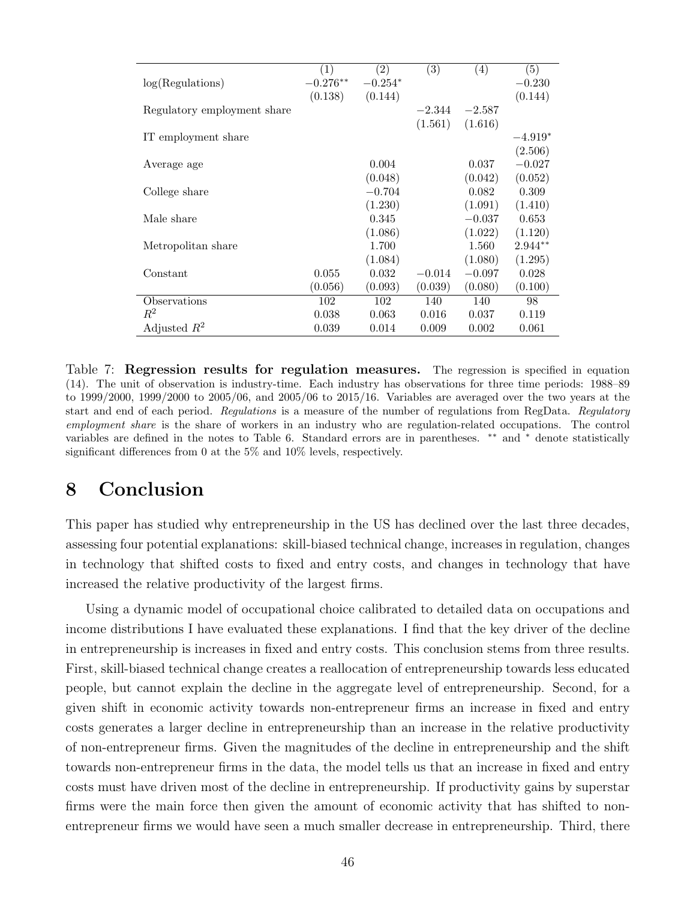| | (1) | (2) | (3) | (4) | (5) |
|---|---|---|---|---|---|
| log(Regulations) | $-0.276^{**}$ | $-0.254^{*}$ | | | $-0.230$ |
| | (0.138) | (0.144) | | | (0.144) |
| Regulatory employment share | | | $-2.344$ | $-2.587$ | |
| | | | (1.561) | (1.616) | |
| IT employment share | | | | | $-4.919^{*}$ |
| | | | | | (2.506) |
| Average age | | 0.004 | | 0.037 | $-0.027$ |
| | | (0.048) | | (0.042) | (0.052) |
| College share | | $-0.704$ | | 0.082 | 0.309 |
| | | (1.230) | | (1.091) | (1.410) |
| Male share | | 0.345 | | $-0.037$ | 0.653 |
| | | (1.086) | | (1.022) | (1.120) |
| Metropolitan share | | 1.700 | | 1.560 | $2.944^{**}$ |
| | | (1.084) | | (1.080) | (1.295) |
| Constant | 0.055 | 0.032 | $-0.014$ | $-0.097$ | 0.028 |
| | (0.056) | (0.093) | (0.039) | (0.080) | (0.100) |
| Observations | 102 | 102 | 140 | 140 | 98 |
| $R^2$ | 0.038 | 0.063 | 0.016 | 0.037 | 0.119 |
| Adjusted $R^2$ | 0.039 | 0.014 | 0.009 | 0.002 | 0.061 |

Table 7: **Regression results for regulation measures.** The regression is specified in equation (14). The unit of observation is industry-time. Each industry has observations for three time periods: 1988–89 to 1999/2000, 1999/2000 to 2005/06, and 2005/06 to 2015/16. Variables are averaged over the two years at the start and end of each period. *Regulations* is a measure of the number of regulations from RegData. *Regulatory employment share* is the share of workers in an industry who are regulation-related occupations. The control variables are defined in the notes to Table 6. Standard errors are in parentheses. ** and * denote statistically significant differences from 0 at the 5% and 10% levels, respectively.

# 8 Conclusion

This paper has studied why entrepreneurship in the US has declined over the last three decades, assessing four potential explanations: skill-biased technical change, increases in regulation, changes in technology that shifted costs to fixed and entry costs, and changes in technology that have increased the relative productivity of the largest firms.

Using a dynamic model of occupational choice calibrated to detailed data on occupations and income distributions I have evaluated these explanations. I find that the key driver of the decline in entrepreneurship is increases in fixed and entry costs. This conclusion stems from three results. First, skill-biased technical change creates a reallocation of entrepreneurship towards less educated people, but cannot explain the decline in the aggregate level of entrepreneurship. Second, for a given shift in economic activity towards non-entrepreneur firms an increase in fixed and entry costs generates a larger decline in entrepreneurship than an increase in the relative productivity of non-entrepreneur firms. Given the magnitudes of the decline in entrepreneurship and the shift towards non-entrepreneur firms in the data, the model tells us that an increase in fixed and entry costs must have driven most of the decline in entrepreneurship. If productivity gains by superstar firms were the main force then given the amount of economic activity that has shifted to non-entrepreneur firms we would have seen a much smaller decrease in entrepreneurship. Third, there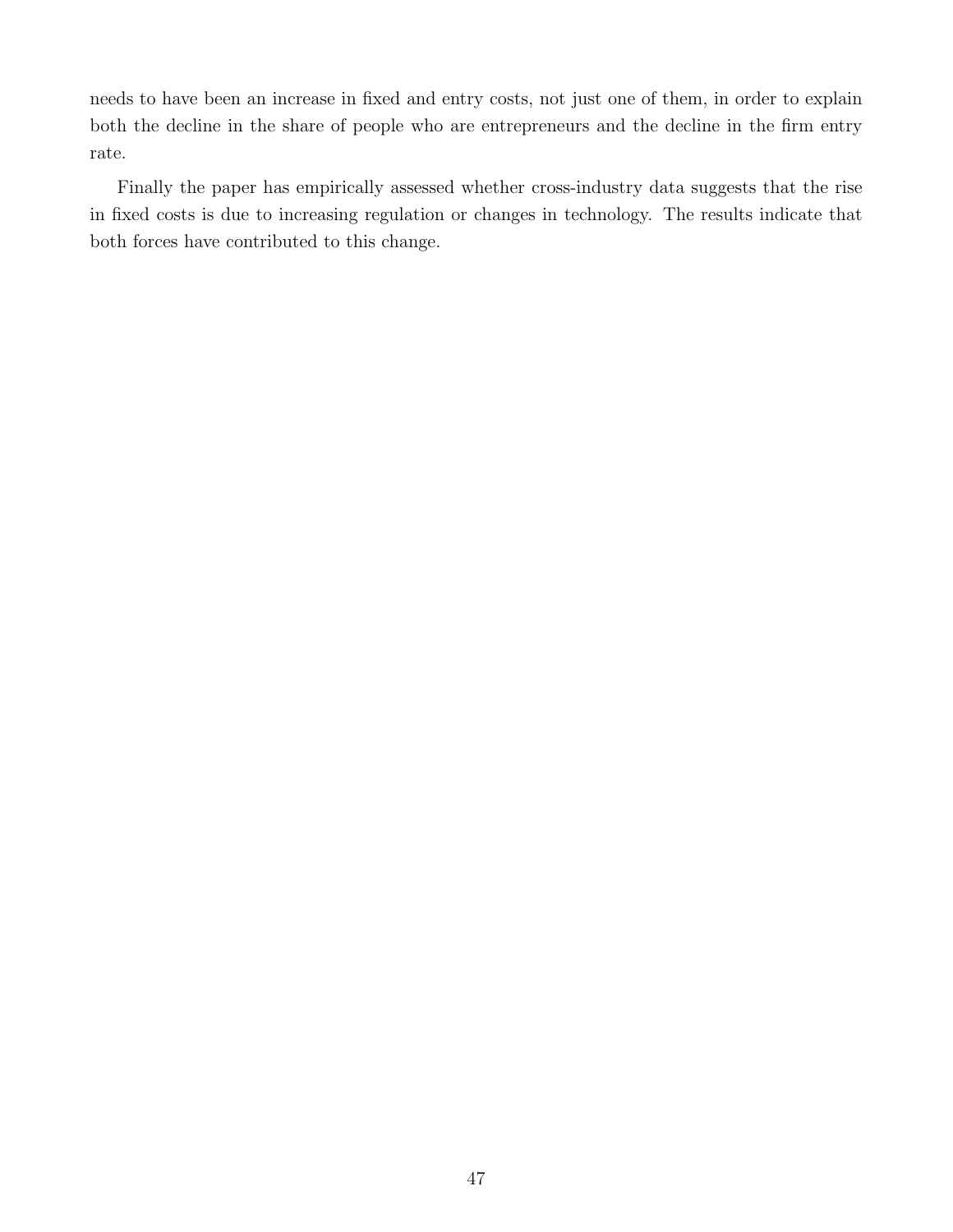needs to have been an increase in fixed and entry costs, not just one of them, in order to explain both the decline in the share of people who are entrepreneurs and the decline in the firm entry rate.

Finally the paper has empirically assessed whether cross-industry data suggests that the rise in fixed costs is due to increasing regulation or changes in technology. The results indicate that both forces have contributed to this change.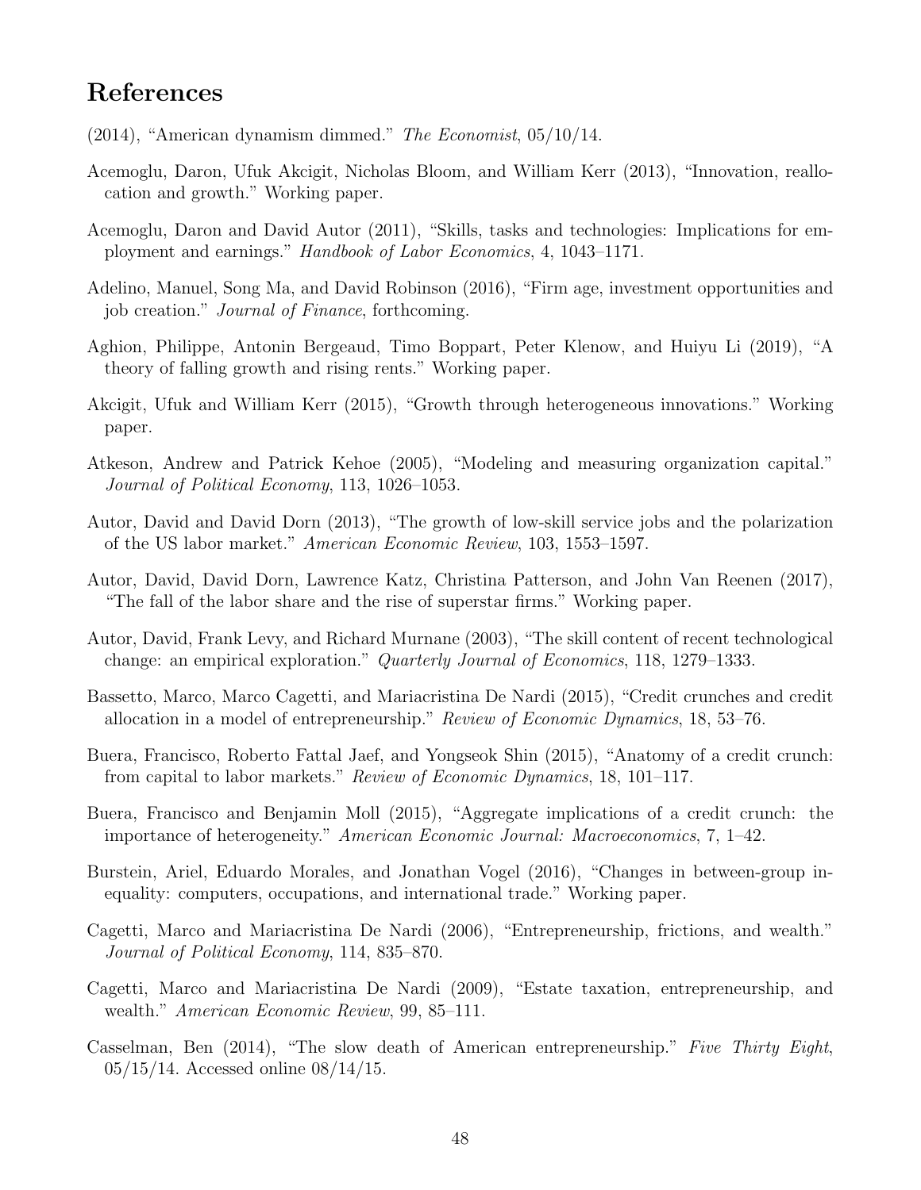# References

(2014), "American dynamism dimmed." *The Economist*, 05/10/14.

Acemoglu, Daron, Ufuk Akcigit, Nicholas Bloom, and William Kerr (2013), "Innovation, reallocation and growth." Working paper.

Acemoglu, Daron and David Autor (2011), "Skills, tasks and technologies: Implications for employment and earnings." *Handbook of Labor Economics*, 4, 1043–1171.

Adelino, Manuel, Song Ma, and David Robinson (2016), "Firm age, investment opportunities and job creation." *Journal of Finance*, forthcoming.

Aghion, Philippe, Antonin Bergeaud, Timo Boppart, Peter Klenow, and Huiyu Li (2019), "A theory of falling growth and rising rents." Working paper.

Akcigit, Ufuk and William Kerr (2015), "Growth through heterogeneous innovations." Working paper.

Atkeson, Andrew and Patrick Kehoe (2005), "Modeling and measuring organization capital." *Journal of Political Economy*, 113, 1026–1053.

Autor, David and David Dorn (2013), "The growth of low-skill service jobs and the polarization of the US labor market." *American Economic Review*, 103, 1553–1597.

Autor, David, David Dorn, Lawrence Katz, Christina Patterson, and John Van Reenen (2017), "The fall of the labor share and the rise of superstar firms." Working paper.

Autor, David, Frank Levy, and Richard Murnane (2003), "The skill content of recent technological change: an empirical exploration." *Quarterly Journal of Economics*, 118, 1279–1333.

Bassetto, Marco, Marco Cagetti, and Mariacristina De Nardi (2015), "Credit crunches and credit allocation in a model of entrepreneurship." *Review of Economic Dynamics*, 18, 53–76.

Buera, Francisco, Roberto Fattal Jaef, and Yongseok Shin (2015), "Anatomy of a credit crunch: from capital to labor markets." *Review of Economic Dynamics*, 18, 101–117.

Buera, Francisco and Benjamin Moll (2015), "Aggregate implications of a credit crunch: the importance of heterogeneity." *American Economic Journal: Macroeconomics*, 7, 1–42.

Burstein, Ariel, Eduardo Morales, and Jonathan Vogel (2016), "Changes in between-group inequality: computers, occupations, and international trade." Working paper.

Cagetti, Marco and Mariacristina De Nardi (2006), "Entrepreneurship, frictions, and wealth." *Journal of Political Economy*, 114, 835–870.

Cagetti, Marco and Mariacristina De Nardi (2009), "Estate taxation, entrepreneurship, and wealth." *American Economic Review*, 99, 85–111.

Casselman, Ben (2014), "The slow death of American entrepreneurship." *Five Thirty Eight*, 05/15/14. Accessed online 08/14/15.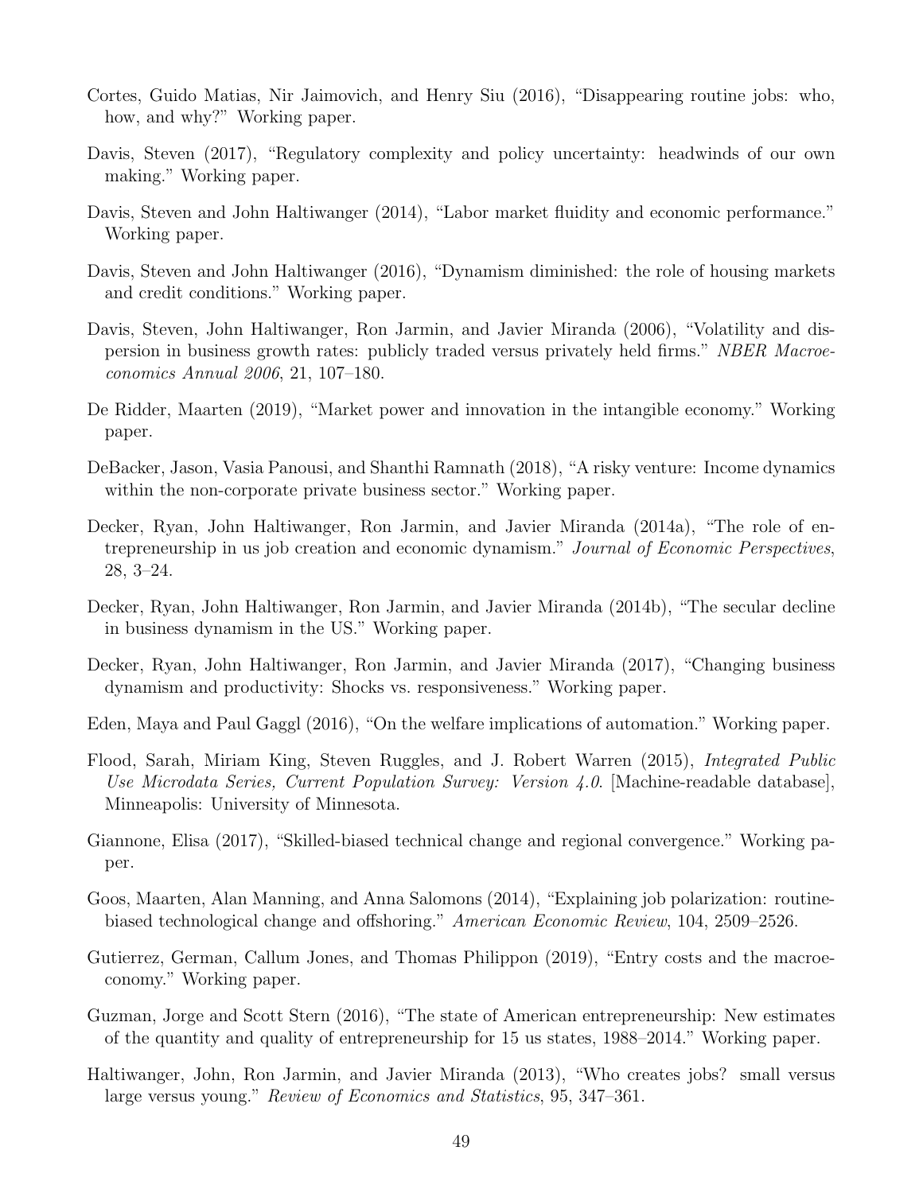Cortes, Guido Matias, Nir Jaimovich, and Henry Siu (2016), "Disappearing routine jobs: who, how, and why?" Working paper.

Davis, Steven (2017), "Regulatory complexity and policy uncertainty: headwinds of our own making." Working paper.

Davis, Steven and John Haltiwanger (2014), "Labor market fluidity and economic performance." Working paper.

Davis, Steven and John Haltiwanger (2016), "Dynamism diminished: the role of housing markets and credit conditions." Working paper.

Davis, Steven, John Haltiwanger, Ron Jarmin, and Javier Miranda (2006), "Volatility and dispersion in business growth rates: publicly traded versus privately held firms." *NBER Macroeconomics Annual 2006*, 21, 107–180.

De Ridder, Maarten (2019), "Market power and innovation in the intangible economy." Working paper.

DeBacker, Jason, Vasia Panousi, and Shanthi Ramnath (2018), "A risky venture: Income dynamics within the non-corporate private business sector." Working paper.

Decker, Ryan, John Haltiwanger, Ron Jarmin, and Javier Miranda (2014a), "The role of entrepreneurship in us job creation and economic dynamism." *Journal of Economic Perspectives*, 28, 3–24.

Decker, Ryan, John Haltiwanger, Ron Jarmin, and Javier Miranda (2014b), "The secular decline in business dynamism in the US." Working paper.

Decker, Ryan, John Haltiwanger, Ron Jarmin, and Javier Miranda (2017), "Changing business dynamism and productivity: Shocks vs. responsiveness." Working paper.

Eden, Maya and Paul Gaggl (2016), "On the welfare implications of automation." Working paper.

Flood, Sarah, Miriam King, Steven Ruggles, and J. Robert Warren (2015), *Integrated Public Use Microdata Series, Current Population Survey: Version 4.0*. [Machine-readable database], Minneapolis: University of Minnesota.

Giannone, Elisa (2017), "Skilled-biased technical change and regional convergence." Working paper.

Goos, Maarten, Alan Manning, and Anna Salomons (2014), "Explaining job polarization: routine-biased technological change and offshoring." *American Economic Review*, 104, 2509–2526.

Gutierrez, German, Callum Jones, and Thomas Philippon (2019), "Entry costs and the macroeconomy." Working paper.

Guzman, Jorge and Scott Stern (2016), "The state of American entrepreneurship: New estimates of the quantity and quality of entrepreneurship for 15 us states, 1988–2014." Working paper.

Haltiwanger, John, Ron Jarmin, and Javier Miranda (2013), "Who creates jobs? small versus large versus young." *Review of Economics and Statistics*, 95, 347–361.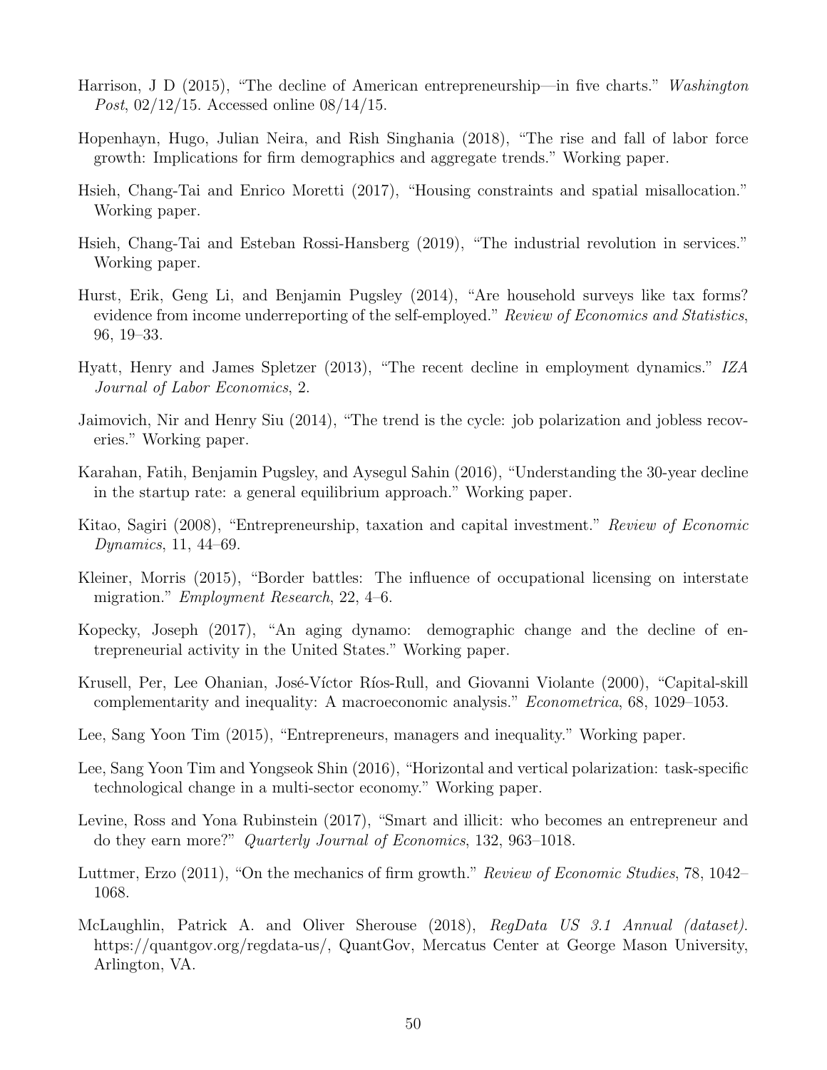Harrison, J D (2015), "The decline of American entrepreneurship—in five charts." *Washington Post*, 02/12/15. Accessed online 08/14/15.

Hopenhayn, Hugo, Julian Neira, and Rish Singhania (2018), "The rise and fall of labor force growth: Implications for firm demographics and aggregate trends." Working paper.

Hsieh, Chang-Tai and Enrico Moretti (2017), "Housing constraints and spatial misallocation." Working paper.

Hsieh, Chang-Tai and Esteban Rossi-Hansberg (2019), "The industrial revolution in services." Working paper.

Hurst, Erik, Geng Li, and Benjamin Pugsley (2014), "Are household surveys like tax forms? evidence from income underreporting of the self-employed." *Review of Economics and Statistics*, 96, 19–33.

Hyatt, Henry and James Spletzer (2013), "The recent decline in employment dynamics." *IZA Journal of Labor Economics*, 2.

Jaimovich, Nir and Henry Siu (2014), "The trend is the cycle: job polarization and jobless recoveries." Working paper.

Karahan, Fatih, Benjamin Pugsley, and Aysegul Sahin (2016), "Understanding the 30-year decline in the startup rate: a general equilibrium approach." Working paper.

Kitao, Sagiri (2008), "Entrepreneurship, taxation and capital investment." *Review of Economic Dynamics*, 11, 44–69.

Kleiner, Morris (2015), "Border battles: The influence of occupational licensing on interstate migration." *Employment Research*, 22, 4–6.

Kopecky, Joseph (2017), "An aging dynamo: demographic change and the decline of entrepreneurial activity in the United States." Working paper.

Krusell, Per, Lee Ohanian, José-Víctor Ríos-Rull, and Giovanni Violante (2000), "Capital-skill complementarity and inequality: A macroeconomic analysis." *Econometrica*, 68, 1029–1053.

Lee, Sang Yoon Tim (2015), "Entrepreneurs, managers and inequality." Working paper.

Lee, Sang Yoon Tim and Yongseok Shin (2016), "Horizontal and vertical polarization: task-specific technological change in a multi-sector economy." Working paper.

Levine, Ross and Yona Rubinstein (2017), "Smart and illicit: who becomes an entrepreneur and do they earn more?" *Quarterly Journal of Economics*, 132, 963–1018.

Luttmer, Erzo (2011), "On the mechanics of firm growth." *Review of Economic Studies*, 78, 1042–1068.

McLaughlin, Patrick A. and Oliver Sherouse (2018), *RegData US 3.1 Annual (dataset)*. https://quantgov.org/regdata-us/, QuantGov, Mercatus Center at George Mason University, Arlington, VA.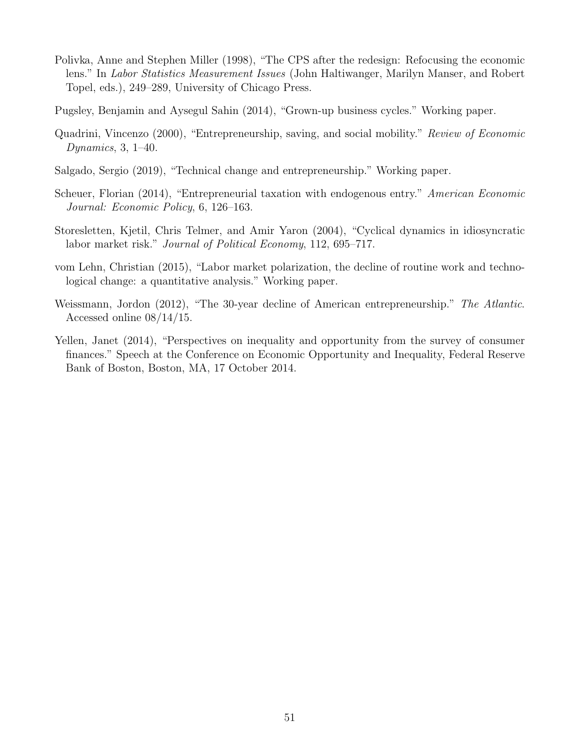Polivka, Anne and Stephen Miller (1998), "The CPS after the redesign: Refocusing the economic lens." In *Labor Statistics Measurement Issues* (John Haltiwanger, Marilyn Manser, and Robert Topel, eds.), 249–289, University of Chicago Press.

Pugsley, Benjamin and Aysegul Sahin (2014), "Grown-up business cycles." Working paper.

Quadrini, Vincenzo (2000), "Entrepreneurship, saving, and social mobility." *Review of Economic Dynamics*, 3, 1–40.

Salgado, Sergio (2019), "Technical change and entrepreneurship." Working paper.

Scheuer, Florian (2014), "Entrepreneurial taxation with endogenous entry." *American Economic Journal: Economic Policy*, 6, 126–163.

Storesletten, Kjetil, Chris Telmer, and Amir Yaron (2004), "Cyclical dynamics in idiosyncratic labor market risk." *Journal of Political Economy*, 112, 695–717.

vom Lehn, Christian (2015), "Labor market polarization, the decline of routine work and technological change: a quantitative analysis." Working paper.

Weissmann, Jordon (2012), "The 30-year decline of American entrepreneurship." *The Atlantic*. Accessed online 08/14/15.

Yellen, Janet (2014), "Perspectives on inequality and opportunity from the survey of consumer finances." Speech at the Conference on Economic Opportunity and Inequality, Federal Reserve Bank of Boston, Boston, MA, 17 October 2014.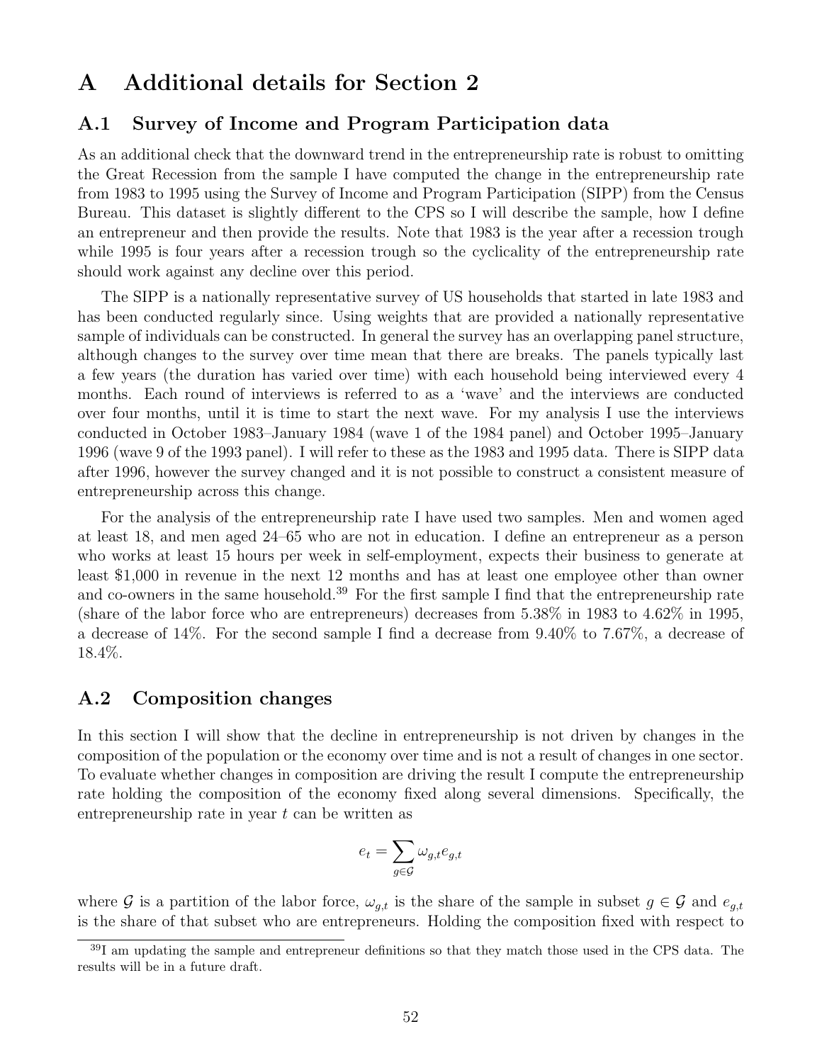# A Additional details for Section 2

## A.1 Survey of Income and Program Participation data

As an additional check that the downward trend in the entrepreneurship rate is robust to omitting the Great Recession from the sample I have computed the change in the entrepreneurship rate from 1983 to 1995 using the Survey of Income and Program Participation (SIPP) from the Census Bureau. This dataset is slightly different to the CPS so I will describe the sample, how I define an entrepreneur and then provide the results. Note that 1983 is the year after a recession trough while 1995 is four years after a recession trough so the cyclicality of the entrepreneurship rate should work against any decline over this period.

The SIPP is a nationally representative survey of US households that started in late 1983 and has been conducted regularly since. Using weights that are provided a nationally representative sample of individuals can be constructed. In general the survey has an overlapping panel structure, although changes to the survey over time mean that there are breaks. The panels typically last a few years (the duration has varied over time) with each household being interviewed every 4 months. Each round of interviews is referred to as a 'wave' and the interviews are conducted over four months, until it is time to start the next wave. For my analysis I use the interviews conducted in October 1983–January 1984 (wave 1 of the 1984 panel) and October 1995–January 1996 (wave 9 of the 1993 panel). I will refer to these as the 1983 and 1995 data. There is SIPP data after 1996, however the survey changed and it is not possible to construct a consistent measure of entrepreneurship across this change.

For the analysis of the entrepreneurship rate I have used two samples. Men and women aged at least 18, and men aged 24–65 who are not in education. I define an entrepreneur as a person who works at least 15 hours per week in self-employment, expects their business to generate at least \$1,000 in revenue in the next 12 months and has at least one employee other than owner and co-owners in the same household.[39] For the first sample I find that the entrepreneurship rate (share of the labor force who are entrepreneurs) decreases from 5.38% in 1983 to 4.62% in 1995, a decrease of 14%. For the second sample I find a decrease from 9.40% to 7.67%, a decrease of 18.4%.

## A.2 Composition changes

In this section I will show that the decline in entrepreneurship is not driven by changes in the composition of the population or the economy over time and is not a result of changes in one sector. To evaluate whether changes in composition are driving the result I compute the entrepreneurship rate holding the composition of the economy fixed along several dimensions. Specifically, the entrepreneurship rate in year $t$ can be written as

$$e_t = \sum_{g \in \mathcal{G}} \omega_{g,t} e_{g,t}$$

where $\mathcal{G}$ is a partition of the labor force, $\omega_{g,t}$ is the share of the sample in subset $g \in \mathcal{G}$ and $e_{g,t}$ is the share of that subset who are entrepreneurs. Holding the composition fixed with respect to

[39] I am updating the sample and entrepreneur definitions so that they match those used in the CPS data. The results will be in a future draft.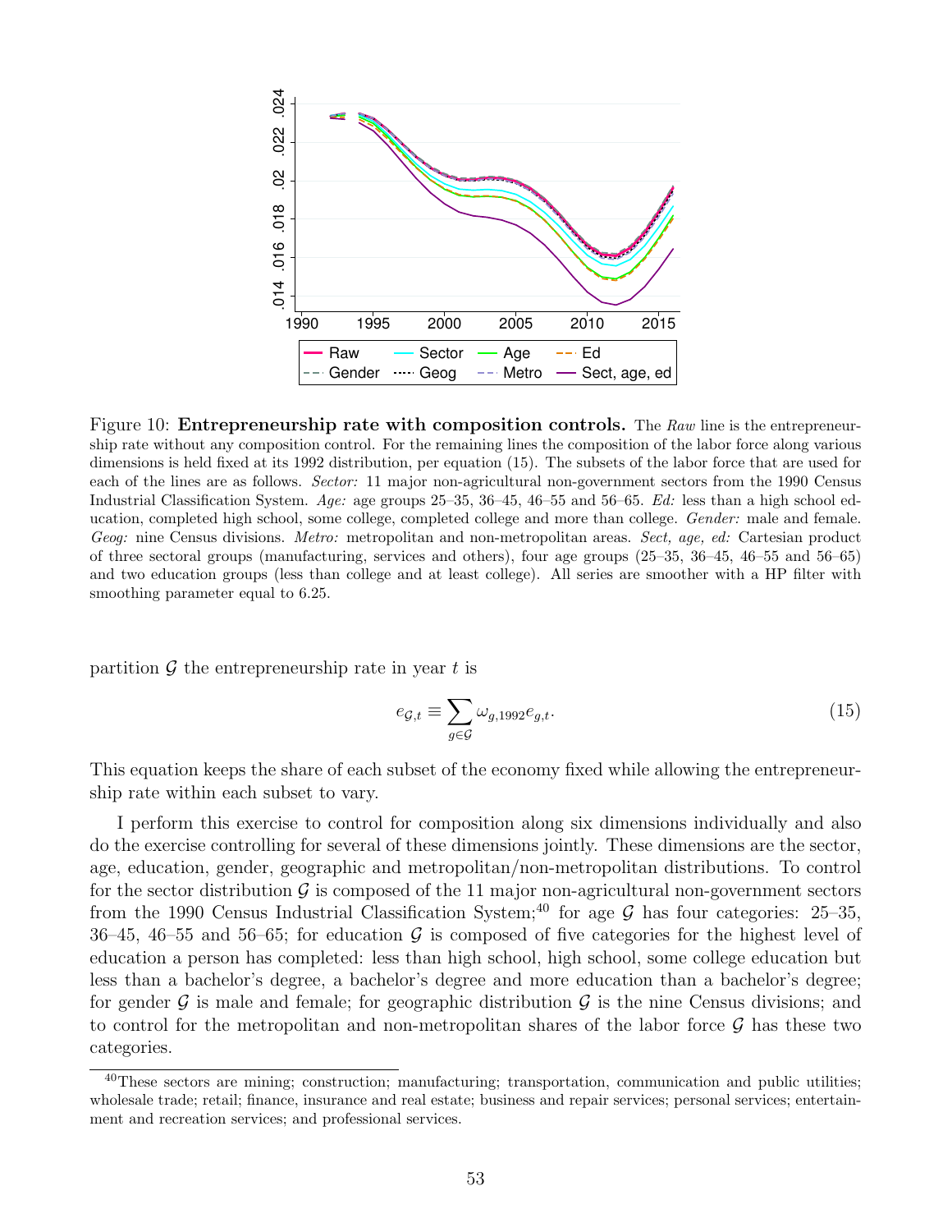Figure 10: **Entrepreneurship rate with composition controls.** The *Raw* line is the entrepreneurship rate without any composition control. For the remaining lines the composition of the labor force along various dimensions is held fixed at its 1992 distribution, per equation (15). The subsets of the labor force that are used for each of the lines are as follows. *Sector:* 11 major non-agricultural non-government sectors from the 1990 Census Industrial Classification System. *Age:* age groups 25–35, 36–45, 46–55 and 56–65. *Ed:* less than a high school education, completed high school, some college, completed college and more than college. *Gender:* male and female. *Geog:* nine Census divisions. *Metro:* metropolitan and non-metropolitan areas. *Sect, age, ed:* Cartesian product of three sectoral groups (manufacturing, services and others), four age groups (25–35, 36–45, 46–55 and 56–65) and two education groups (less than college and at least college). All series are smoother with a HP filter with smoothing parameter equal to 6.25.

partition $\mathcal{G}$ the entrepreneurship rate in year $t$ is

$$e_{\mathcal{G},t} \equiv \sum_{g \in \mathcal{G}} \omega_{g,1992} e_{g,t}. \tag{15}$$

This equation keeps the share of each subset of the economy fixed while allowing the entrepreneurship rate within each subset to vary.

I perform this exercise to control for composition along six dimensions individually and also do the exercise controlling for several of these dimensions jointly. These dimensions are the sector, age, education, gender, geographic and metropolitan/non-metropolitan distributions. To control for the sector distribution $\mathcal{G}$ is composed of the 11 major non-agricultural non-government sectors from the 1990 Census Industrial Classification System;[40] for age $\mathcal{G}$ has four categories: 25–35, 36–45, 46–55 and 56–65; for education $\mathcal{G}$ is composed of five categories for the highest level of education a person has completed: less than high school, high school, some college education but less than a bachelor's degree, a bachelor's degree and more education than a bachelor's degree; for gender $\mathcal{G}$ is male and female; for geographic distribution $\mathcal{G}$ is the nine Census divisions; and to control for the metropolitan and non-metropolitan shares of the labor force $\mathcal{G}$ has these two categories.

[40] These sectors are mining; construction; manufacturing; transportation, communication and public utilities; wholesale trade; retail; finance, insurance and real estate; business and repair services; personal services; entertainment and recreation services; and professional services.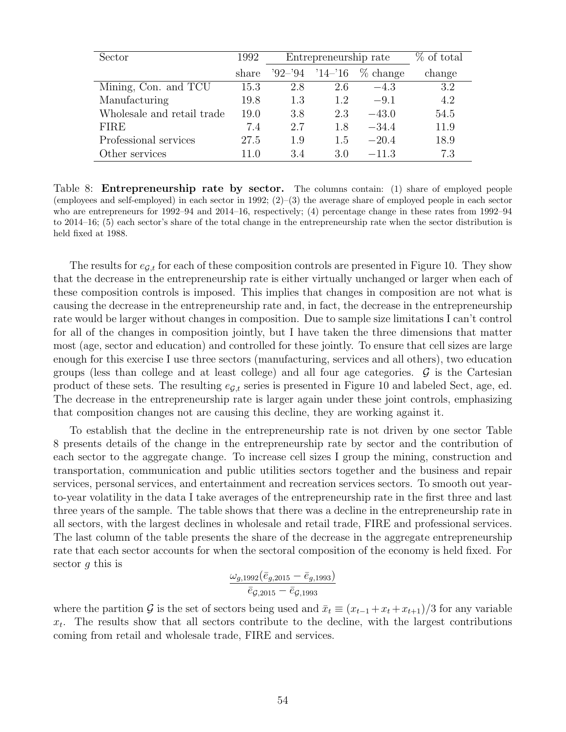| Sector | 1992 | Entrepreneurship rate | | | % of total |
|---|---|---|---|---|---|
| | share | '92–'94 | '14–'16 | % change | change |
| Mining, Con. and TCU | 15.3 | 2.8 | 2.6 | −4.3 | 3.2 |
| Manufacturing | 19.8 | 1.3 | 1.2 | −9.1 | 4.2 |
| Wholesale and retail trade | 19.0 | 3.8 | 2.3 | −43.0 | 54.5 |
| FIRE | 7.4 | 2.7 | 1.8 | −34.4 | 11.9 |
| Professional services | 27.5 | 1.9 | 1.5 | −20.4 | 18.9 |
| Other services | 11.0 | 3.4 | 3.0 | −11.3 | 7.3 |

Table 8: **Entrepreneurship rate by sector.** The columns contain: (1) share of employed people (employees and self-employed) in each sector in 1992; (2)–(3) the average share of employed people in each sector who are entrepreneurs for 1992–94 and 2014–16, respectively; (4) percentage change in these rates from 1992–94 to 2014–16; (5) each sector's share of the total change in the entrepreneurship rate when the sector distribution is held fixed at 1988.

The results for $e_{\mathcal{G},t}$ for each of these composition controls are presented in Figure 10. They show that the decrease in the entrepreneurship rate is either virtually unchanged or larger when each of these composition controls is imposed. This implies that changes in composition are not what is causing the decrease in the entrepreneurship rate and, in fact, the decrease in the entrepreneurship rate would be larger without changes in composition. Due to sample size limitations I can't control for all of the changes in composition jointly, but I have taken the three dimensions that matter most (age, sector and education) and controlled for these jointly. To ensure that cell sizes are large enough for this exercise I use three sectors (manufacturing, services and all others), two education groups (less than college and at least college) and all four age categories. $\mathcal{G}$ is the Cartesian product of these sets. The resulting $e_{\mathcal{G},t}$ series is presented in Figure 10 and labeled Sect, age, ed. The decrease in the entrepreneurship rate is larger again under these joint controls, emphasizing that composition changes not are causing this decline, they are working against it.

To establish that the decline in the entrepreneurship rate is not driven by one sector Table 8 presents details of the change in the entrepreneurship rate by sector and the contribution of each sector to the aggregate change. To increase cell sizes I group the mining, construction and transportation, communication and public utilities sectors together and the business and repair services, personal services, and entertainment and recreation services sectors. To smooth out year-to-year volatility in the data I take averages of the entrepreneurship rate in the first three and last three years of the sample. The table shows that there was a decline in the entrepreneurship rate in all sectors, with the largest declines in wholesale and retail trade, FIRE and professional services. The last column of the table presents the share of the decrease in the aggregate entrepreneurship rate that each sector accounts for when the sectoral composition of the economy is held fixed. For sector $g$ this is

$$\frac{\omega_{g,1992}(\bar{e}_{g,2015} - \bar{e}_{g,1993})}{\bar{e}_{\mathcal{G},2015} - \bar{e}_{\mathcal{G},1993}}$$

where the partition $\mathcal{G}$ is the set of sectors being used and $\bar{x}_t \equiv (x_{t-1} + x_t + x_{t+1})/3$ for any variable $x_t$. The results show that all sectors contribute to the decline, with the largest contributions coming from retail and wholesale trade, FIRE and services.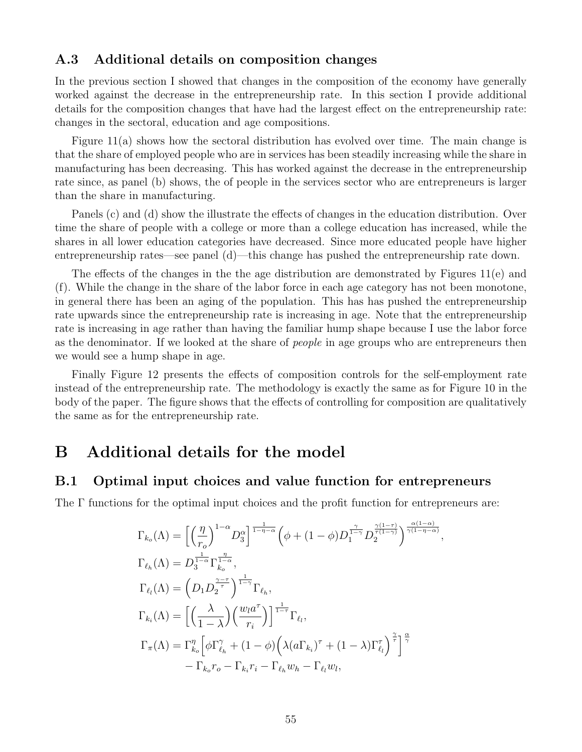### A.3 Additional details on composition changes

In the previous section I showed that changes in the composition of the economy have generally worked against the decrease in the entrepreneurship rate. In this section I provide additional details for the composition changes that have had the largest effect on the entrepreneurship rate: changes in the sectoral, education and age compositions.

Figure 11(a) shows how the sectoral distribution has evolved over time. The main change is that the share of employed people who are in services has been steadily increasing while the share in manufacturing has been decreasing. This has worked against the decrease in the entrepreneurship rate since, as panel (b) shows, the of people in the services sector who are entrepreneurs is larger than the share in manufacturing.

Panels (c) and (d) show the illustrate the effects of changes in the education distribution. Over time the share of people with a college or more than a college education has increased, while the shares in all lower education categories have decreased. Since more educated people have higher entrepreneurship rates—see panel (d)—this change has pushed the entrepreneurship rate down.

The effects of the changes in the the age distribution are demonstrated by Figures 11(e) and (f). While the change in the share of the labor force in each age category has not been monotone, in general there has been an aging of the population. This has has pushed the entrepreneurship rate upwards since the entrepreneurship rate is increasing in age. Note that the entrepreneurship rate is increasing in age rather than having the familiar hump shape because I use the labor force as the denominator. If we looked at the share of *people* in age groups who are entrepreneurs then we would see a hump shape in age.

Finally Figure 12 presents the effects of composition controls for the self-employment rate instead of the entrepreneurship rate. The methodology is exactly the same as for Figure 10 in the body of the paper. The figure shows that the effects of controlling for composition are qualitatively the same as for the entrepreneurship rate.

# B Additional details for the model

## B.1 Optimal input choices and value function for entrepreneurs

The $\Gamma$ functions for the optimal input choices and the profit function for entrepreneurs are:

$$
\begin{aligned}
\Gamma_{k_o}(\Lambda) &= \left[\left(\frac{\eta}{r_o}\right)^{1-\alpha} D_3^{\alpha}\right]^{\frac{1}{1-\eta-\alpha}} \left(\phi + (1-\phi) D_1^{\frac{\gamma}{1-\gamma}} D_2^{\frac{\gamma(1-\tau)}{\tau(1-\gamma)}}\right)^{\frac{\alpha(1-\alpha)}{\gamma(1-\eta-\alpha)}}, \\
\Gamma_{\ell_h}(\Lambda) &= D_3^{\frac{1}{1-\alpha}} \Gamma_{k_o}^{\frac{\eta}{1-\alpha}}, \\
\Gamma_{\ell_l}(\Lambda) &= \left(D_1 D_2^{\frac{\gamma-\tau}{\tau}}\right)^{\frac{1}{1-\gamma}} \Gamma_{\ell_h}, \\
\Gamma_{k_i}(\Lambda) &= \left[\left(\frac{\lambda}{1-\lambda}\right)\left(\frac{w_l a^{\tau}}{r_i}\right)\right]^{\frac{1}{1-\tau}} \Gamma_{\ell_l}, \\
\Gamma_{\pi}(\Lambda) &= \Gamma_{k_o}^{\eta}\left[\phi \Gamma_{\ell_h}^{\gamma} + (1-\phi)\left(\lambda (a\Gamma_{k_i})^{\tau} + (1-\lambda)\Gamma_{\ell_l}^{\tau}\right)^{\frac{\gamma}{\tau}}\right]^{\frac{\alpha}{\gamma}} \\
&\quad - \Gamma_{k_o} r_o - \Gamma_{k_i} r_i - \Gamma_{\ell_h} w_h - \Gamma_{\ell_l} w_l,
\end{aligned}
$$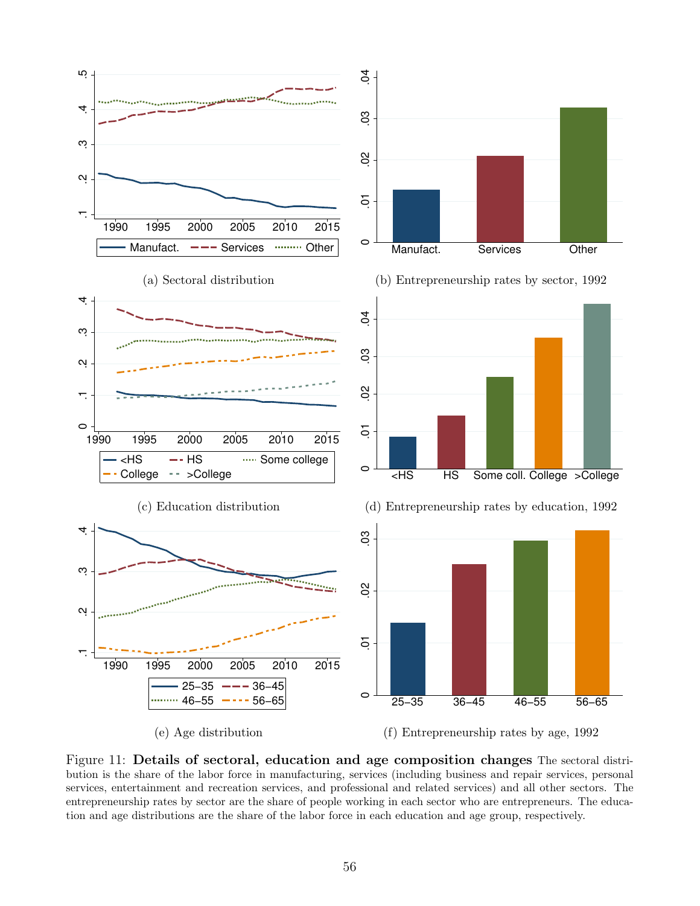(a) Sectoral distribution

(b) Entrepreneurship rates by sector, 1992

(c) Education distribution

(d) Entrepreneurship rates by education, 1992

(e) Age distribution

(f) Entrepreneurship rates by age, 1992

Figure 11: **Details of sectoral, education and age composition changes** The sectoral distribution is the share of the labor force in manufacturing, services (including business and repair services, personal services, entertainment and recreation services, and professional and related services) and all other sectors. The entrepreneurship rates by sector are the share of people working in each sector who are entrepreneurs. The education and age distributions are the share of the labor force in each education and age group, respectively.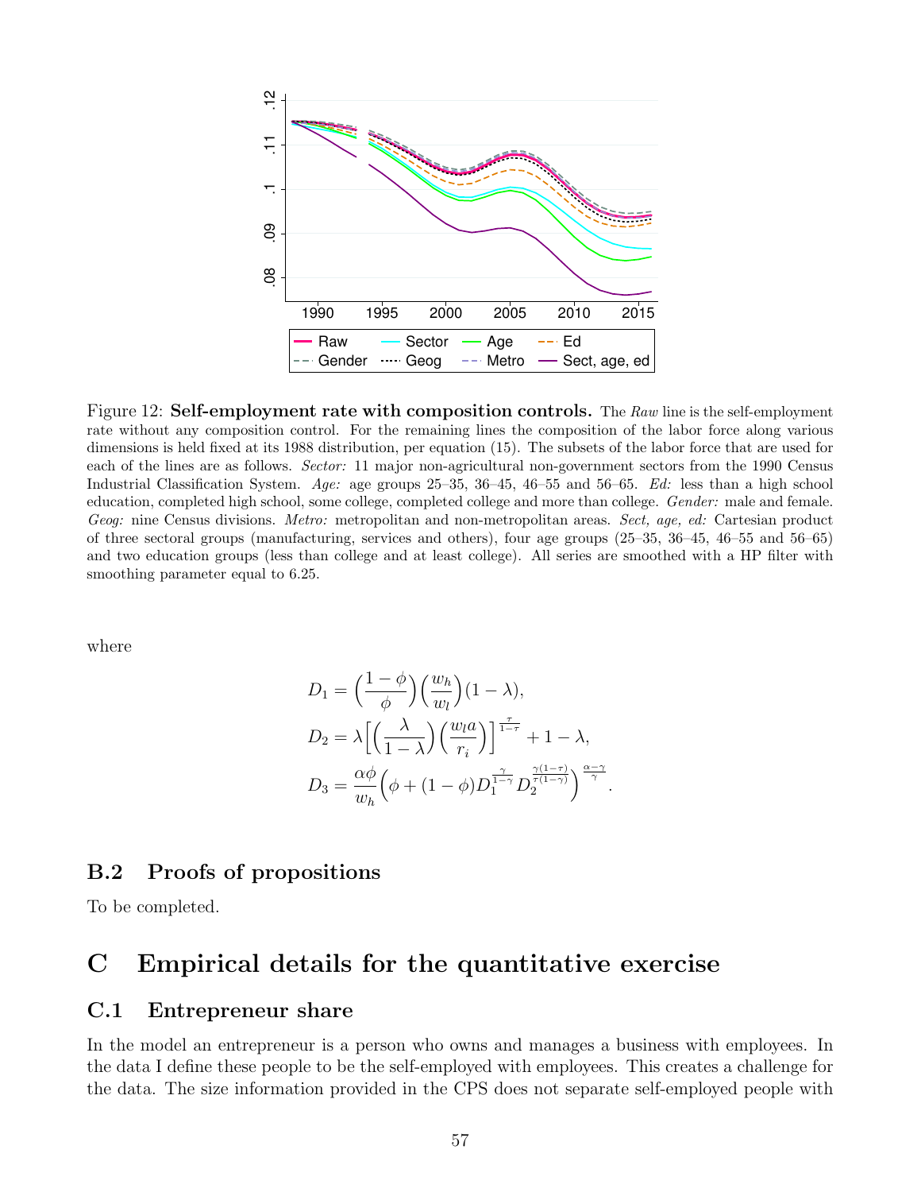Figure 12: **Self-employment rate with composition controls.** The *Raw* line is the self-employment rate without any composition control. For the remaining lines the composition of the labor force along various dimensions is held fixed at its 1988 distribution, per equation (15). The subsets of the labor force that are used for each of the lines are as follows. *Sector:* 11 major non-agricultural non-government sectors from the 1990 Census Industrial Classification System. *Age:* age groups 25–35, 36–45, 46–55 and 56–65. *Ed:* less than a high school education, completed high school, some college, completed college and more than college. *Gender:* male and female. *Geog:* nine Census divisions. *Metro:* metropolitan and non-metropolitan areas. *Sect, age, ed:* Cartesian product of three sectoral groups (manufacturing, services and others), four age groups (25–35, 36–45, 46–55 and 56–65) and two education groups (less than college and at least college). All series are smoothed with a HP filter with smoothing parameter equal to 6.25.

where

$$D_1 = \Big(\frac{1-\phi}{\phi}\Big)\Big(\frac{w_h}{w_l}\Big)(1-\lambda),$$

$$D_2 = \lambda\Big[\Big(\frac{\lambda}{1-\lambda}\Big)\Big(\frac{w_l a}{r_i}\Big)\Big]^{\frac{\tau}{1-\tau}} + 1 - \lambda,$$

$$D_3 = \frac{\alpha\phi}{w_h}\Big(\phi + (1-\phi)D_1^{\frac{\gamma}{1-\gamma}} D_2^{\frac{\gamma(1-\tau)}{\tau(1-\gamma)}}\Big)^{\frac{\alpha-\gamma}{\gamma}}.$$

## B.2 Proofs of propositions

To be completed.

# C Empirical details for the quantitative exercise

## C.1 Entrepreneur share

In the model an entrepreneur is a person who owns and manages a business with employees. In the data I define these people to be the self-employed with employees. This creates a challenge for the data. The size information provided in the CPS does not separate self-employed people with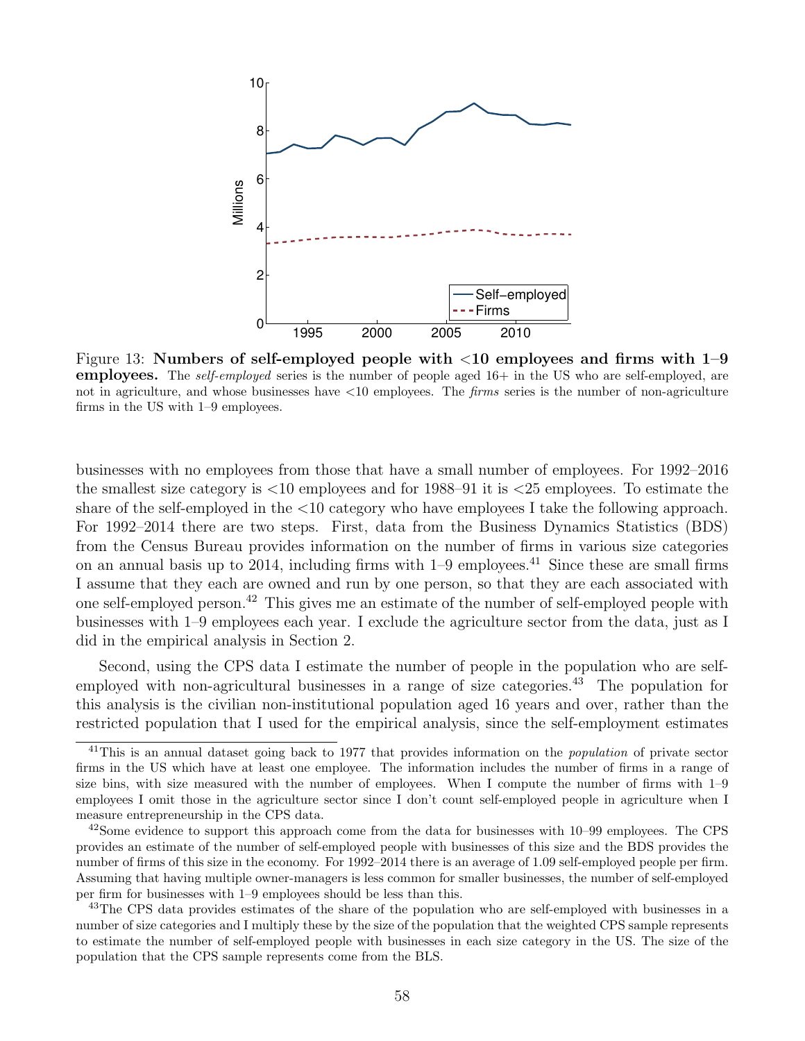Figure 13: **Numbers of self-employed people with <10 employees and firms with 1–9 employees.** The *self-employed* series is the number of people aged 16+ in the US who are self-employed, are not in agriculture, and whose businesses have <10 employees. The *firms* series is the number of non-agriculture firms in the US with 1–9 employees.

businesses with no employees from those that have a small number of employees. For 1992–2016 the smallest size category is <10 employees and for 1988–91 it is <25 employees. To estimate the share of the self-employed in the <10 category who have employees I take the following approach. For 1992–2014 there are two steps. First, data from the Business Dynamics Statistics (BDS) from the Census Bureau provides information on the number of firms in various size categories on an annual basis up to 2014, including firms with 1–9 employees.[41] Since these are small firms I assume that they each are owned and run by one person, so that they are each associated with one self-employed person.[42] This gives me an estimate of the number of self-employed people with businesses with 1–9 employees each year. I exclude the agriculture sector from the data, just as I did in the empirical analysis in Section 2.

Second, using the CPS data I estimate the number of people in the population who are self-employed with non-agricultural businesses in a range of size categories.[43] The population for this analysis is the civilian non-institutional population aged 16 years and over, rather than the restricted population that I used for the empirical analysis, since the self-employment estimates

[41]This is an annual dataset going back to 1977 that provides information on the *population* of private sector firms in the US which have at least one employee. The information includes the number of firms in a range of size bins, with size measured with the number of employees. When I compute the number of firms with 1–9 employees I omit those in the agriculture sector since I don't count self-employed people in agriculture when I measure entrepreneurship in the CPS data.

[42]Some evidence to support this approach come from the data for businesses with 10–99 employees. The CPS provides an estimate of the number of self-employed people with businesses of this size and the BDS provides the number of firms of this size in the economy. For 1992–2014 there is an average of 1.09 self-employed people per firm. Assuming that having multiple owner-managers is less common for smaller businesses, the number of self-employed per firm for businesses with 1–9 employees should be less than this.

[43]The CPS data provides estimates of the share of the population who are self-employed with businesses in a number of size categories and I multiply these by the size of the population that the weighted CPS sample represents to estimate the number of self-employed people with businesses in each size category in the US. The size of the population that the CPS sample represents come from the BLS.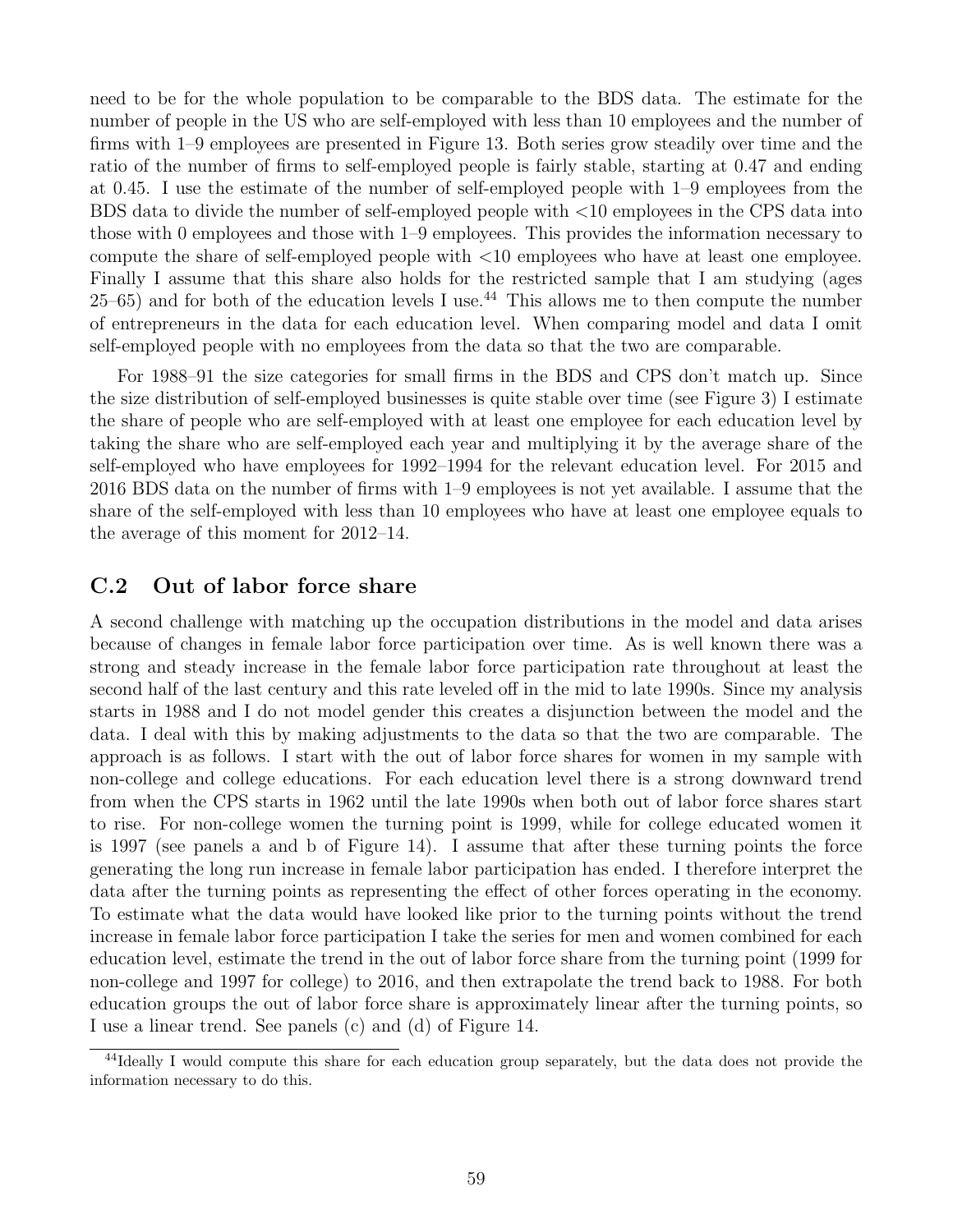need to be for the whole population to be comparable to the BDS data. The estimate for the number of people in the US who are self-employed with less than 10 employees and the number of firms with 1–9 employees are presented in Figure 13. Both series grow steadily over time and the ratio of the number of firms to self-employed people is fairly stable, starting at 0.47 and ending at 0.45. I use the estimate of the number of self-employed people with 1–9 employees from the BDS data to divide the number of self-employed people with <10 employees in the CPS data into those with 0 employees and those with 1–9 employees. This provides the information necessary to compute the share of self-employed people with <10 employees who have at least one employee. Finally I assume that this share also holds for the restricted sample that I am studying (ages 25–65) and for both of the education levels I use.[44] This allows me to then compute the number of entrepreneurs in the data for each education level. When comparing model and data I omit self-employed people with no employees from the data so that the two are comparable.

For 1988–91 the size categories for small firms in the BDS and CPS don't match up. Since the size distribution of self-employed businesses is quite stable over time (see Figure 3) I estimate the share of people who are self-employed with at least one employee for each education level by taking the share who are self-employed each year and multiplying it by the average share of the self-employed who have employees for 1992–1994 for the relevant education level. For 2015 and 2016 BDS data on the number of firms with 1–9 employees is not yet available. I assume that the share of the self-employed with less than 10 employees who have at least one employee equals to the average of this moment for 2012–14.

## C.2 Out of labor force share

A second challenge with matching up the occupation distributions in the model and data arises because of changes in female labor force participation over time. As is well known there was a strong and steady increase in the female labor force participation rate throughout at least the second half of the last century and this rate leveled off in the mid to late 1990s. Since my analysis starts in 1988 and I do not model gender this creates a disjunction between the model and the data. I deal with this by making adjustments to the data so that the two are comparable. The approach is as follows. I start with the out of labor force shares for women in my sample with non-college and college educations. For each education level there is a strong downward trend from when the CPS starts in 1962 until the late 1990s when both out of labor force shares start to rise. For non-college women the turning point is 1999, while for college educated women it is 1997 (see panels a and b of Figure 14). I assume that after these turning points the force generating the long run increase in female labor participation has ended. I therefore interpret the data after the turning points as representing the effect of other forces operating in the economy. To estimate what the data would have looked like prior to the turning points without the trend increase in female labor force participation I take the series for men and women combined for each education level, estimate the trend in the out of labor force share from the turning point (1999 for non-college and 1997 for college) to 2016, and then extrapolate the trend back to 1988. For both education groups the out of labor force share is approximately linear after the turning points, so I use a linear trend. See panels (c) and (d) of Figure 14.

[44] Ideally I would compute this share for each education group separately, but the data does not provide the information necessary to do this.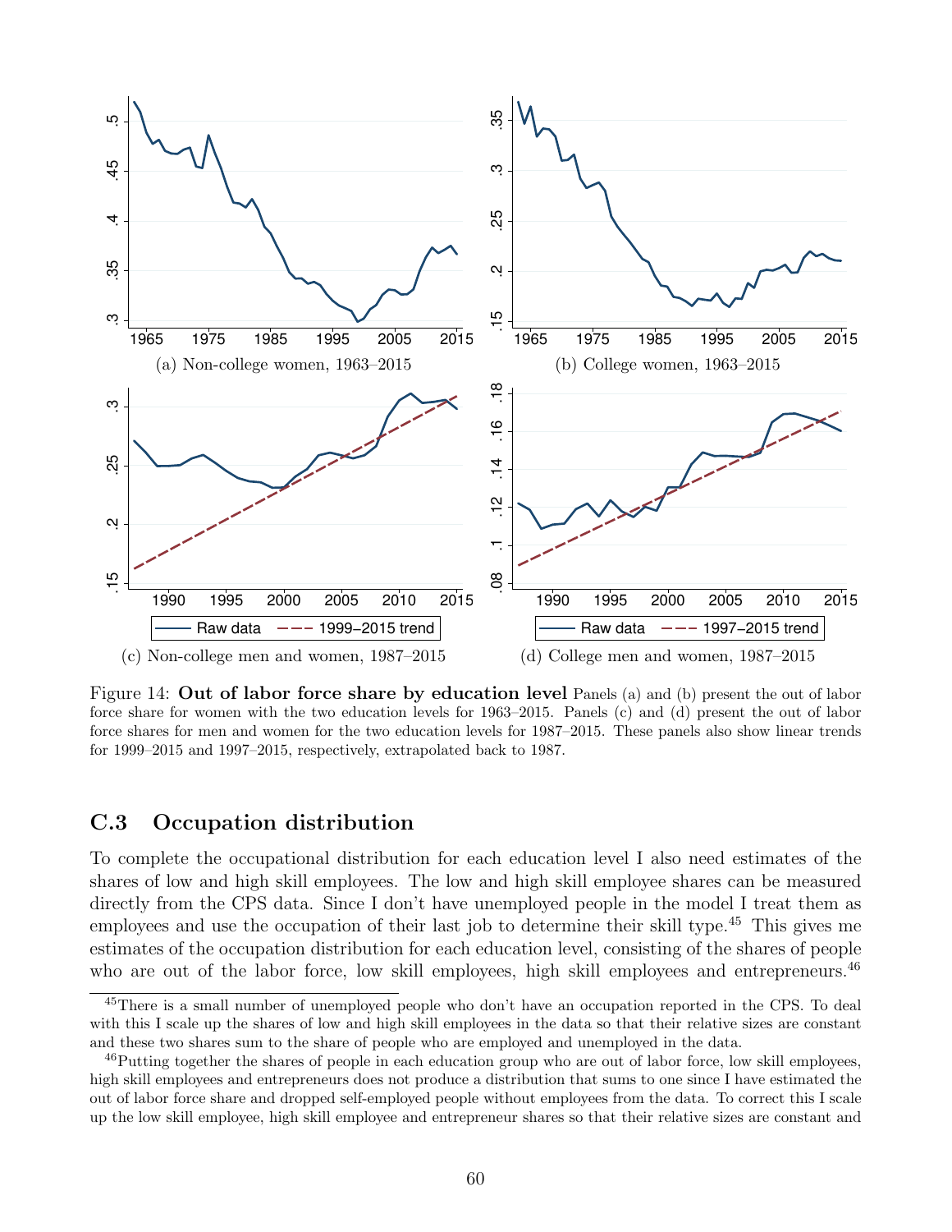(a) Non-college women, 1963–2015

(b) College women, 1963–2015

(c) Non-college men and women, 1987–2015

(d) College men and women, 1987–2015

Figure 14: **Out of labor force share by education level** Panels (a) and (b) present the out of labor force share for women with the two education levels for 1963–2015. Panels (c) and (d) present the out of labor force shares for men and women for the two education levels for 1987–2015. These panels also show linear trends for 1999–2015 and 1997–2015, respectively, extrapolated back to 1987.

## C.3 Occupation distribution

To complete the occupational distribution for each education level I also need estimates of the shares of low and high skill employees. The low and high skill employee shares can be measured directly from the CPS data. Since I don't have unemployed people in the model I treat them as employees and use the occupation of their last job to determine their skill type.[45] This gives me estimates of the occupation distribution for each education level, consisting of the shares of people who are out of the labor force, low skill employees, high skill employees and entrepreneurs.[46]

[45]There is a small number of unemployed people who don't have an occupation reported in the CPS. To deal with this I scale up the shares of low and high skill employees in the data so that their relative sizes are constant and these two shares sum to the share of people who are employed and unemployed in the data.

[46]Putting together the shares of people in each education group who are out of labor force, low skill employees, high skill employees and entrepreneurs does not produce a distribution that sums to one since I have estimated the out of labor force share and dropped self-employed people without employees from the data. To correct this I scale up the low skill employee, high skill employee and entrepreneur shares so that their relative sizes are constant and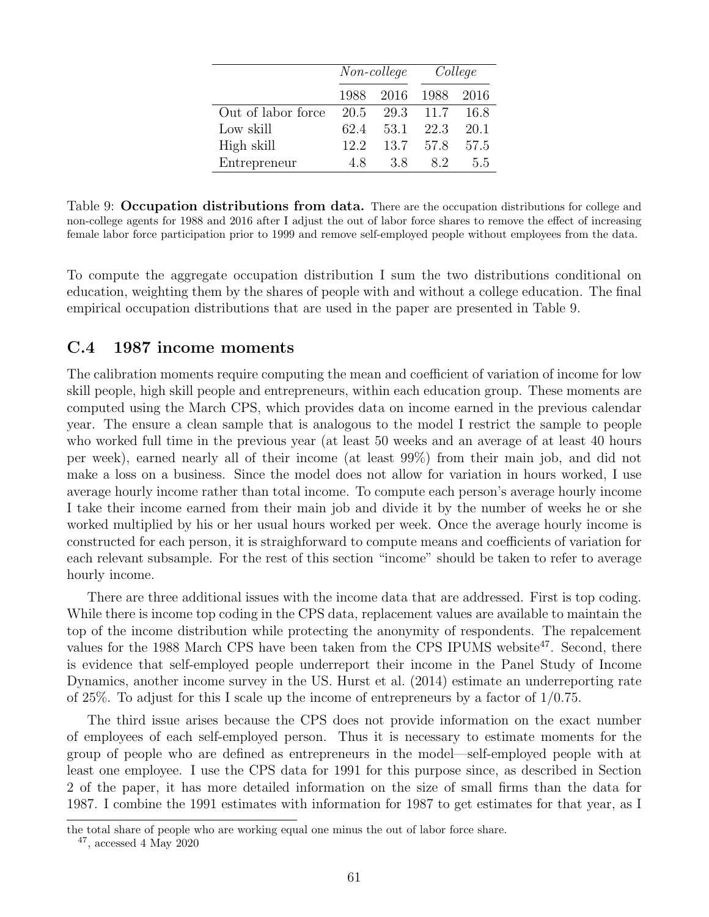| | *Non-college* | | *College* | |
|---|---|---|---|---|
| | 1988 | 2016 | 1988 | 2016 |
| Out of labor force | 20.5 | 29.3 | 11.7 | 16.8 |
| Low skill | 62.4 | 53.1 | 22.3 | 20.1 |
| High skill | 12.2 | 13.7 | 57.8 | 57.5 |
| Entrepreneur | 4.8 | 3.8 | 8.2 | 5.5 |

Table 9: **Occupation distributions from data.** There are the occupation distributions for college and non-college agents for 1988 and 2016 after I adjust the out of labor force shares to remove the effect of increasing female labor force participation prior to 1999 and remove self-employed people without employees from the data.

To compute the aggregate occupation distribution I sum the two distributions conditional on education, weighting them by the shares of people with and without a college education. The final empirical occupation distributions that are used in the paper are presented in Table 9.

## C.4 1987 income moments

The calibration moments require computing the mean and coefficient of variation of income for low skill people, high skill people and entrepreneurs, within each education group. These moments are computed using the March CPS, which provides data on income earned in the previous calendar year. The ensure a clean sample that is analogous to the model I restrict the sample to people who worked full time in the previous year (at least 50 weeks and an average of at least 40 hours per week), earned nearly all of their income (at least 99%) from their main job, and did not make a loss on a business. Since the model does not allow for variation in hours worked, I use average hourly income rather than total income. To compute each person's average hourly income I take their income earned from their main job and divide it by the number of weeks he or she worked multiplied by his or her usual hours worked per week. Once the average hourly income is constructed for each person, it is straighforward to compute means and coefficients of variation for each relevant subsample. For the rest of this section "income" should be taken to refer to average hourly income.

There are three additional issues with the income data that are addressed. First is top coding. While there is income top coding in the CPS data, replacement values are available to maintain the top of the income distribution while protecting the anonymity of respondents. The repalcement values for the 1988 March CPS have been taken from the CPS IPUMS website[47]. Second, there is evidence that self-employed people underreport their income in the Panel Study of Income Dynamics, another income survey in the US. Hurst et al. (2014) estimate an underreporting rate of 25%. To adjust for this I scale up the income of entrepreneurs by a factor of 1/0.75.

The third issue arises because the CPS does not provide information on the exact number of employees of each self-employed person. Thus it is necessary to estimate moments for the group of people who are defined as entrepreneurs in the model—self-employed people with at least one employee. I use the CPS data for 1991 for this purpose since, as described in Section 2 of the paper, it has more detailed information on the size of small firms than the data for 1987. I combine the 1991 estimates with information for 1987 to get estimates for that year, as I

the total share of people who are working equal one minus the out of labor force share.

[47], accessed 4 May 2020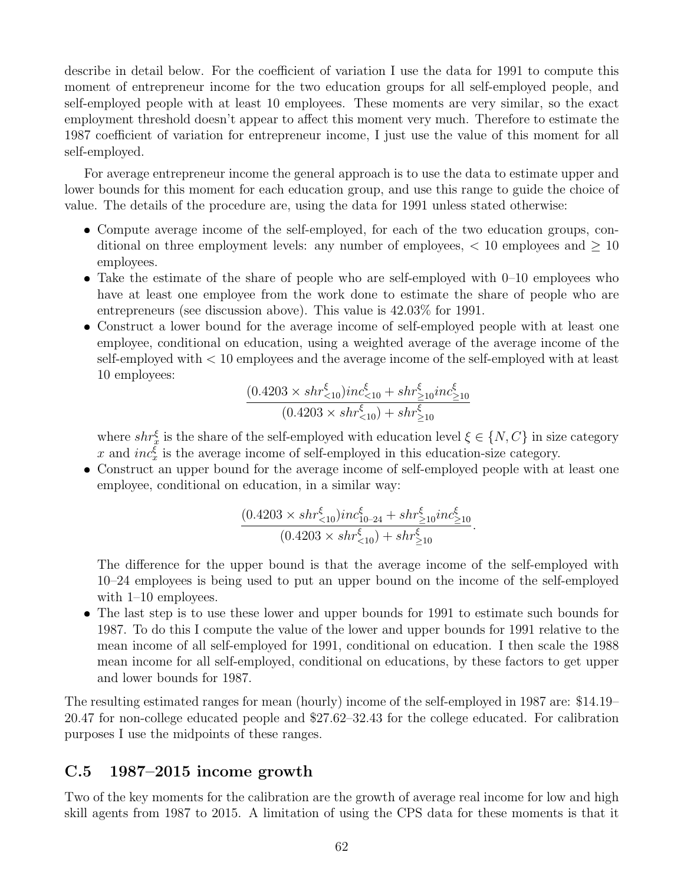describe in detail below. For the coefficient of variation I use the data for 1991 to compute this moment of entrepreneur income for the two education groups for all self-employed people, and self-employed people with at least 10 employees. These moments are very similar, so the exact employment threshold doesn't appear to affect this moment very much. Therefore to estimate the 1987 coefficient of variation for entrepreneur income, I just use the value of this moment for all self-employed.

For average entrepreneur income the general approach is to use the data to estimate upper and lower bounds for this moment for each education group, and use this range to guide the choice of value. The details of the procedure are, using the data for 1991 unless stated otherwise:

- Compute average income of the self-employed, for each of the two education groups, conditional on three employment levels: any number of employees, $< 10$ employees and $\geq 10$ employees.
- Take the estimate of the share of people who are self-employed with 0–10 employees who have at least one employee from the work done to estimate the share of people who are entrepreneurs (see discussion above). This value is 42.03% for 1991.
- Construct a lower bound for the average income of self-employed people with at least one employee, conditional on education, using a weighted average of the average income of the self-employed with $< 10$ employees and the average income of the self-employed with at least 10 employees:

$$\frac{(0.4203 \times shr^{\xi}_{<10})inc^{\xi}_{<10} + shr^{\xi}_{\geq 10}inc^{\xi}_{\geq 10}}{(0.4203 \times shr^{\xi}_{<10}) + shr^{\xi}_{\geq 10}}$$

  where $shr^{\xi}_{x}$ is the share of the self-employed with education level $\xi \in \{N, C\}$ in size category $x$ and $inc^{\xi}_{x}$ is the average income of self-employed in this education-size category.
- Construct an upper bound for the average income of self-employed people with at least one employee, conditional on education, in a similar way:

$$\frac{(0.4203 \times shr^{\xi}_{<10})inc^{\xi}_{10-24} + shr^{\xi}_{\geq 10}inc^{\xi}_{\geq 10}}{(0.4203 \times shr^{\xi}_{<10}) + shr^{\xi}_{\geq 10}}.$$

  The difference for the upper bound is that the average income of the self-employed with 10–24 employees is being used to put an upper bound on the income of the self-employed with 1–10 employees.
- The last step is to use these lower and upper bounds for 1991 to estimate such bounds for 1987. To do this I compute the value of the lower and upper bounds for 1991 relative to the mean income of all self-employed for 1991, conditional on education. I then scale the 1988 mean income for all self-employed, conditional on educations, by these factors to get upper and lower bounds for 1987.

The resulting estimated ranges for mean (hourly) income of the self-employed in 1987 are: \$14.19–20.47 for non-college educated people and \$27.62–32.43 for the college educated. For calibration purposes I use the midpoints of these ranges.

## C.5 1987–2015 income growth

Two of the key moments for the calibration are the growth of average real income for low and high skill agents from 1987 to 2015. A limitation of using the CPS data for these moments is that it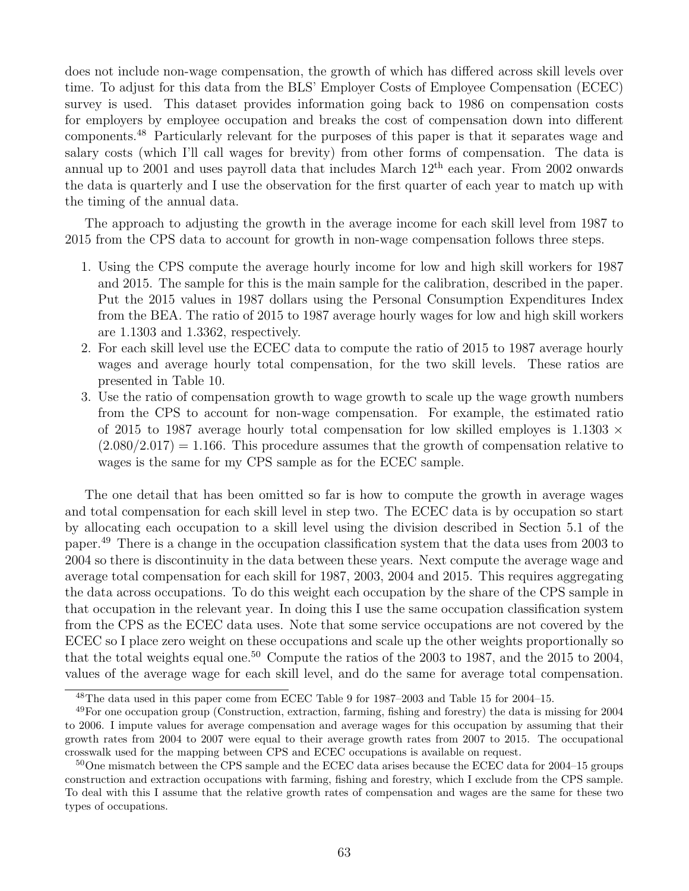does not include non-wage compensation, the growth of which has differed across skill levels over time. To adjust for this data from the BLS' Employer Costs of Employee Compensation (ECEC) survey is used. This dataset provides information going back to 1986 on compensation costs for employers by employee occupation and breaks the cost of compensation down into different components.[48] Particularly relevant for the purposes of this paper is that it separates wage and salary costs (which I'll call wages for brevity) from other forms of compensation. The data is annual up to 2001 and uses payroll data that includes March 12[th] each year. From 2002 onwards the data is quarterly and I use the observation for the first quarter of each year to match up with the timing of the annual data.

The approach to adjusting the growth in the average income for each skill level from 1987 to 2015 from the CPS data to account for growth in non-wage compensation follows three steps.

1. Using the CPS compute the average hourly income for low and high skill workers for 1987 and 2015. The sample for this is the main sample for the calibration, described in the paper. Put the 2015 values in 1987 dollars using the Personal Consumption Expenditures Index from the BEA. The ratio of 2015 to 1987 average hourly wages for low and high skill workers are 1.1303 and 1.3362, respectively.
2. For each skill level use the ECEC data to compute the ratio of 2015 to 1987 average hourly wages and average hourly total compensation, for the two skill levels. These ratios are presented in Table 10.
3. Use the ratio of compensation growth to wage growth to scale up the wage growth numbers from the CPS to account for non-wage compensation. For example, the estimated ratio of 2015 to 1987 average hourly total compensation for low skilled employes is $1.1303 \times (2.080/2.017) = 1.166$. This procedure assumes that the growth of compensation relative to wages is the same for my CPS sample as for the ECEC sample.

The one detail that has been omitted so far is how to compute the growth in average wages and total compensation for each skill level in step two. The ECEC data is by occupation so start by allocating each occupation to a skill level using the division described in Section 5.1 of the paper.[49] There is a change in the occupation classification system that the data uses from 2003 to 2004 so there is discontinuity in the data between these years. Next compute the average wage and average total compensation for each skill for 1987, 2003, 2004 and 2015. This requires aggregating the data across occupations. To do this weight each occupation by the share of the CPS sample in that occupation in the relevant year. In doing this I use the same occupation classification system from the CPS as the ECEC data uses. Note that some service occupations are not covered by the ECEC so I place zero weight on these occupations and scale up the other weights proportionally so that the total weights equal one.[50] Compute the ratios of the 2003 to 1987, and the 2015 to 2004, values of the average wage for each skill level, and do the same for average total compensation.

---

[48] The data used in this paper come from ECEC Table 9 for 1987–2003 and Table 15 for 2004–15.

[49] For one occupation group (Construction, extraction, farming, fishing and forestry) the data is missing for 2004 to 2006. I impute values for average compensation and average wages for this occupation by assuming that their growth rates from 2004 to 2007 were equal to their average growth rates from 2007 to 2015. The occupational crosswalk used for the mapping between CPS and ECEC occupations is available on request.

[50] One mismatch between the CPS sample and the ECEC data arises because the ECEC data for 2004–15 groups construction and extraction occupations with farming, fishing and forestry, which I exclude from the CPS sample. To deal with this I assume that the relative growth rates of compensation and wages are the same for these two types of occupations.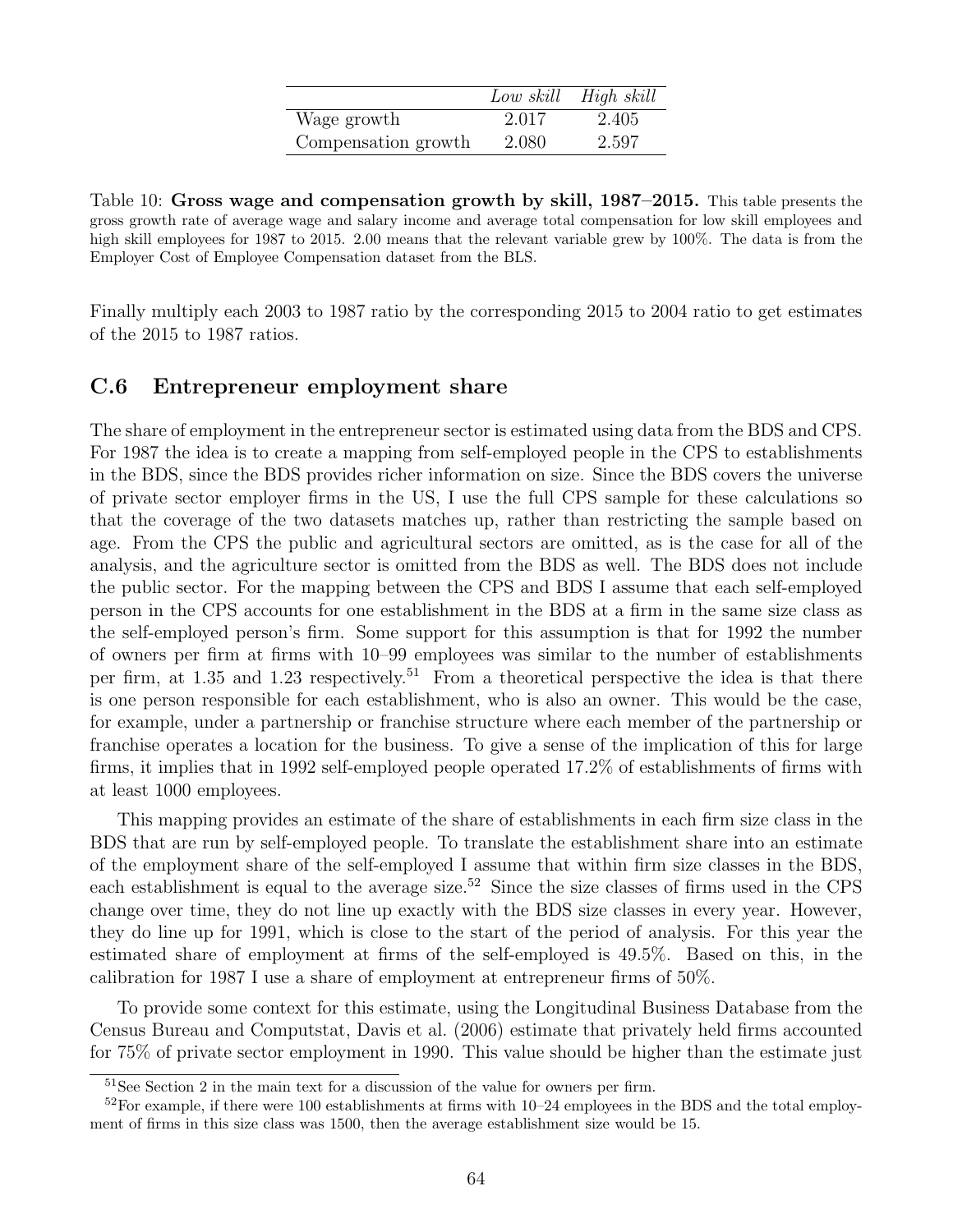| | *Low skill* | *High skill* |
|---|---|---|
| Wage growth | 2.017 | 2.405 |
| Compensation growth | 2.080 | 2.597 |

Table 10: **Gross wage and compensation growth by skill, 1987–2015.** This table presents the gross growth rate of average wage and salary income and average total compensation for low skill employees and high skill employees for 1987 to 2015. 2.00 means that the relevant variable grew by 100%. The data is from the Employer Cost of Employee Compensation dataset from the BLS.

Finally multiply each 2003 to 1987 ratio by the corresponding 2015 to 2004 ratio to get estimates of the 2015 to 1987 ratios.

## C.6 Entrepreneur employment share

The share of employment in the entrepreneur sector is estimated using data from the BDS and CPS. For 1987 the idea is to create a mapping from self-employed people in the CPS to establishments in the BDS, since the BDS provides richer information on size. Since the BDS covers the universe of private sector employer firms in the US, I use the full CPS sample for these calculations so that the coverage of the two datasets matches up, rather than restricting the sample based on age. From the CPS the public and agricultural sectors are omitted, as is the case for all of the analysis, and the agriculture sector is omitted from the BDS as well. The BDS does not include the public sector. For the mapping between the CPS and BDS I assume that each self-employed person in the CPS accounts for one establishment in the BDS at a firm in the same size class as the self-employed person's firm. Some support for this assumption is that for 1992 the number of owners per firm at firms with 10–99 employees was similar to the number of establishments per firm, at 1.35 and 1.23 respectively.[51] From a theoretical perspective the idea is that there is one person responsible for each establishment, who is also an owner. This would be the case, for example, under a partnership or franchise structure where each member of the partnership or franchise operates a location for the business. To give a sense of the implication of this for large firms, it implies that in 1992 self-employed people operated 17.2% of establishments of firms with at least 1000 employees.

This mapping provides an estimate of the share of establishments in each firm size class in the BDS that are run by self-employed people. To translate the establishment share into an estimate of the employment share of the self-employed I assume that within firm size classes in the BDS, each establishment is equal to the average size.[52] Since the size classes of firms used in the CPS change over time, they do not line up exactly with the BDS size classes in every year. However, they do line up for 1991, which is close to the start of the period of analysis. For this year the estimated share of employment at firms of the self-employed is 49.5%. Based on this, in the calibration for 1987 I use a share of employment at entrepreneur firms of 50%.

To provide some context for this estimate, using the Longitudinal Business Database from the Census Bureau and Computstat, Davis et al. (2006) estimate that privately held firms accounted for 75% of private sector employment in 1990. This value should be higher than the estimate just

[51] See Section 2 in the main text for a discussion of the value for owners per firm.

[52] For example, if there were 100 establishments at firms with 10–24 employees in the BDS and the total employment of firms in this size class was 1500, then the average establishment size would be 15.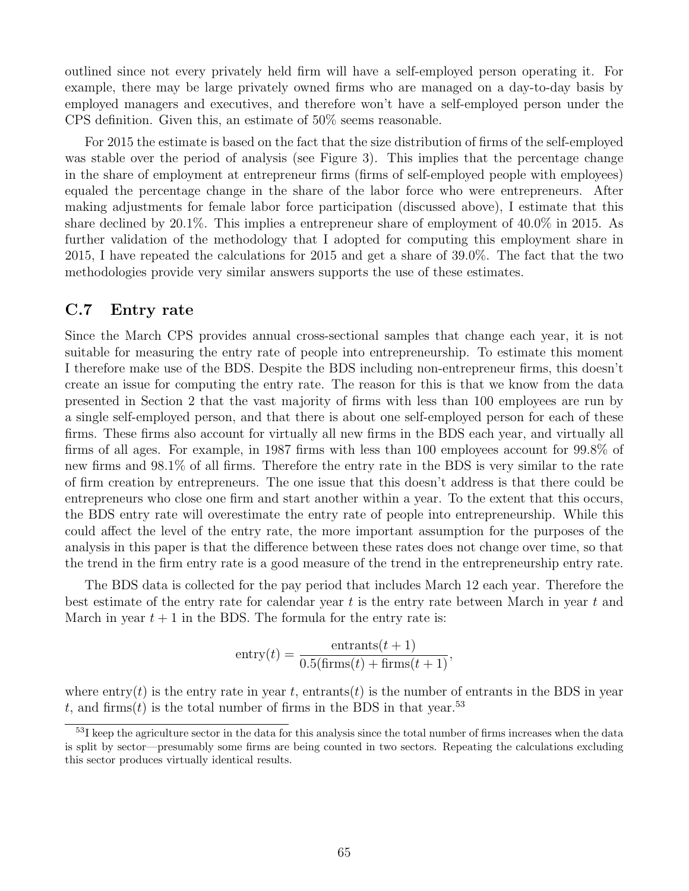outlined since not every privately held firm will have a self-employed person operating it. For example, there may be large privately owned firms who are managed on a day-to-day basis by employed managers and executives, and therefore won't have a self-employed person under the CPS definition. Given this, an estimate of 50% seems reasonable.

For 2015 the estimate is based on the fact that the size distribution of firms of the self-employed was stable over the period of analysis (see Figure 3). This implies that the percentage change in the share of employment at entrepreneur firms (firms of self-employed people with employees) equaled the percentage change in the share of the labor force who were entrepreneurs. After making adjustments for female labor force participation (discussed above), I estimate that this share declined by 20.1%. This implies a entrepreneur share of employment of 40.0% in 2015. As further validation of the methodology that I adopted for computing this employment share in 2015, I have repeated the calculations for 2015 and get a share of 39.0%. The fact that the two methodologies provide very similar answers supports the use of these estimates.

## C.7 Entry rate

Since the March CPS provides annual cross-sectional samples that change each year, it is not suitable for measuring the entry rate of people into entrepreneurship. To estimate this moment I therefore make use of the BDS. Despite the BDS including non-entrepreneur firms, this doesn't create an issue for computing the entry rate. The reason for this is that we know from the data presented in Section 2 that the vast majority of firms with less than 100 employees are run by a single self-employed person, and that there is about one self-employed person for each of these firms. These firms also account for virtually all new firms in the BDS each year, and virtually all firms of all ages. For example, in 1987 firms with less than 100 employees account for 99.8% of new firms and 98.1% of all firms. Therefore the entry rate in the BDS is very similar to the rate of firm creation by entrepreneurs. The one issue that this doesn't address is that there could be entrepreneurs who close one firm and start another within a year. To the extent that this occurs, the BDS entry rate will overestimate the entry rate of people into entrepreneurship. While this could affect the level of the entry rate, the more important assumption for the purposes of the analysis in this paper is that the difference between these rates does not change over time, so that the trend in the firm entry rate is a good measure of the trend in the entrepreneurship entry rate.

The BDS data is collected for the pay period that includes March 12 each year. Therefore the best estimate of the entry rate for calendar year $t$ is the entry rate between March in year $t$ and March in year $t+1$ in the BDS. The formula for the entry rate is:

$$\text{entry}(t) = \frac{\text{entrants}(t+1)}{0.5(\text{firms}(t) + \text{firms}(t+1))},$$

where entry($t$) is the entry rate in year $t$, entrants($t$) is the number of entrants in the BDS in year $t$, and firms($t$) is the total number of firms in the BDS in that year.[53]

[53] I keep the agriculture sector in the data for this analysis since the total number of firms increases when the data is split by sector—presumably some firms are being counted in two sectors. Repeating the calculations excluding this sector produces virtually identical results.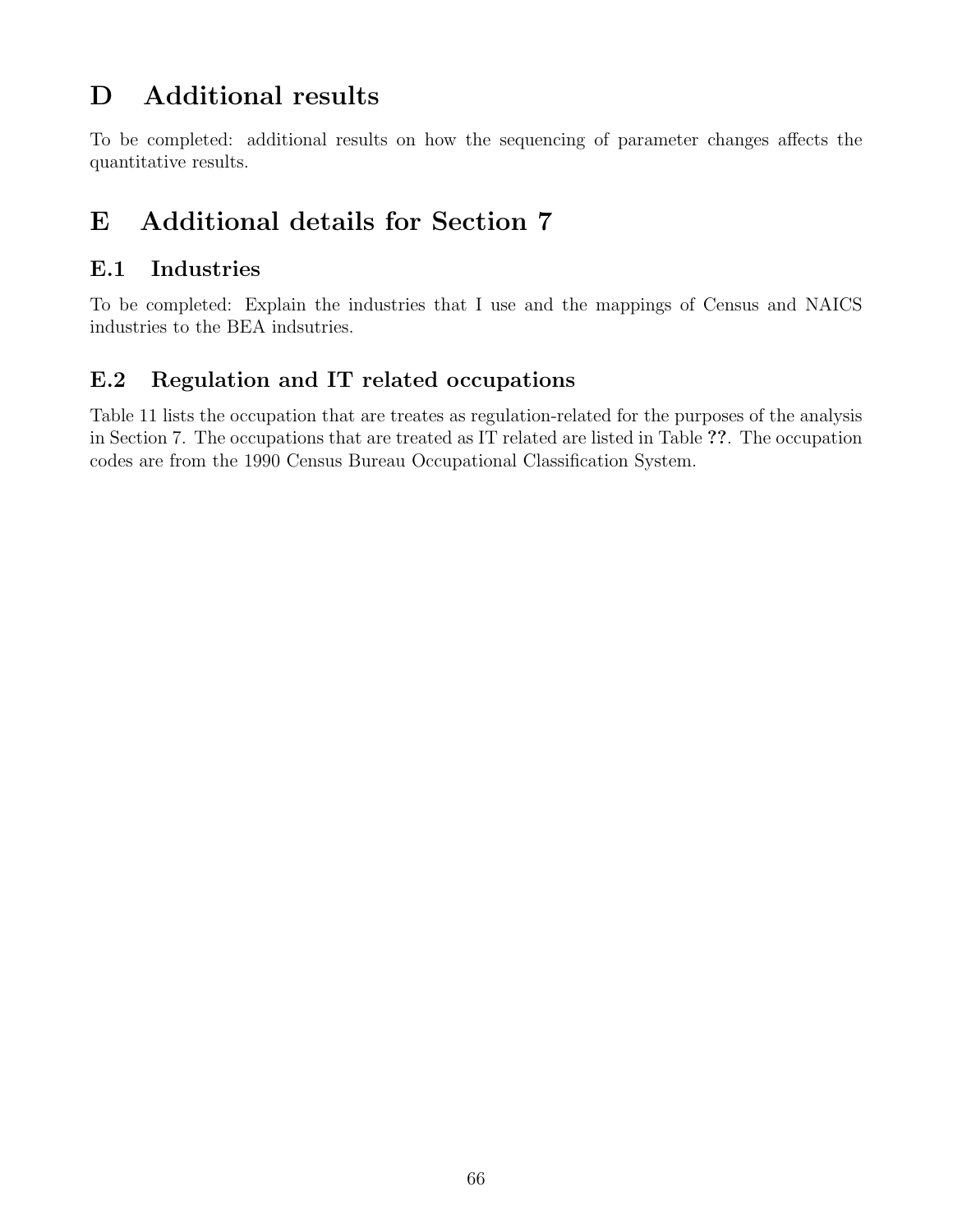# D Additional results

To be completed: additional results on how the sequencing of parameter changes affects the quantitative results.

# E Additional details for Section 7

## E.1 Industries

To be completed: Explain the industries that I use and the mappings of Census and NAICS industries to the BEA indsutries.

## E.2 Regulation and IT related occupations

Table 11 lists the occupation that are treates as regulation-related for the purposes of the analysis in Section 7. The occupations that are treated as IT related are listed in Table **??**. The occupation codes are from the 1990 Census Bureau Occupational Classification System.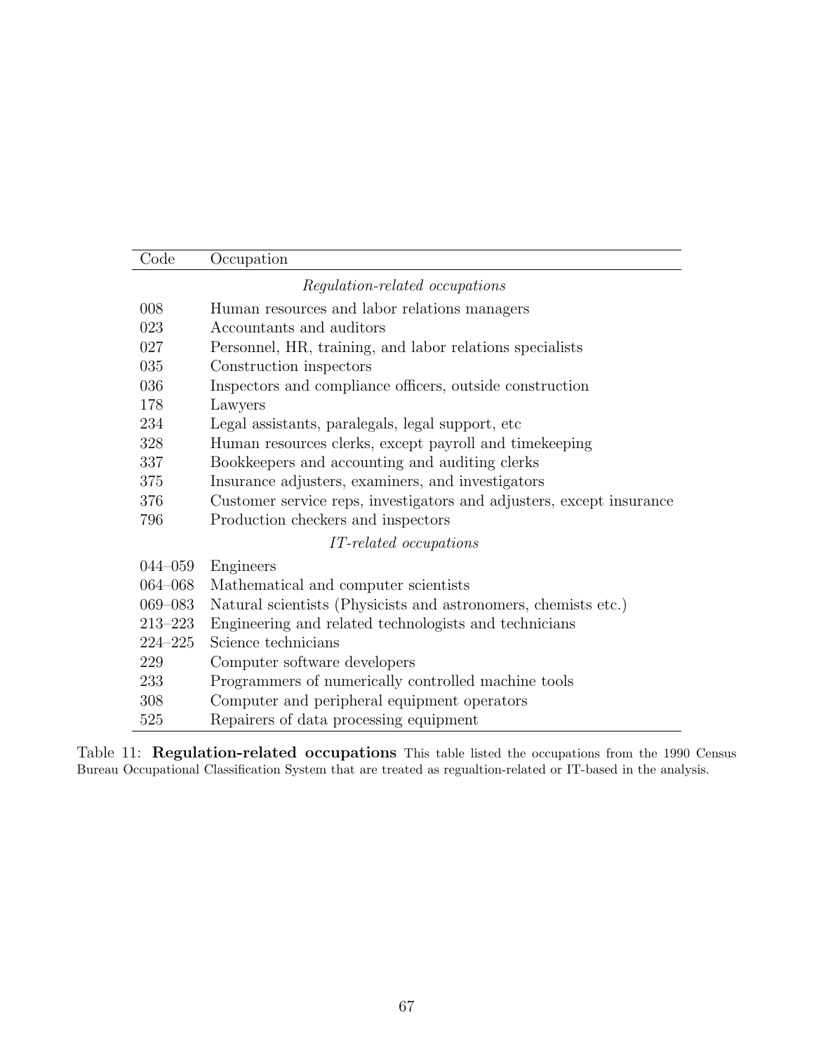| Code | Occupation |
|---|---|
| | *Regulation-related occupations* |
| 008 | Human resources and labor relations managers |
| 023 | Accountants and auditors |
| 027 | Personnel, HR, training, and labor relations specialists |
| 035 | Construction inspectors |
| 036 | Inspectors and compliance officers, outside construction |
| 178 | Lawyers |
| 234 | Legal assistants, paralegals, legal support, etc |
| 328 | Human resources clerks, except payroll and timekeeping |
| 337 | Bookkeepers and accounting and auditing clerks |
| 375 | Insurance adjusters, examiners, and investigators |
| 376 | Customer service reps, investigators and adjusters, except insurance |
| 796 | Production checkers and inspectors |
| | *IT-related occupations* |
| 044–059 | Engineers |
| 064–068 | Mathematical and computer scientists |
| 069–083 | Natural scientists (Physicists and astronomers, chemists etc.) |
| 213–223 | Engineering and related technologists and technicians |
| 224–225 | Science technicians |
| 229 | Computer software developers |
| 233 | Programmers of numerically controlled machine tools |
| 308 | Computer and peripheral equipment operators |
| 525 | Repairers of data processing equipment |

Table 11: **Regulation-related occupations** This table listed the occupations from the 1990 Census Bureau Occupational Classification System that are treated as regualtion-related or IT-based in the analysis.